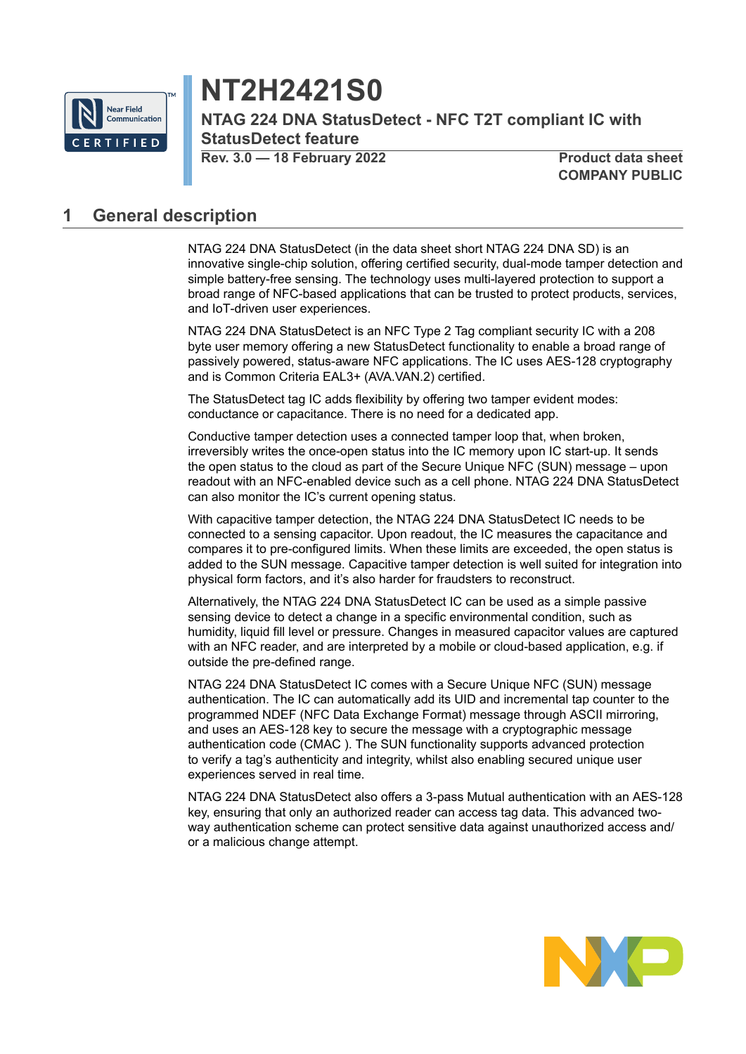# NT2H2421S0

**NTAG 224 DNA StatusDetect - NFC T2T compliant IC with StatusDetect feature**

**Rev. 3.0 — 18 February 2022**

**Product data sheet**
**COMPANY PUBLIC**

## 1 General description

NTAG 224 DNA StatusDetect (in the data sheet short NTAG 224 DNA SD) is an innovative single-chip solution, offering certified security, dual-mode tamper detection and simple battery-free sensing. The technology uses multi-layered protection to support a broad range of NFC-based applications that can be trusted to protect products, services, and IoT-driven user experiences.

NTAG 224 DNA StatusDetect is an NFC Type 2 Tag compliant security IC with a 208 byte user memory offering a new StatusDetect functionality to enable a broad range of passively powered, status-aware NFC applications. The IC uses AES-128 cryptography and is Common Criteria EAL3+ (AVA.VAN.2) certified.

The StatusDetect tag IC adds flexibility by offering two tamper evident modes: conductance or capacitance. There is no need for a dedicated app.

Conductive tamper detection uses a connected tamper loop that, when broken, irreversibly writes the once-open status into the IC memory upon IC start-up. It sends the open status to the cloud as part of the Secure Unique NFC (SUN) message – upon readout with an NFC-enabled device such as a cell phone. NTAG 224 DNA StatusDetect can also monitor the IC's current opening status.

With capacitive tamper detection, the NTAG 224 DNA StatusDetect IC needs to be connected to a sensing capacitor. Upon readout, the IC measures the capacitance and compares it to pre-configured limits. When these limits are exceeded, the open status is added to the SUN message. Capacitive tamper detection is well suited for integration into physical form factors, and it's also harder for fraudsters to reconstruct.

Alternatively, the NTAG 224 DNA StatusDetect IC can be used as a simple passive sensing device to detect a change in a specific environmental condition, such as humidity, liquid fill level or pressure. Changes in measured capacitor values are captured with an NFC reader, and are interpreted by a mobile or cloud-based application, e.g. if outside the pre-defined range.

NTAG 224 DNA StatusDetect IC comes with a Secure Unique NFC (SUN) message authentication. The IC can automatically add its UID and incremental tap counter to the programmed NDEF (NFC Data Exchange Format) message through ASCII mirroring, and uses an AES-128 key to secure the message with a cryptographic message authentication code (CMAC ). The SUN functionality supports advanced protection to verify a tag's authenticity and integrity, whilst also enabling secured unique user experiences served in real time.

NTAG 224 DNA StatusDetect also offers a 3-pass Mutual authentication with an AES-128 key, ensuring that only an authorized reader can access tag data. This advanced two-way authentication scheme can protect sensitive data against unauthorized access and/or a malicious change attempt.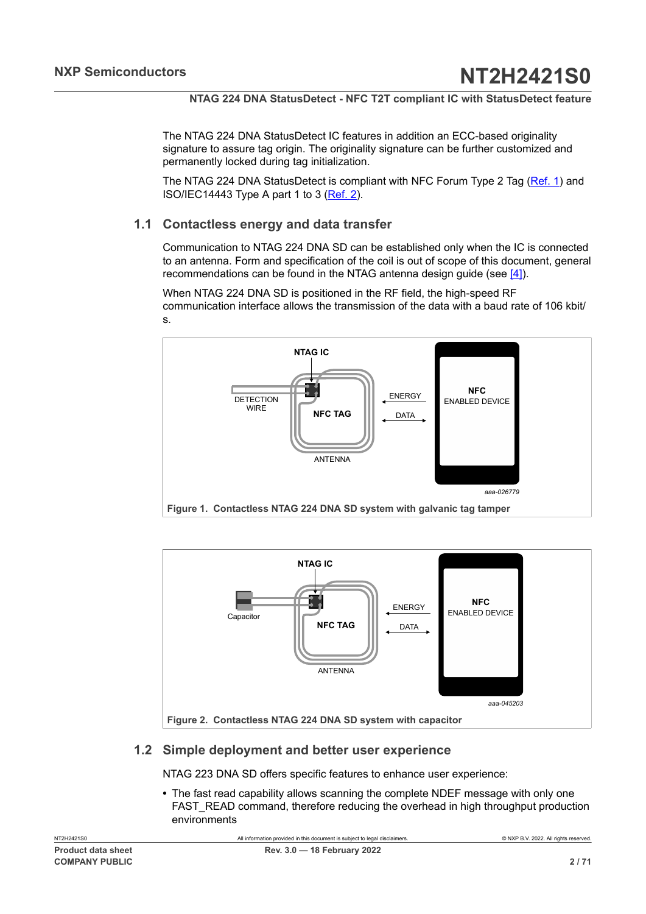The NTAG 224 DNA StatusDetect IC features in addition an ECC-based originality signature to assure tag origin. The originality signature can be further customized and permanently locked during tag initialization.

The NTAG 224 DNA StatusDetect is compliant with NFC Forum Type 2 Tag (Ref. 1) and ISO/IEC14443 Type A part 1 to 3 (Ref. 2).

## 1.1 Contactless energy and data transfer

Communication to NTAG 224 DNA SD can be established only when the IC is connected to an antenna. Form and specification of the coil is out of scope of this document, general recommendations can be found in the NTAG antenna design guide (see [4]).

When NTAG 224 DNA SD is positioned in the RF field, the high-speed RF communication interface allows the transmission of the data with a baud rate of 106 kbit/s.

NTAG IC

DETECTION WIRE

NFC TAG

ANTENNA

ENERGY

DATA

NFC ENABLED DEVICE

aaa-026779

**Figure 1. Contactless NTAG 224 DNA SD system with galvanic tag tamper**

NTAG IC

Capacitor

NFC TAG

ANTENNA

ENERGY

DATA

NFC ENABLED DEVICE

aaa-045203

**Figure 2. Contactless NTAG 224 DNA SD system with capacitor**

## 1.2 Simple deployment and better user experience

NTAG 223 DNA SD offers specific features to enhance user experience:

- The fast read capability allows scanning the complete NDEF message with only one FAST_READ command, therefore reducing the overhead in high throughput production environments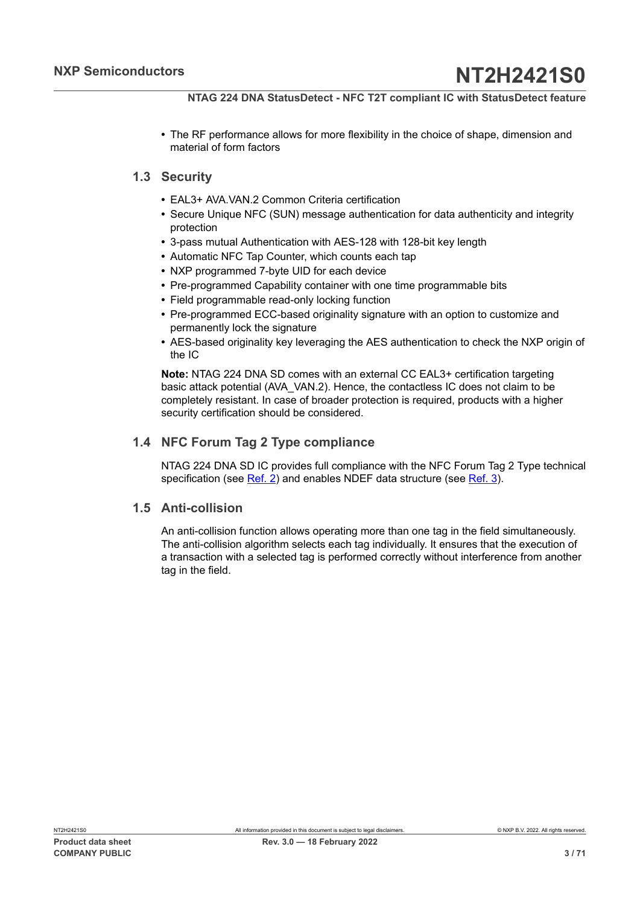- The RF performance allows for more flexibility in the choice of shape, dimension and material of form factors

## 1.3 Security

- EAL3+ AVA.VAN.2 Common Criteria certification
- Secure Unique NFC (SUN) message authentication for data authenticity and integrity protection
- 3-pass mutual Authentication with AES-128 with 128-bit key length
- Automatic NFC Tap Counter, which counts each tap
- NXP programmed 7-byte UID for each device
- Pre-programmed Capability container with one time programmable bits
- Field programmable read-only locking function
- Pre-programmed ECC-based originality signature with an option to customize and permanently lock the signature
- AES-based originality key leveraging the AES authentication to check the NXP origin of the IC

**Note:** NTAG 224 DNA SD comes with an external CC EAL3+ certification targeting basic attack potential (AVA_VAN.2). Hence, the contactless IC does not claim to be completely resistant. In case of broader protection is required, products with a higher security certification should be considered.

## 1.4 NFC Forum Tag 2 Type compliance

NTAG 224 DNA SD IC provides full compliance with the NFC Forum Tag 2 Type technical specification (see Ref. 2) and enables NDEF data structure (see Ref. 3).

## 1.5 Anti-collision

An anti-collision function allows operating more than one tag in the field simultaneously. The anti-collision algorithm selects each tag individually. It ensures that the execution of a transaction with a selected tag is performed correctly without interference from another tag in the field.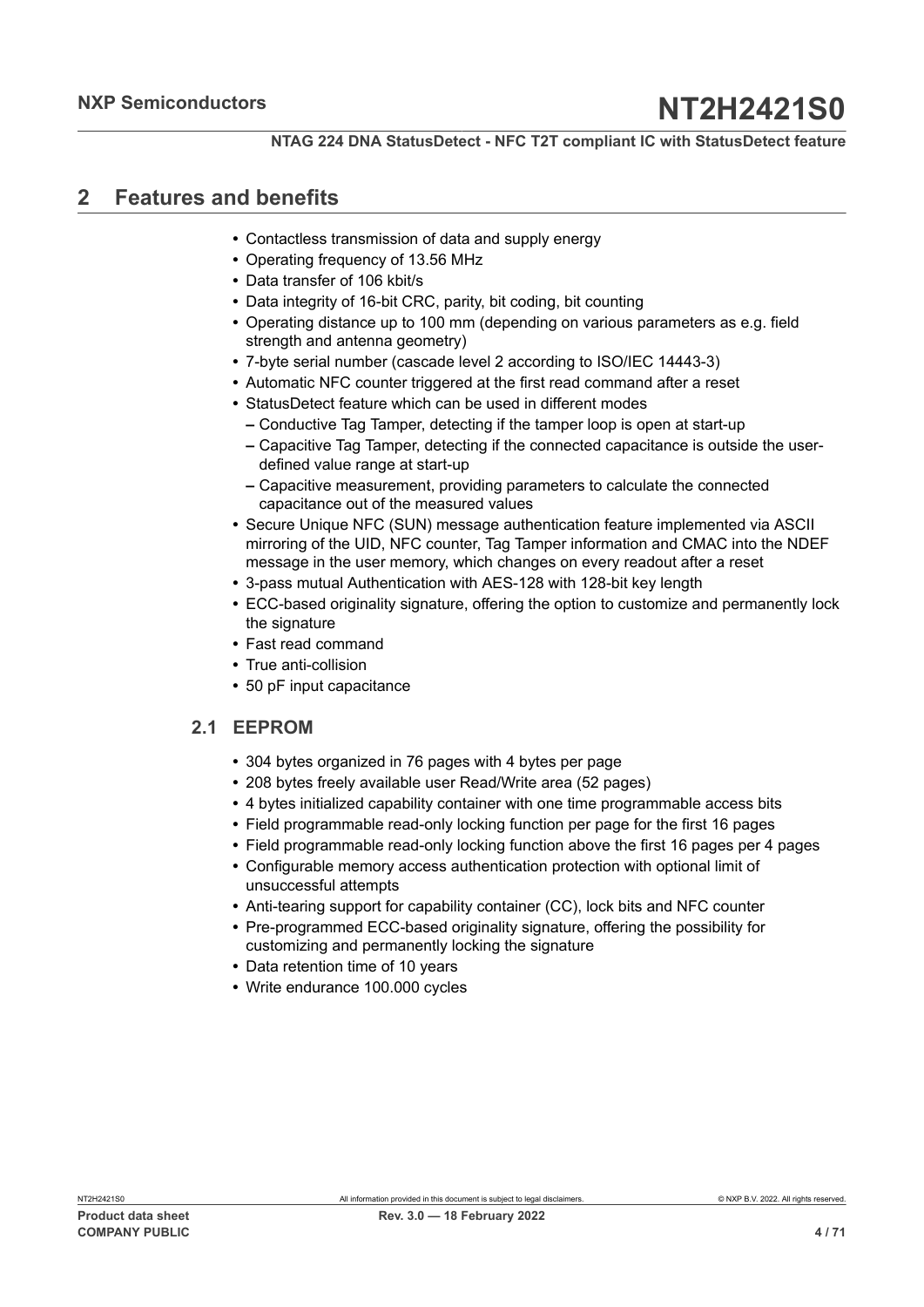## 2 Features and benefits

- Contactless transmission of data and supply energy
- Operating frequency of 13.56 MHz
- Data transfer of 106 kbit/s
- Data integrity of 16-bit CRC, parity, bit coding, bit counting
- Operating distance up to 100 mm (depending on various parameters as e.g. field strength and antenna geometry)
- 7-byte serial number (cascade level 2 according to ISO/IEC 14443-3)
- Automatic NFC counter triggered at the first read command after a reset
- StatusDetect feature which can be used in different modes
  - Conductive Tag Tamper, detecting if the tamper loop is open at start-up
  - Capacitive Tag Tamper, detecting if the connected capacitance is outside the user-defined value range at start-up
  - Capacitive measurement, providing parameters to calculate the connected capacitance out of the measured values
- Secure Unique NFC (SUN) message authentication feature implemented via ASCII mirroring of the UID, NFC counter, Tag Tamper information and CMAC into the NDEF message in the user memory, which changes on every readout after a reset
- 3-pass mutual Authentication with AES-128 with 128-bit key length
- ECC-based originality signature, offering the option to customize and permanently lock the signature
- Fast read command
- True anti-collision
- 50 pF input capacitance

### 2.1 EEPROM

- 304 bytes organized in 76 pages with 4 bytes per page
- 208 bytes freely available user Read/Write area (52 pages)
- 4 bytes initialized capability container with one time programmable access bits
- Field programmable read-only locking function per page for the first 16 pages
- Field programmable read-only locking function above the first 16 pages per 4 pages
- Configurable memory access authentication protection with optional limit of unsuccessful attempts
- Anti-tearing support for capability container (CC), lock bits and NFC counter
- Pre-programmed ECC-based originality signature, offering the possibility for customizing and permanently locking the signature
- Data retention time of 10 years
- Write endurance 100.000 cycles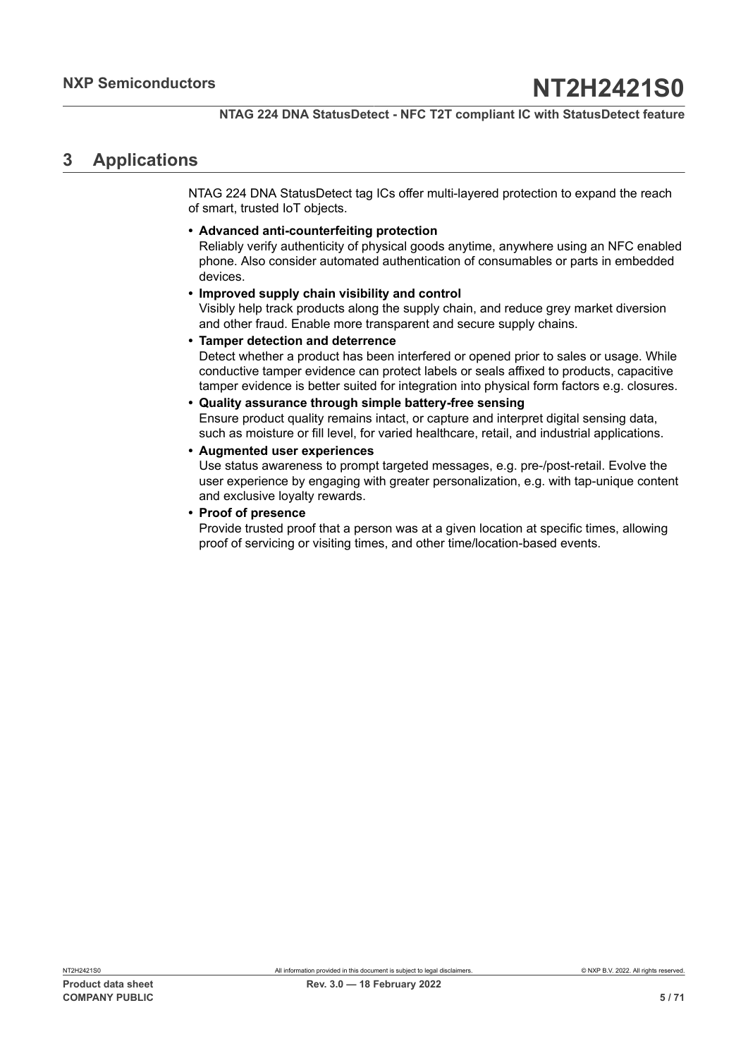## 3 Applications

NTAG 224 DNA StatusDetect tag ICs offer multi-layered protection to expand the reach of smart, trusted IoT objects.

- **Advanced anti-counterfeiting protection**
  Reliably verify authenticity of physical goods anytime, anywhere using an NFC enabled phone. Also consider automated authentication of consumables or parts in embedded devices.
- **Improved supply chain visibility and control**
  Visibly help track products along the supply chain, and reduce grey market diversion and other fraud. Enable more transparent and secure supply chains.
- **Tamper detection and deterrence**
  Detect whether a product has been interfered or opened prior to sales or usage. While conductive tamper evidence can protect labels or seals affixed to products, capacitive tamper evidence is better suited for integration into physical form factors e.g. closures.
- **Quality assurance through simple battery-free sensing**
  Ensure product quality remains intact, or capture and interpret digital sensing data, such as moisture or fill level, for varied healthcare, retail, and industrial applications.
- **Augmented user experiences**
  Use status awareness to prompt targeted messages, e.g. pre-/post-retail. Evolve the user experience by engaging with greater personalization, e.g. with tap-unique content and exclusive loyalty rewards.
- **Proof of presence**
  Provide trusted proof that a person was at a given location at specific times, allowing proof of servicing or visiting times, and other time/location-based events.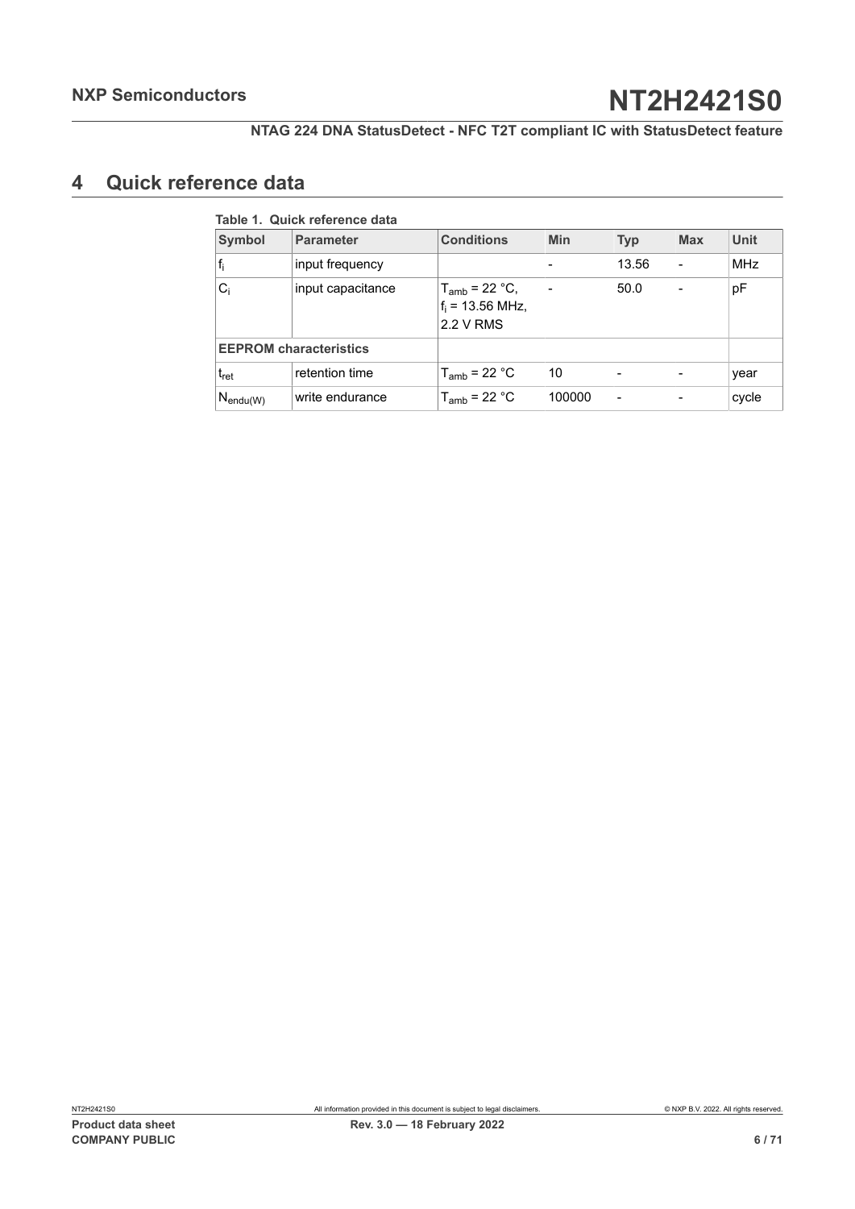## 4 Quick reference data

**Table 1. Quick reference data**

| Symbol | Parameter | Conditions | Min | Typ | Max | Unit |
|---|---|---|---|---|---|---|
| $f_i$ | input frequency | | - | 13.56 | - | MHz |
| $C_i$ | input capacitance | $T_{amb}$ = 22 °C, $f_i$ = 13.56 MHz, 2.2 V RMS | - | 50.0 | - | pF |
| **EEPROM characteristics** | | | | | | |
| $t_{ret}$ | retention time | $T_{amb}$ = 22 °C | 10 | - | - | year |
| $N_{endu(W)}$ | write endurance | $T_{amb}$ = 22 °C | 100000 | - | - | cycle |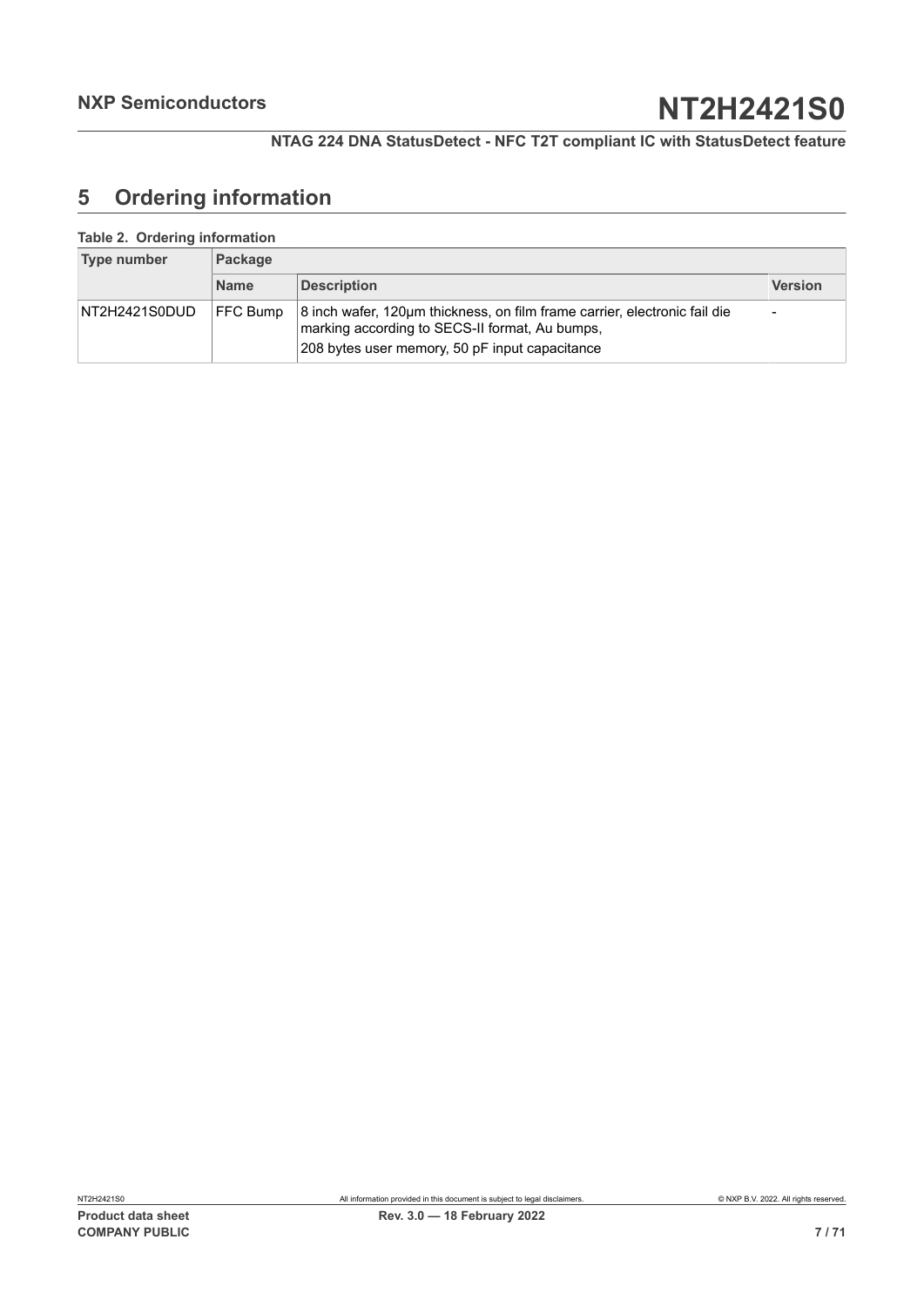## 5 Ordering information

**Table 2. Ordering information**

| Type number | Package | | |
|---|---|---|---|
| | Name | Description | Version |
| NT2H2421S0DUD | FFC Bump | 8 inch wafer, 120μm thickness, on film frame carrier, electronic fail die marking according to SECS-II format, Au bumps, 208 bytes user memory, 50 pF input capacitance | - |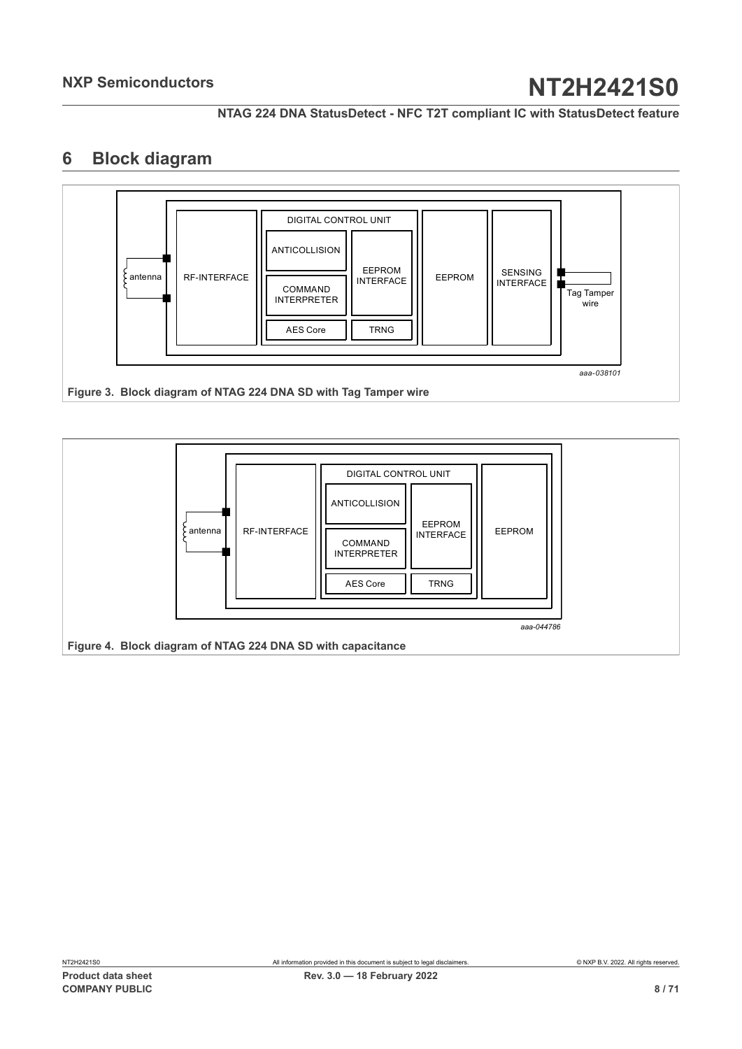## 6 Block diagram

antenna

RF-INTERFACE

DIGITAL CONTROL UNIT

ANTICOLLISION

COMMAND INTERPRETER

AES Core

EEPROM INTERFACE

TRNG

EEPROM

SENSING INTERFACE

Tag Tamper wire

aaa-038101

**Figure 3. Block diagram of NTAG 224 DNA SD with Tag Tamper wire**

antenna

RF-INTERFACE

DIGITAL CONTROL UNIT

ANTICOLLISION

COMMAND INTERPRETER

AES Core

EEPROM INTERFACE

TRNG

EEPROM

aaa-044786

**Figure 4. Block diagram of NTAG 224 DNA SD with capacitance**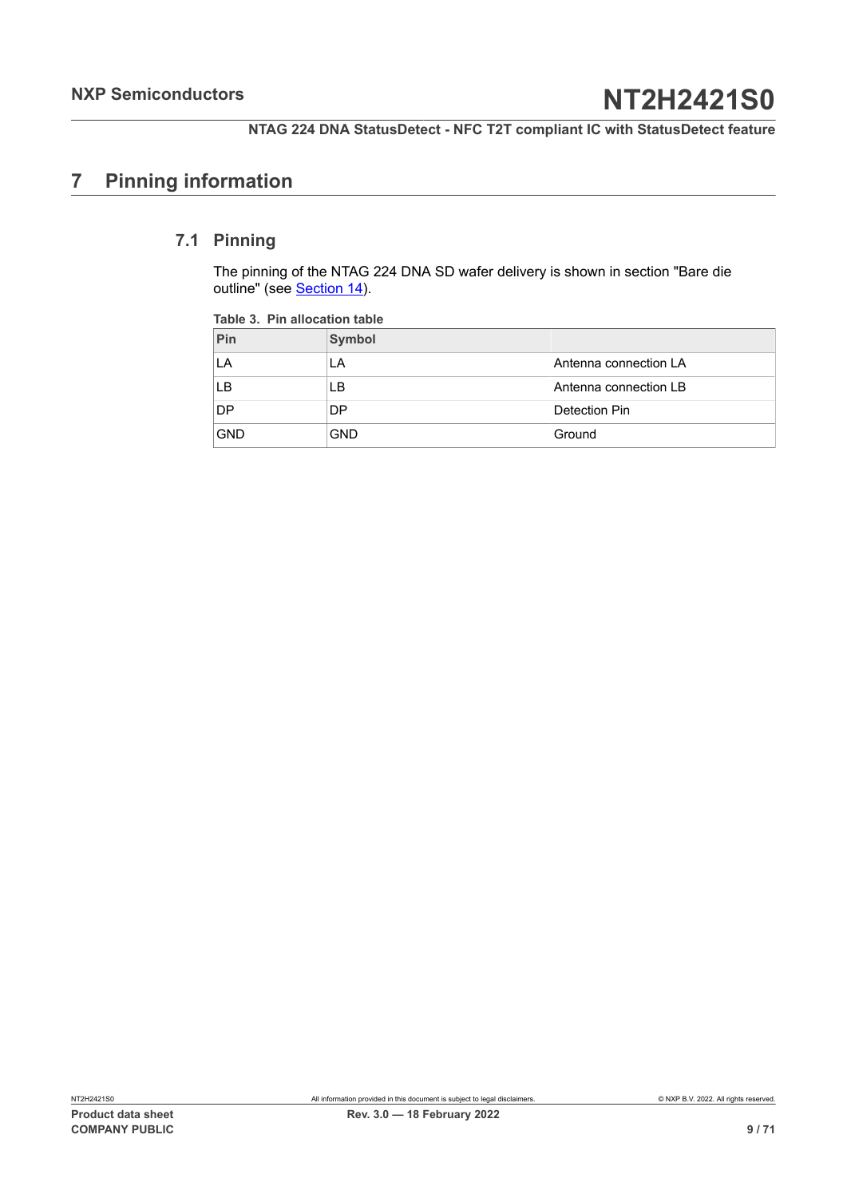# 7 Pinning information

## 7.1 Pinning

The pinning of the NTAG 224 DNA SD wafer delivery is shown in section "Bare die outline" (see Section 14).

**Table 3. Pin allocation table**

| Pin | Symbol | |
|---|---|---|
| LA | LA | Antenna connection LA |
| LB | LB | Antenna connection LB |
| DP | DP | Detection Pin |
| GND | GND | Ground |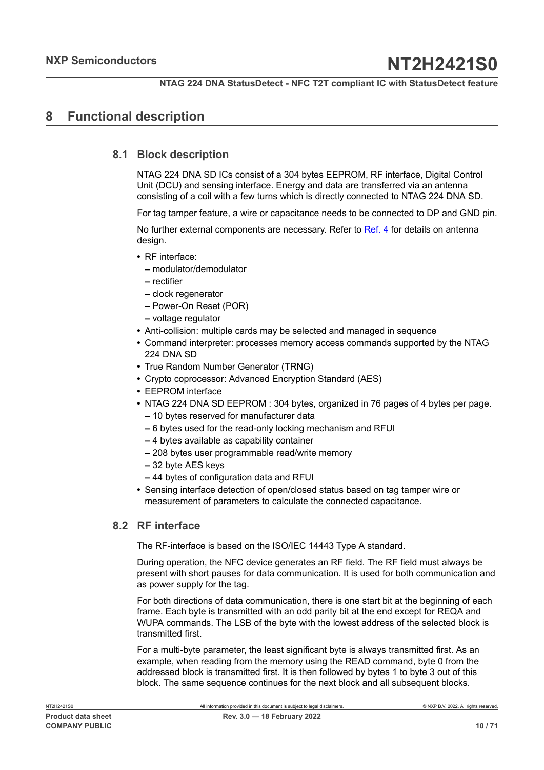# 8 Functional description

## 8.1 Block description

NTAG 224 DNA SD ICs consist of a 304 bytes EEPROM, RF interface, Digital Control Unit (DCU) and sensing interface. Energy and data are transferred via an antenna consisting of a coil with a few turns which is directly connected to NTAG 224 DNA SD.

For tag tamper feature, a wire or capacitance needs to be connected to DP and GND pin.

No further external components are necessary. Refer to Ref. 4 for details on antenna design.

- RF interface:
  - modulator/demodulator
  - rectifier
  - clock regenerator
  - Power-On Reset (POR)
  - voltage regulator
- Anti-collision: multiple cards may be selected and managed in sequence
- Command interpreter: processes memory access commands supported by the NTAG 224 DNA SD
- True Random Number Generator (TRNG)
- Crypto coprocessor: Advanced Encryption Standard (AES)
- EEPROM interface
- NTAG 224 DNA SD EEPROM : 304 bytes, organized in 76 pages of 4 bytes per page.
  - 10 bytes reserved for manufacturer data
  - 6 bytes used for the read-only locking mechanism and RFUI
  - 4 bytes available as capability container
  - 208 bytes user programmable read/write memory
  - 32 byte AES keys
  - 44 bytes of configuration data and RFUI
- Sensing interface detection of open/closed status based on tag tamper wire or measurement of parameters to calculate the connected capacitance.

## 8.2 RF interface

The RF-interface is based on the ISO/IEC 14443 Type A standard.

During operation, the NFC device generates an RF field. The RF field must always be present with short pauses for data communication. It is used for both communication and as power supply for the tag.

For both directions of data communication, there is one start bit at the beginning of each frame. Each byte is transmitted with an odd parity bit at the end except for REQA and WUPA commands. The LSB of the byte with the lowest address of the selected block is transmitted first.

For a multi-byte parameter, the least significant byte is always transmitted first. As an example, when reading from the memory using the READ command, byte 0 from the addressed block is transmitted first. It is then followed by bytes 1 to byte 3 out of this block. The same sequence continues for the next block and all subsequent blocks.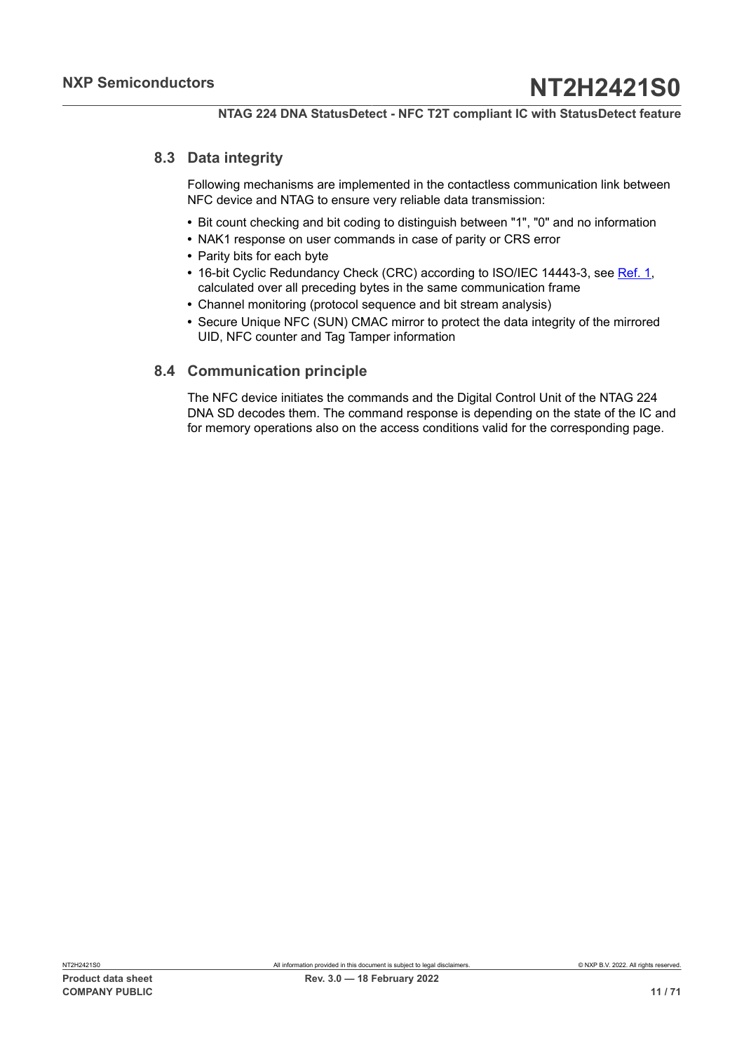### 8.3 Data integrity

Following mechanisms are implemented in the contactless communication link between NFC device and NTAG to ensure very reliable data transmission:

- Bit count checking and bit coding to distinguish between "1", "0" and no information
- NAK1 response on user commands in case of parity or CRS error
- Parity bits for each byte
- 16-bit Cyclic Redundancy Check (CRC) according to ISO/IEC 14443-3, see Ref. 1, calculated over all preceding bytes in the same communication frame
- Channel monitoring (protocol sequence and bit stream analysis)
- Secure Unique NFC (SUN) CMAC mirror to protect the data integrity of the mirrored UID, NFC counter and Tag Tamper information

### 8.4 Communication principle

The NFC device initiates the commands and the Digital Control Unit of the NTAG 224 DNA SD decodes them. The command response is depending on the state of the IC and for memory operations also on the access conditions valid for the corresponding page.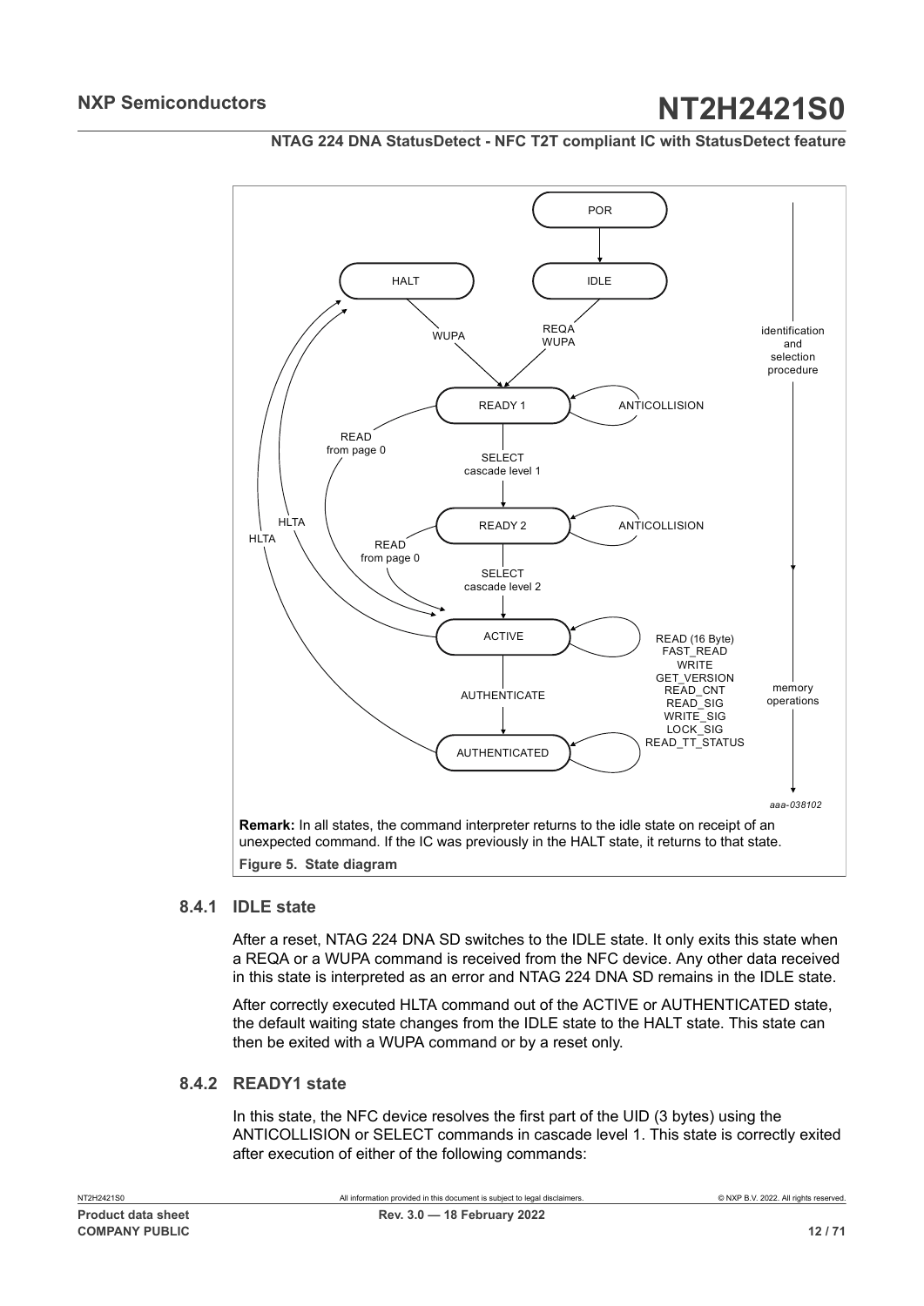**Remark:** In all states, the command interpreter returns to the idle state on receipt of an unexpected command. If the IC was previously in the HALT state, it returns to that state.

**Figure 5. State diagram**

### 8.4.1 IDLE state

After a reset, NTAG 224 DNA SD switches to the IDLE state. It only exits this state when a REQA or a WUPA command is received from the NFC device. Any other data received in this state is interpreted as an error and NTAG 224 DNA SD remains in the IDLE state.

After correctly executed HLTA command out of the ACTIVE or AUTHENTICATED state, the default waiting state changes from the IDLE state to the HALT state. This state can then be exited with a WUPA command or by a reset only.

### 8.4.2 READY1 state

In this state, the NFC device resolves the first part of the UID (3 bytes) using the ANTICOLLISION or SELECT commands in cascade level 1. This state is correctly exited after execution of either of the following commands: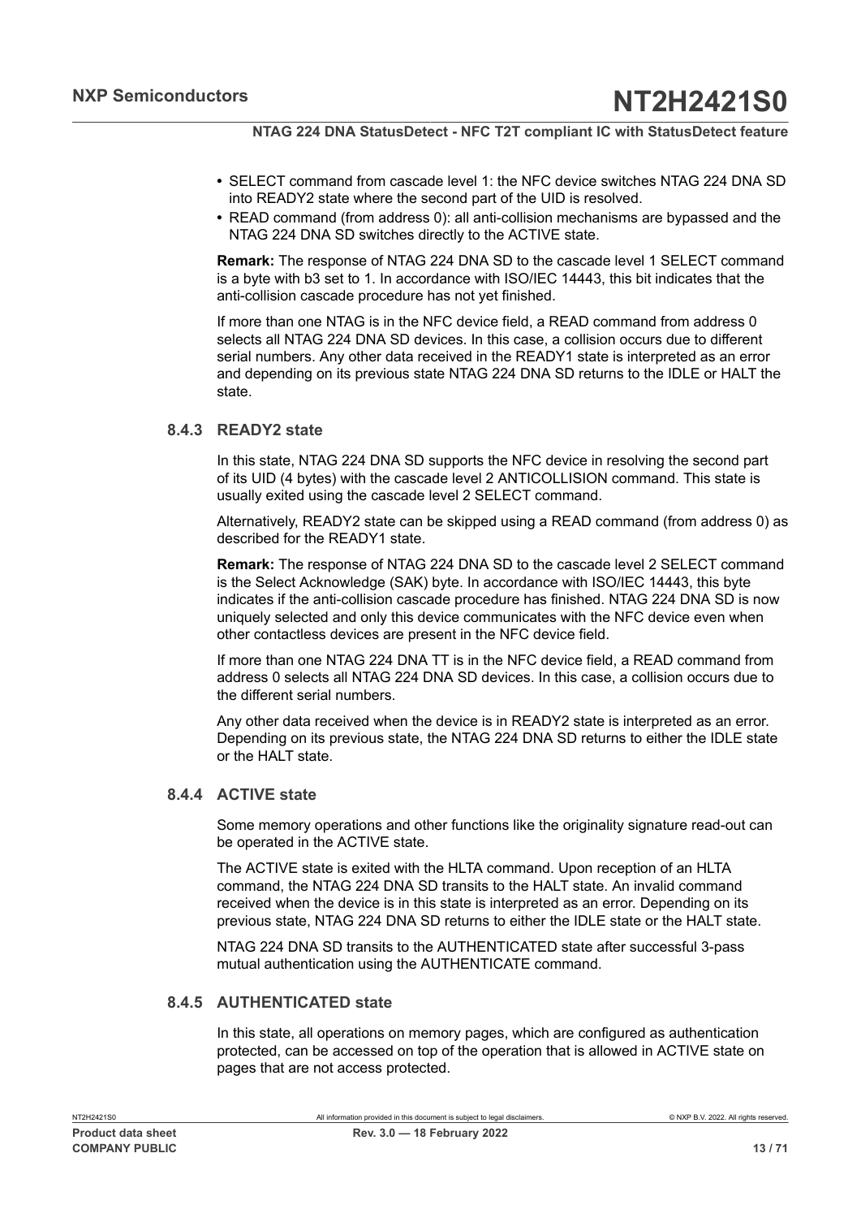- SELECT command from cascade level 1: the NFC device switches NTAG 224 DNA SD into READY2 state where the second part of the UID is resolved.
- READ command (from address 0): all anti-collision mechanisms are bypassed and the NTAG 224 DNA SD switches directly to the ACTIVE state.

**Remark:** The response of NTAG 224 DNA SD to the cascade level 1 SELECT command is a byte with b3 set to 1. In accordance with ISO/IEC 14443, this bit indicates that the anti-collision cascade procedure has not yet finished.

If more than one NTAG is in the NFC device field, a READ command from address 0 selects all NTAG 224 DNA SD devices. In this case, a collision occurs due to different serial numbers. Any other data received in the READY1 state is interpreted as an error and depending on its previous state NTAG 224 DNA SD returns to the IDLE or HALT the state.

### 8.4.3 READY2 state

In this state, NTAG 224 DNA SD supports the NFC device in resolving the second part of its UID (4 bytes) with the cascade level 2 ANTICOLLISION command. This state is usually exited using the cascade level 2 SELECT command.

Alternatively, READY2 state can be skipped using a READ command (from address 0) as described for the READY1 state.

**Remark:** The response of NTAG 224 DNA SD to the cascade level 2 SELECT command is the Select Acknowledge (SAK) byte. In accordance with ISO/IEC 14443, this byte indicates if the anti-collision cascade procedure has finished. NTAG 224 DNA SD is now uniquely selected and only this device communicates with the NFC device even when other contactless devices are present in the NFC device field.

If more than one NTAG 224 DNA TT is in the NFC device field, a READ command from address 0 selects all NTAG 224 DNA SD devices. In this case, a collision occurs due to the different serial numbers.

Any other data received when the device is in READY2 state is interpreted as an error. Depending on its previous state, the NTAG 224 DNA SD returns to either the IDLE state or the HALT state.

### 8.4.4 ACTIVE state

Some memory operations and other functions like the originality signature read-out can be operated in the ACTIVE state.

The ACTIVE state is exited with the HLTA command. Upon reception of an HLTA command, the NTAG 224 DNA SD transits to the HALT state. An invalid command received when the device is in this state is interpreted as an error. Depending on its previous state, NTAG 224 DNA SD returns to either the IDLE state or the HALT state.

NTAG 224 DNA SD transits to the AUTHENTICATED state after successful 3-pass mutual authentication using the AUTHENTICATE command.

### 8.4.5 AUTHENTICATED state

In this state, all operations on memory pages, which are configured as authentication protected, can be accessed on top of the operation that is allowed in ACTIVE state on pages that are not access protected.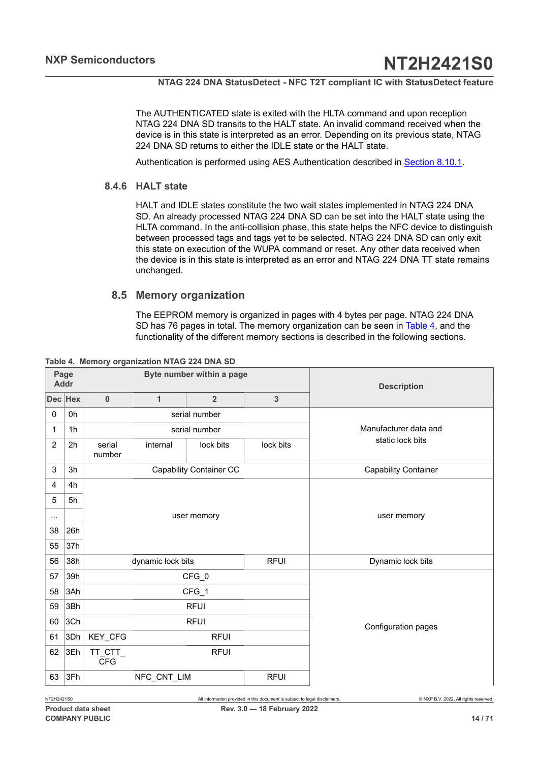The AUTHENTICATED state is exited with the HLTA command and upon reception NTAG 224 DNA SD transits to the HALT state. An invalid command received when the device is in this state is interpreted as an error. Depending on its previous state, NTAG 224 DNA SD returns to either the IDLE state or the HALT state.

Authentication is performed using AES Authentication described in Section 8.10.1.

### 8.4.6 HALT state

HALT and IDLE states constitute the two wait states implemented in NTAG 224 DNA SD. An already processed NTAG 224 DNA SD can be set into the HALT state using the HLTA command. In the anti-collision phase, this state helps the NFC device to distinguish between processed tags and tags yet to be selected. NTAG 224 DNA SD can only exit this state on execution of the WUPA command or reset. Any other data received when the device is in this state is interpreted as an error and NTAG 224 DNA TT state remains unchanged.

## 8.5 Memory organization

The EEPROM memory is organized in pages with 4 bytes per page. NTAG 224 DNA SD has 76 pages in total. The memory organization can be seen in Table 4, and the functionality of the different memory sections is described in the following sections.

**Table 4. Memory organization NTAG 224 DNA SD**

| Page Addr | | Byte number within a page | | | | Description |
|---|---|---|---|---|---|---|
| Dec | Hex | 0 | 1 | 2 | 3 | |
| 0 | 0h | serial number | | | | Manufacturer data and static lock bits |
| 1 | 1h | serial number | | | | |
| 2 | 2h | serial number | internal | lock bits | lock bits | |
| 3 | 3h | Capability Container CC | | | | Capability Container |
| 4 | 4h | user memory | | | | user memory |
| 5 | 5h | | | | | |
| ... | | | | | | |
| 38 | 26h | | | | | |
| 55 | 37h | | | | | |
| 56 | 38h | dynamic lock bits | | | RFUI | Dynamic lock bits |
| 57 | 39h | CFG_0 | | | | Configuration pages |
| 58 | 3Ah | CFG_1 | | | | |
| 59 | 3Bh | RFUI | | | | |
| 60 | 3Ch | RFUI | | | | |
| 61 | 3Dh | KEY_CFG | RFUI | | | |
| 62 | 3Eh | TT_CTT_CFG | RFUI | | | |
| 63 | 3Fh | NFC_CNT_LIM | | | RFUI | |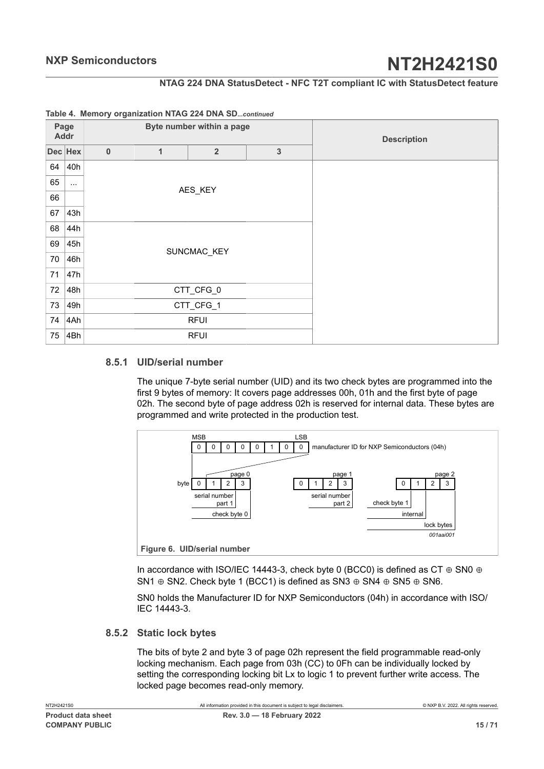**Table 4. Memory organization NTAG 224 DNA SD**...*continued*

| Page Addr | | Byte number within a page | | | | Description |
|---|---|---|---|---|---|---|
| Dec | Hex | 0 | 1 | 2 | 3 | |
| 64 | 40h | AES_KEY | | | | |
| 65 | ... | | | | | |
| 66 | | | | | | |
| 67 | 43h | | | | | |
| 68 | 44h | SUNCMAC_KEY | | | | |
| 69 | 45h | | | | | |
| 70 | 46h | | | | | |
| 71 | 47h | | | | | |
| 72 | 48h | CTT_CFG_0 | | | | |
| 73 | 49h | CTT_CFG_1 | | | | |
| 74 | 4Ah | RFUI | | | | |
| 75 | 4Bh | RFUI | | | | |

### 8.5.1 UID/serial number

The unique 7-byte serial number (UID) and its two check bytes are programmed into the first 9 bytes of memory: It covers page addresses 00h, 01h and the first byte of page 02h. The second byte of page address 02h is reserved for internal data. These bytes are programmed and write protected in the production test.

Figure 6. UID/serial number

In accordance with ISO/IEC 14443-3, check byte 0 (BCC0) is defined as CT ⊕ SN0 ⊕ SN1 ⊕ SN2. Check byte 1 (BCC1) is defined as SN3 ⊕ SN4 ⊕ SN5 ⊕ SN6.

SN0 holds the Manufacturer ID for NXP Semiconductors (04h) in accordance with ISO/ IEC 14443-3.

### 8.5.2 Static lock bytes

The bits of byte 2 and byte 3 of page 02h represent the field programmable read-only locking mechanism. Each page from 03h (CC) to 0Fh can be individually locked by setting the corresponding locking bit Lx to logic 1 to prevent further write access. The locked page becomes read-only memory.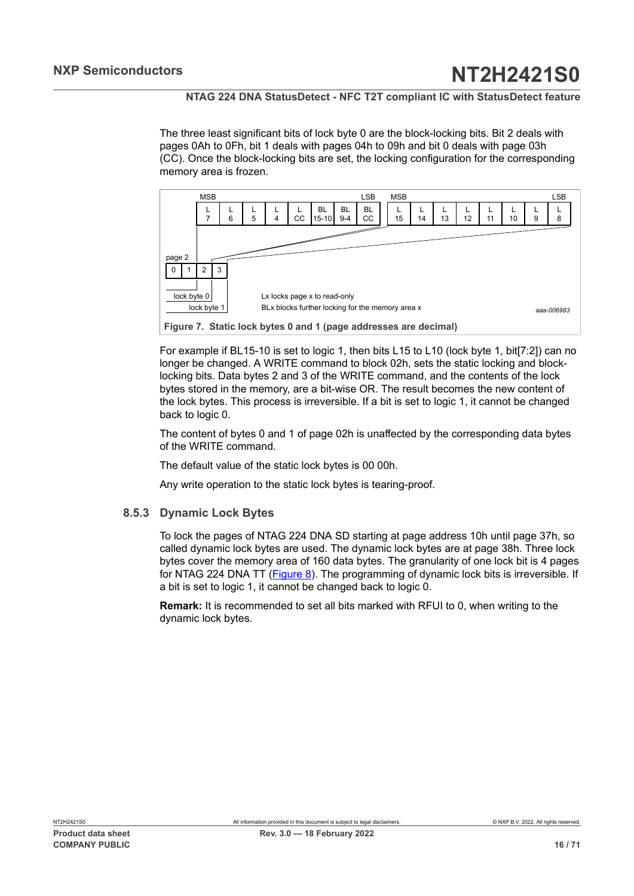The three least significant bits of lock byte 0 are the block-locking bits. Bit 2 deals with pages 0Ah to 0Fh, bit 1 deals with pages 04h to 09h and bit 0 deals with page 03h (CC). Once the block-locking bits are set, the locking configuration for the corresponding memory area is frozen.

| MSB | | | | | | | LSB |
|---|---|---|---|---|---|---|---|
| L 7 | L 6 | L 5 | L 4 | L CC | BL 15-10 | BL 9-4 | BL CC |

| MSB | | | | | | | LSB |
|---|---|---|---|---|---|---|---|
| L 15 | L 14 | L 13 | L 12 | L 11 | L 10 | L 9 | L 8 |

page 2

| 0 | 1 | 2 | 3 |
|---|---|---|---|

lock byte 0

lock byte 1

Lx locks page x to read-only

BLx blocks further locking for the memory area x

aaa-006983

**Figure 7. Static lock bytes 0 and 1 (page addresses are decimal)**

For example if BL15-10 is set to logic 1, then bits L15 to L10 (lock byte 1, bit[7:2]) can no longer be changed. A WRITE command to block 02h, sets the static locking and block-locking bits. Data bytes 2 and 3 of the WRITE command, and the contents of the lock bytes stored in the memory, are a bit-wise OR. The result becomes the new content of the lock bytes. This process is irreversible. If a bit is set to logic 1, it cannot be changed back to logic 0.

The content of bytes 0 and 1 of page 02h is unaffected by the corresponding data bytes of the WRITE command.

The default value of the static lock bytes is 00 00h.

Any write operation to the static lock bytes is tearing-proof.

### 8.5.3 Dynamic Lock Bytes

To lock the pages of NTAG 224 DNA SD starting at page address 10h until page 37h, so called dynamic lock bytes are used. The dynamic lock bytes are at page 38h. Three lock bytes cover the memory area of 160 data bytes. The granularity of one lock bit is 4 pages for NTAG 224 DNA TT (Figure 8). The programming of dynamic lock bits is irreversible. If a bit is set to logic 1, it cannot be changed back to logic 0.

**Remark:** It is recommended to set all bits marked with RFUI to 0, when writing to the dynamic lock bytes.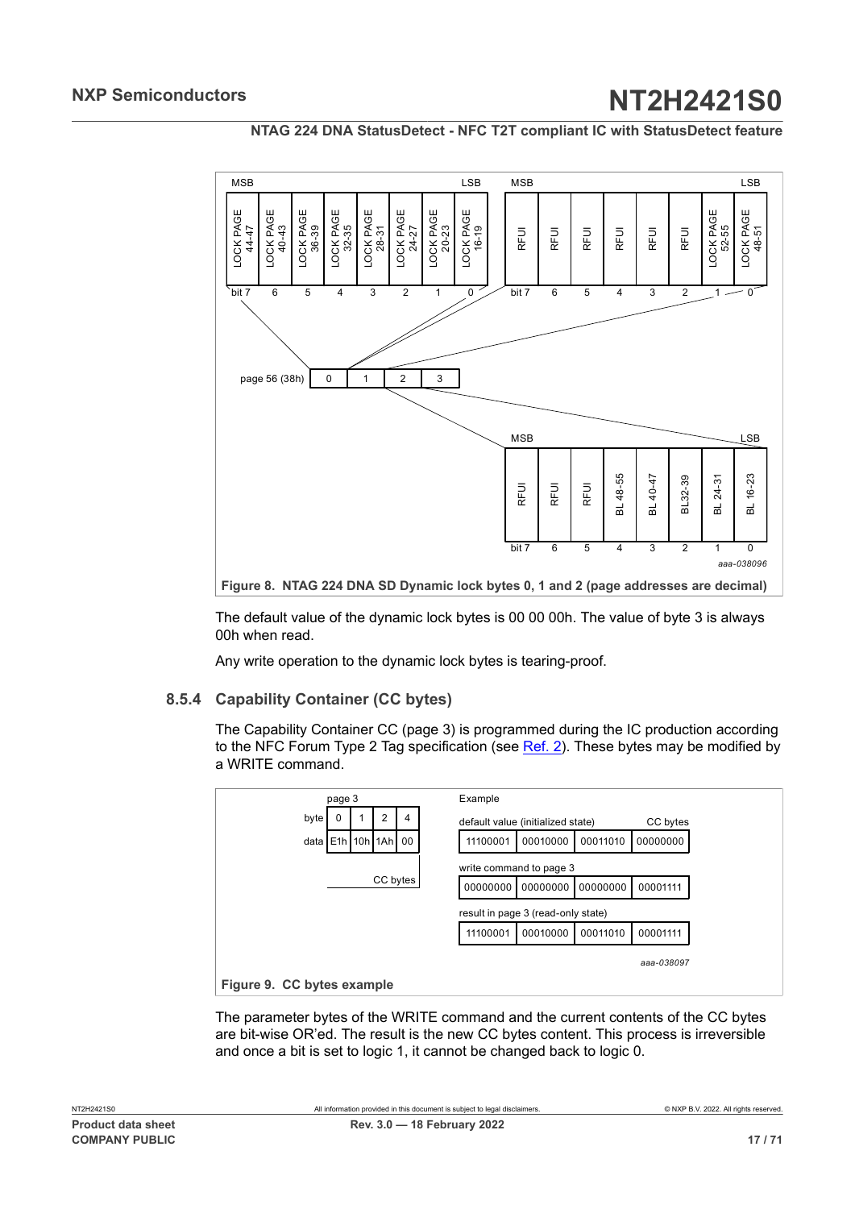| MSB | | | | | | | LSB |
|---|---|---|---|---|---|---|---|
| LOCK PAGE 44-47 | LOCK PAGE 40-43 | LOCK PAGE 36-39 | LOCK PAGE 32-35 | LOCK PAGE 28-31 | LOCK PAGE 24-27 | LOCK PAGE 20-23 | LOCK PAGE 16-19 |
| bit 7 | 6 | 5 | 4 | 3 | 2 | 1 | 0 |

| MSB | | | | | | | LSB |
|---|---|---|---|---|---|---|---|
| RFUI | RFUI | RFUI | RFUI | RFUI | RFUI | LOCK PAGE 52-55 | LOCK PAGE 48-51 |
| bit 7 | 6 | 5 | 4 | 3 | 2 | 1 | 0 |

page 56 (38h): 0 | 1 | 2 | 3

| MSB | | | | | | | LSB |
|---|---|---|---|---|---|---|---|
| RFUI | RFUI | RFUI | BL 48-55 | BL 40-47 | BL32-39 | BL 24-31 | BL 16-23 |
| bit 7 | 6 | 5 | 4 | 3 | 2 | 1 | 0 |

aaa-038096

**Figure 8. NTAG 224 DNA SD Dynamic lock bytes 0, 1 and 2 (page addresses are decimal)**

The default value of the dynamic lock bytes is 00 00 00h. The value of byte 3 is always 00h when read.

Any write operation to the dynamic lock bytes is tearing-proof.

### 8.5.4 Capability Container (CC bytes)

The Capability Container CC (page 3) is programmed during the IC production according to the NFC Forum Type 2 Tag specification (see Ref. 2). These bytes may be modified by a WRITE command.

page 3

| byte | 0 | 1 | 2 | 4 |
|---|---|---|---|---|
| data | E1h | 10h | 1Ah | 00 |

CC bytes

Example

default value (initialized state) — CC bytes

| 11100001 | 00010000 | 00011010 | 00000000 |
|---|---|---|---|

write command to page 3

| 00000000 | 00000000 | 00000000 | 00001111 |
|---|---|---|---|

result in page 3 (read-only state)

| 11100001 | 00010000 | 00011010 | 00001111 |
|---|---|---|---|

aaa-038097

**Figure 9. CC bytes example**

The parameter bytes of the WRITE command and the current contents of the CC bytes are bit-wise OR'ed. The result is the new CC bytes content. This process is irreversible and once a bit is set to logic 1, it cannot be changed back to logic 0.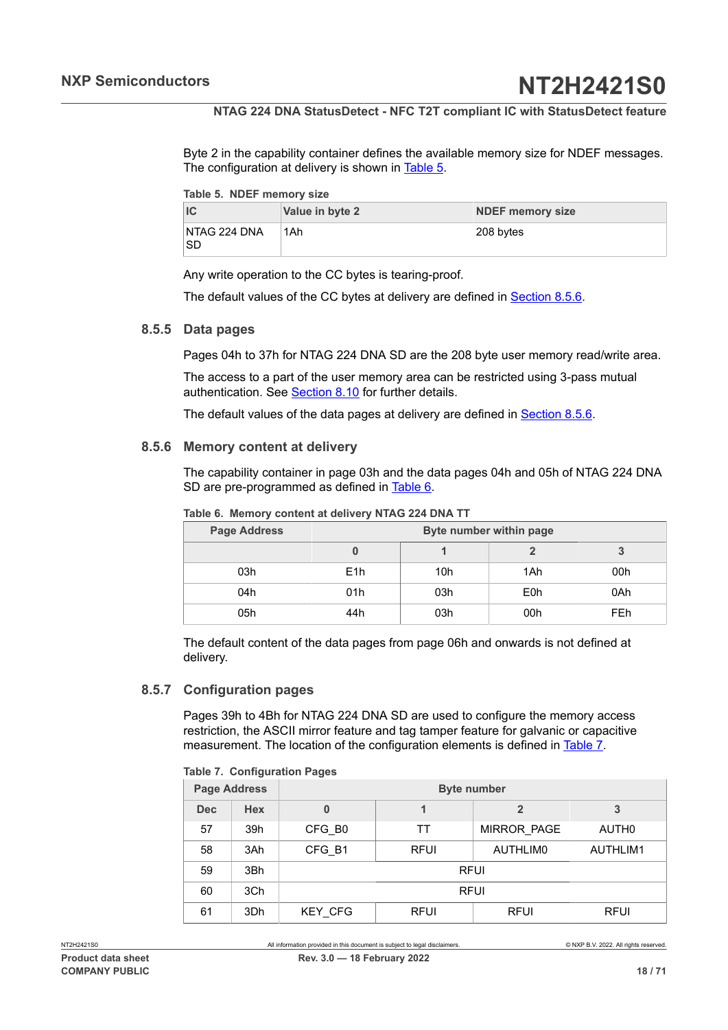Byte 2 in the capability container defines the available memory size for NDEF messages. The configuration at delivery is shown in Table 5.

Table 5. NDEF memory size

| IC | Value in byte 2 | NDEF memory size |
|---|---|---|
| NTAG 224 DNA SD | 1Ah | 208 bytes |

Any write operation to the CC bytes is tearing-proof.

The default values of the CC bytes at delivery are defined in Section 8.5.6.

### 8.5.5 Data pages

Pages 04h to 37h for NTAG 224 DNA SD are the 208 byte user memory read/write area.

The access to a part of the user memory area can be restricted using 3-pass mutual authentication. See Section 8.10 for further details.

The default values of the data pages at delivery are defined in Section 8.5.6.

### 8.5.6 Memory content at delivery

The capability container in page 03h and the data pages 04h and 05h of NTAG 224 DNA SD are pre-programmed as defined in Table 6.

Table 6. Memory content at delivery NTAG 224 DNA TT

| Page Address | Byte number within page | | | |
|---|---|---|---|---|
| | 0 | 1 | 2 | 3 |
| 03h | E1h | 10h | 1Ah | 00h |
| 04h | 01h | 03h | E0h | 0Ah |
| 05h | 44h | 03h | 00h | FEh |

The default content of the data pages from page 06h and onwards is not defined at delivery.

### 8.5.7 Configuration pages

Pages 39h to 4Bh for NTAG 224 DNA SD are used to configure the memory access restriction, the ASCII mirror feature and tag tamper feature for galvanic or capacitive measurement. The location of the configuration elements is defined in Table 7.

Table 7. Configuration Pages

| Page Address | | Byte number | | | |
|---|---|---|---|---|---|
| Dec | Hex | 0 | 1 | 2 | 3 |
| 57 | 39h | CFG_B0 | TT | MIRROR_PAGE | AUTH0 |
| 58 | 3Ah | CFG_B1 | RFUI | AUTHLIM0 | AUTHLIM1 |
| 59 | 3Bh | RFUI | | | |
| 60 | 3Ch | RFUI | | | |
| 61 | 3Dh | KEY_CFG | RFUI | RFUI | RFUI |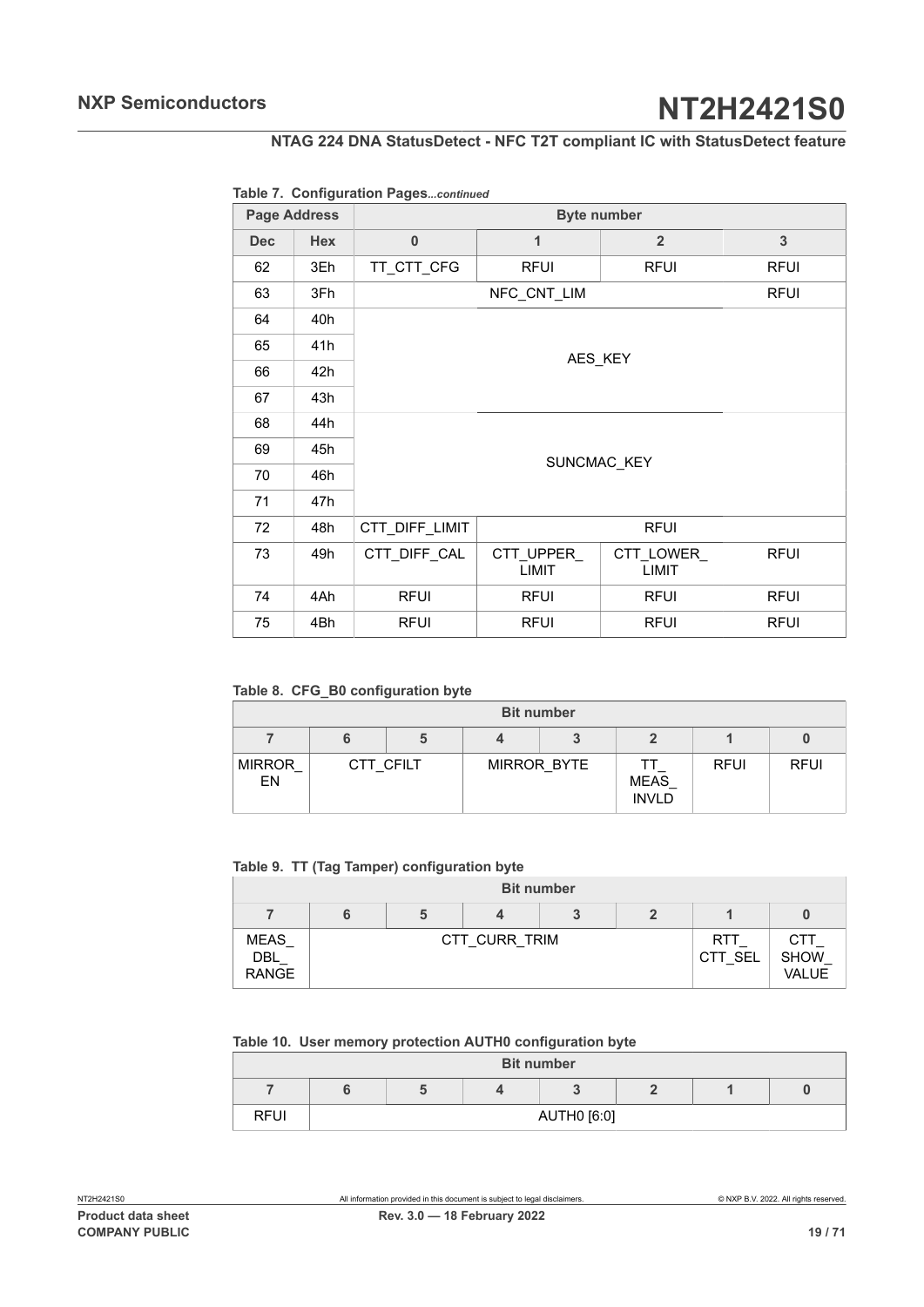**Table 7. Configuration Pages...continued**

| Page Address | | Byte number | | | |
|---|---|---|---|---|---|
| Dec | Hex | 0 | 1 | 2 | 3 |
| 62 | 3Eh | TT_CTT_CFG | RFUI | RFUI | RFUI |
| 63 | 3Fh | NFC_CNT_LIM | | | RFUI |
| 64 | 40h | AES_KEY | | | |
| 65 | 41h | | | | |
| 66 | 42h | | | | |
| 67 | 43h | | | | |
| 68 | 44h | SUNCMAC_KEY | | | |
| 69 | 45h | | | | |
| 70 | 46h | | | | |
| 71 | 47h | | | | |
| 72 | 48h | CTT_DIFF_LIMIT | RFUI | | |
| 73 | 49h | CTT_DIFF_CAL | CTT_UPPER_ LIMIT | CTT_LOWER_ LIMIT | RFUI |
| 74 | 4Ah | RFUI | RFUI | RFUI | RFUI |
| 75 | 4Bh | RFUI | RFUI | RFUI | RFUI |

**Table 8. CFG_B0 configuration byte**

| Bit number | | | | | | | |
|---|---|---|---|---|---|---|---|
| 7 | 6 | 5 | 4 | 3 | 2 | 1 | 0 |
| MIRROR_ EN | CTT_CFILT | | MIRROR_BYTE | | TT_ MEAS_ INVLD | RFUI | RFUI |

**Table 9. TT (Tag Tamper) configuration byte**

| Bit number | | | | | | | |
|---|---|---|---|---|---|---|---|
| 7 | 6 | 5 | 4 | 3 | 2 | 1 | 0 |
| MEAS_ DBL_ RANGE | CTT_CURR_TRIM | | | | | RTT_ CTT_SEL | CTT_ SHOW_ VALUE |

**Table 10. User memory protection AUTH0 configuration byte**

| Bit number | | | | | | | |
|---|---|---|---|---|---|---|---|
| 7 | 6 | 5 | 4 | 3 | 2 | 1 | 0 |
| RFUI | AUTH0 [6:0] | | | | | | |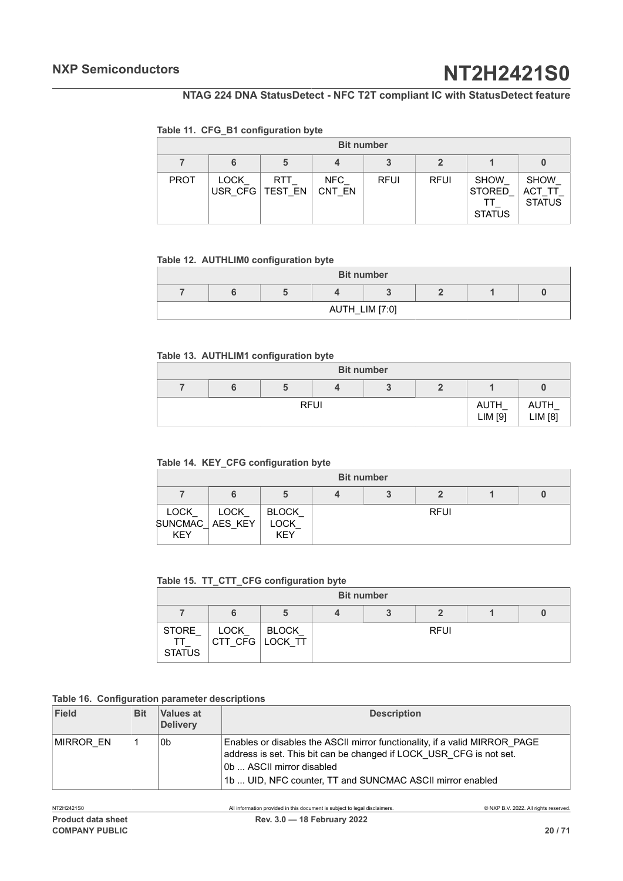**Table 11. CFG_B1 configuration byte**

| Bit number | | | | | | | |
|---|---|---|---|---|---|---|---|
| 7 | 6 | 5 | 4 | 3 | 2 | 1 | 0 |
| PROT | LOCK_ USR_CFG | RTT_ TEST_EN | NFC_ CNT_EN | RFUI | RFUI | SHOW_ STORED_ TT_ STATUS | SHOW_ ACT_TT_ STATUS |

**Table 12. AUTHLIM0 configuration byte**

| Bit number | | | | | | | |
|---|---|---|---|---|---|---|---|
| 7 | 6 | 5 | 4 | 3 | 2 | 1 | 0 |
| AUTH_LIM [7:0] | | | | | | | |

**Table 13. AUTHLIM1 configuration byte**

| Bit number | | | | | | | |
|---|---|---|---|---|---|---|---|
| 7 | 6 | 5 | 4 | 3 | 2 | 1 | 0 |
| RFUI | | | | | | AUTH_ LIM [9] | AUTH_ LIM [8] |

**Table 14. KEY_CFG configuration byte**

| Bit number | | | | | | | |
|---|---|---|---|---|---|---|---|
| 7 | 6 | 5 | 4 | 3 | 2 | 1 | 0 |
| LOCK_ SUNCMAC_ KEY | LOCK_ AES_KEY | BLOCK_ LOCK_ KEY | RFUI | | | | |

**Table 15. TT_CTT_CFG configuration byte**

| Bit number | | | | | | | |
|---|---|---|---|---|---|---|---|
| 7 | 6 | 5 | 4 | 3 | 2 | 1 | 0 |
| STORE_ TT_ STATUS | LOCK_ CTT_CFG | BLOCK_ LOCK_TT | RFUI | | | | |

**Table 16. Configuration parameter descriptions**

| Field | Bit | Values at Delivery | Description |
|---|---|---|---|
| MIRROR_EN | 1 | 0b | Enables or disables the ASCII mirror functionality, if a valid MIRROR_PAGE address is set. This bit can be changed if LOCK_USR_CFG is not set.<br>0b ... ASCII mirror disabled<br>1b ... UID, NFC counter, TT and SUNCMAC ASCII mirror enabled |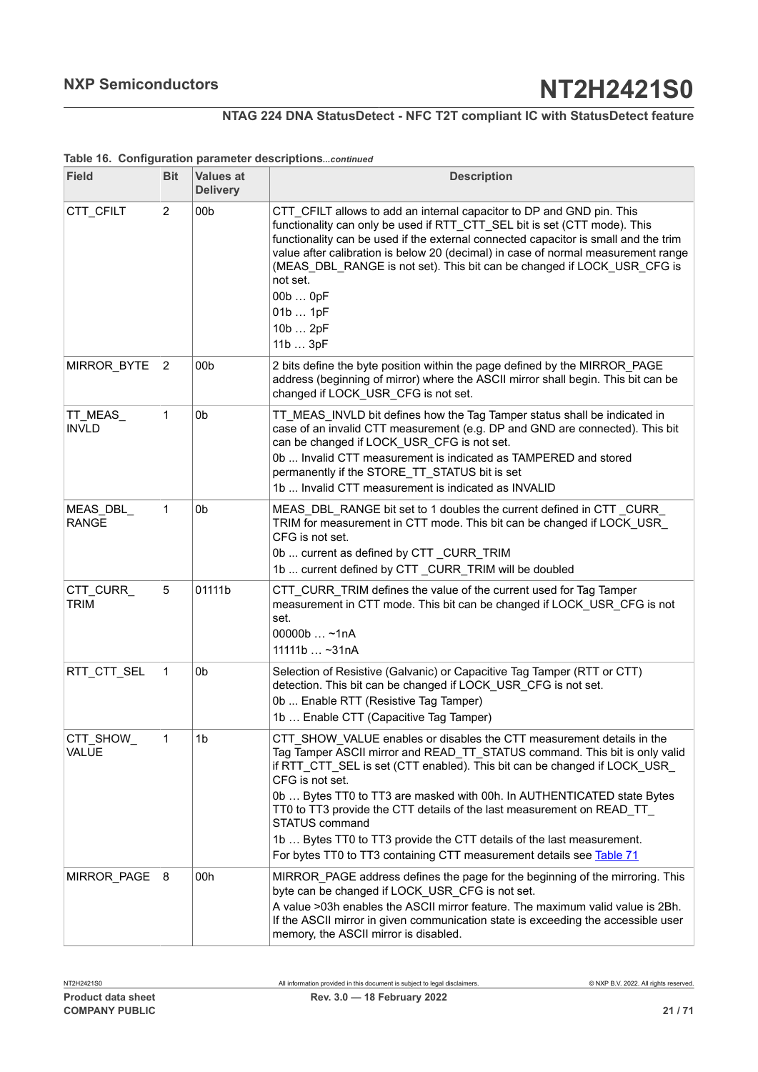**Table 16. Configuration parameter descriptions***...continued*

| Field | Bit | Values at Delivery | Description |
|---|---|---|---|
| CTT_CFILT | 2 | 00b | CTT_CFILT allows to add an internal capacitor to DP and GND pin. This functionality can only be used if RTT_CTT_SEL bit is set (CTT mode). This functionality can be used if the external connected capacitor is small and the trim value after calibration is below 20 (decimal) in case of normal measurement range (MEAS_DBL_RANGE is not set). This bit can be changed if LOCK_USR_CFG is not set.<br>00b … 0pF<br>01b … 1pF<br>10b … 2pF<br>11b … 3pF |
| MIRROR_BYTE | 2 | 00b | 2 bits define the byte position within the page defined by the MIRROR_PAGE address (beginning of mirror) where the ASCII mirror shall begin. This bit can be changed if LOCK_USR_CFG is not set. |
| TT_MEAS_INVLD | 1 | 0b | TT_MEAS_INVLD bit defines how the Tag Tamper status shall be indicated in case of an invalid CTT measurement (e.g. DP and GND are connected). This bit can be changed if LOCK_USR_CFG is not set.<br>0b ... Invalid CTT measurement is indicated as TAMPERED and stored permanently if the STORE_TT_STATUS bit is set<br>1b ... Invalid CTT measurement is indicated as INVALID |
| MEAS_DBL_RANGE | 1 | 0b | MEAS_DBL_RANGE bit set to 1 doubles the current defined in CTT _CURR_TRIM for measurement in CTT mode. This bit can be changed if LOCK_USR_CFG is not set.<br>0b ... current as defined by CTT _CURR_TRIM<br>1b ... current defined by CTT _CURR_TRIM will be doubled |
| CTT_CURR_TRIM | 5 | 01111b | CTT_CURR_TRIM defines the value of the current used for Tag Tamper measurement in CTT mode. This bit can be changed if LOCK_USR_CFG is not set.<br>00000b … ~1nA<br>11111b … ~31nA |
| RTT_CTT_SEL | 1 | 0b | Selection of Resistive (Galvanic) or Capacitive Tag Tamper (RTT or CTT) detection. This bit can be changed if LOCK_USR_CFG is not set.<br>0b ... Enable RTT (Resistive Tag Tamper)<br>1b … Enable CTT (Capacitive Tag Tamper) |
| CTT_SHOW_VALUE | 1 | 1b | CTT_SHOW_VALUE enables or disables the CTT measurement details in the Tag Tamper ASCII mirror and READ_TT_STATUS command. This bit is only valid if RTT_CTT_SEL is set (CTT enabled). This bit can be changed if LOCK_USR_CFG is not set.<br>0b … Bytes TT0 to TT3 are masked with 00h. In AUTHENTICATED state Bytes TT0 to TT3 provide the CTT details of the last measurement on READ_TT_STATUS command<br>1b … Bytes TT0 to TT3 provide the CTT details of the last measurement.<br>For bytes TT0 to TT3 containing CTT measurement details see Table 71 |
| MIRROR_PAGE | 8 | 00h | MIRROR_PAGE address defines the page for the beginning of the mirroring. This byte can be changed if LOCK_USR_CFG is not set.<br>A value >03h enables the ASCII mirror feature. The maximum valid value is 2Bh. If the ASCII mirror in given communication state is exceeding the accessible user memory, the ASCII mirror is disabled. |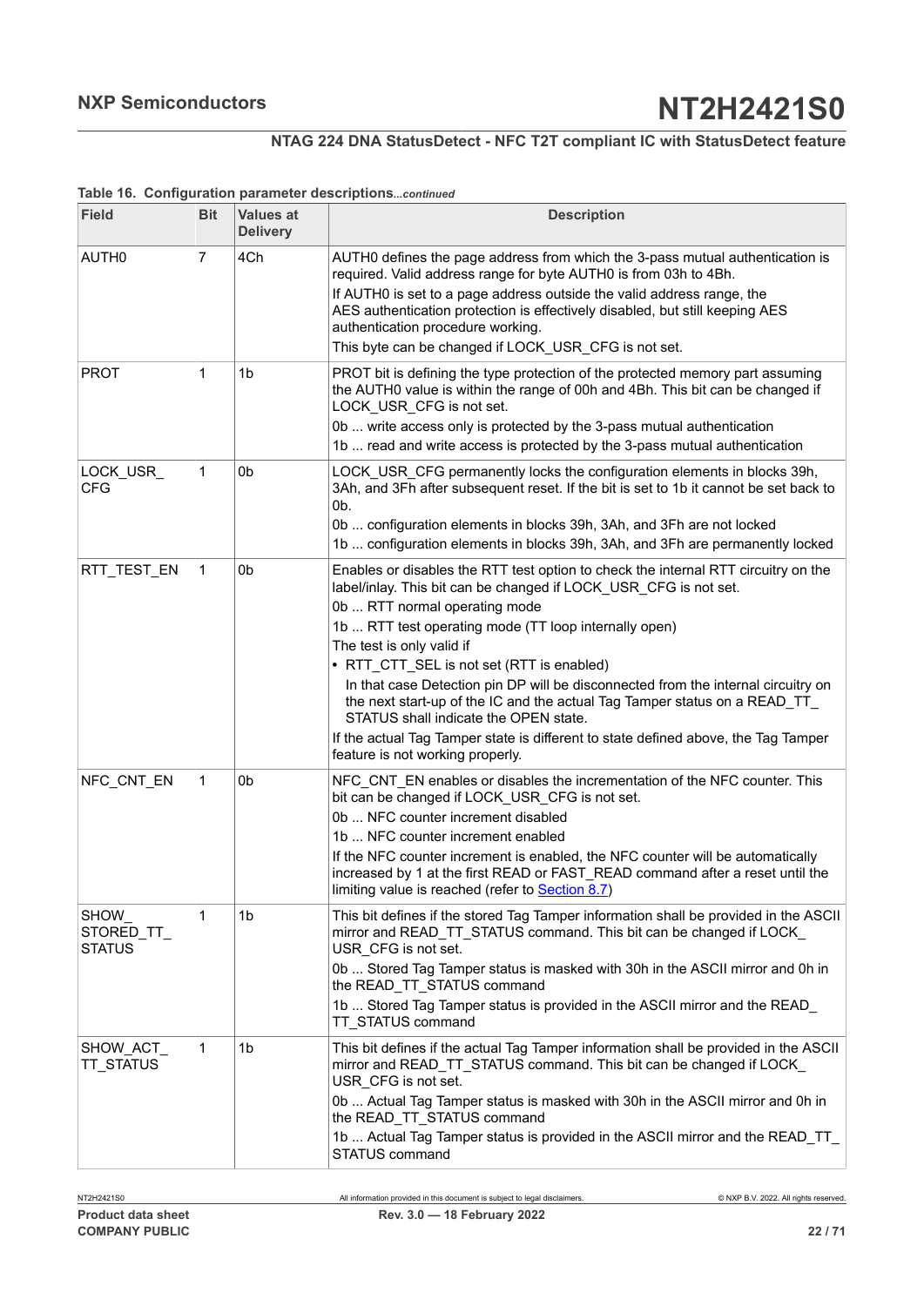**Table 16. Configuration parameter descriptions**...*continued*

| Field | Bit | Values at Delivery | Description |
|---|---|---|---|
| AUTH0 | 7 | 4Ch | AUTH0 defines the page address from which the 3-pass mutual authentication is required. Valid address range for byte AUTH0 is from 03h to 4Bh.<br>If AUTH0 is set to a page address outside the valid address range, the AES authentication protection is effectively disabled, but still keeping AES authentication procedure working.<br>This byte can be changed if LOCK_USR_CFG is not set. |
| PROT | 1 | 1b | PROT bit is defining the type protection of the protected memory part assuming the AUTH0 value is within the range of 00h and 4Bh. This bit can be changed if LOCK_USR_CFG is not set.<br>0b ... write access only is protected by the 3-pass mutual authentication<br>1b ... read and write access is protected by the 3-pass mutual authentication |
| LOCK_USR_CFG | 1 | 0b | LOCK_USR_CFG permanently locks the configuration elements in blocks 39h, 3Ah, and 3Fh after subsequent reset. If the bit is set to 1b it cannot be set back to 0b.<br>0b ... configuration elements in blocks 39h, 3Ah, and 3Fh are not locked<br>1b ... configuration elements in blocks 39h, 3Ah, and 3Fh are permanently locked |
| RTT_TEST_EN | 1 | 0b | Enables or disables the RTT test option to check the internal RTT circuitry on the label/inlay. This bit can be changed if LOCK_USR_CFG is not set.<br>0b ... RTT normal operating mode<br>1b ... RTT test operating mode (TT loop internally open)<br>The test is only valid if<br>• RTT_CTT_SEL is not set (RTT is enabled)<br>In that case Detection pin DP will be disconnected from the internal circuitry on the next start-up of the IC and the actual Tag Tamper status on a READ_TT_STATUS shall indicate the OPEN state.<br>If the actual Tag Tamper state is different to state defined above, the Tag Tamper feature is not working properly. |
| NFC_CNT_EN | 1 | 0b | NFC_CNT_EN enables or disables the incrementation of the NFC counter. This bit can be changed if LOCK_USR_CFG is not set.<br>0b ... NFC counter increment disabled<br>1b ... NFC counter increment enabled<br>If the NFC counter increment is enabled, the NFC counter will be automatically increased by 1 at the first READ or FAST_READ command after a reset until the limiting value is reached (refer to Section 8.7) |
| SHOW_STORED_TT_STATUS | 1 | 1b | This bit defines if the stored Tag Tamper information shall be provided in the ASCII mirror and READ_TT_STATUS command. This bit can be changed if LOCK_USR_CFG is not set.<br>0b ... Stored Tag Tamper status is masked with 30h in the ASCII mirror and 0h in the READ_TT_STATUS command<br>1b ... Stored Tag Tamper status is provided in the ASCII mirror and the READ_TT_STATUS command |
| SHOW_ACT_TT_STATUS | 1 | 1b | This bit defines if the actual Tag Tamper information shall be provided in the ASCII mirror and READ_TT_STATUS command. This bit can be changed if LOCK_USR_CFG is not set.<br>0b ... Actual Tag Tamper status is masked with 30h in the ASCII mirror and 0h in the READ_TT_STATUS command<br>1b ... Actual Tag Tamper status is provided in the ASCII mirror and the READ_TT_STATUS command |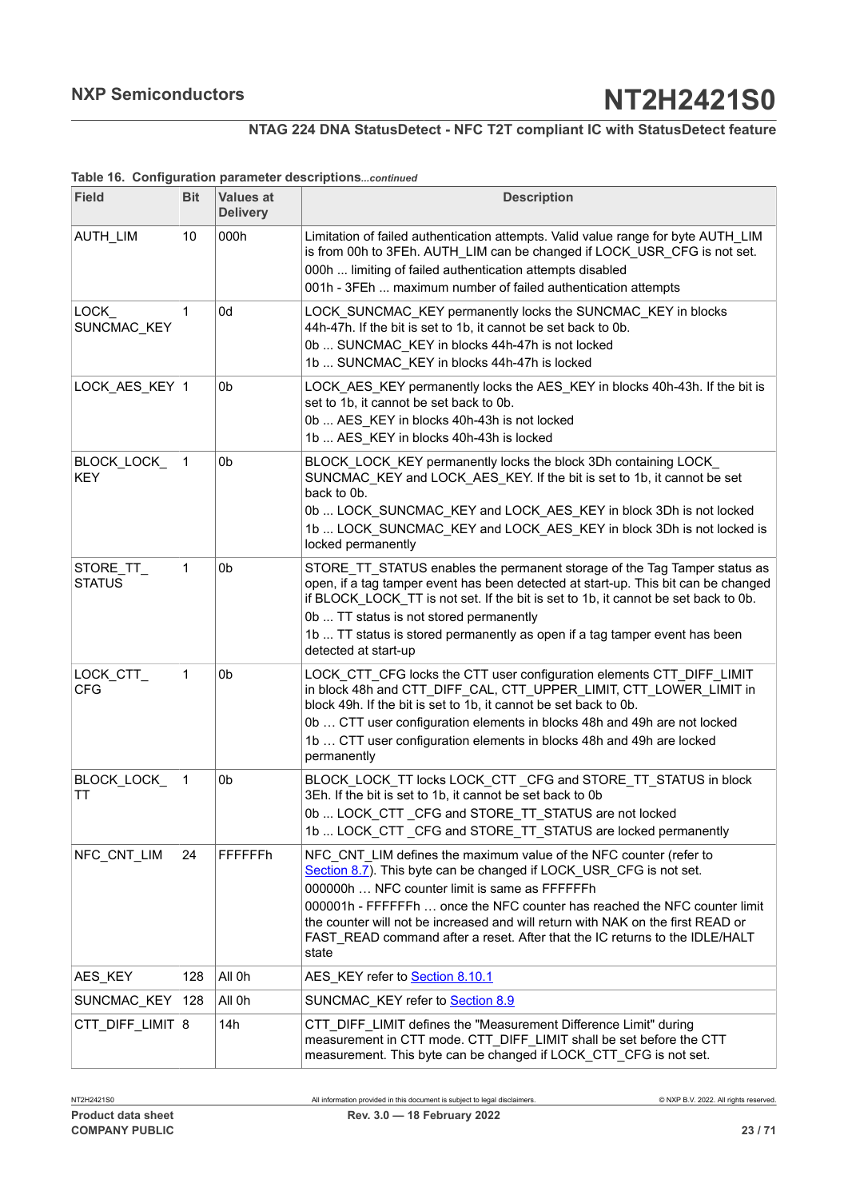**Table 16. Configuration parameter descriptions**...*continued*

| Field | Bit | Values at Delivery | Description |
|---|---|---|---|
| AUTH_LIM | 10 | 000h | Limitation of failed authentication attempts. Valid value range for byte AUTH_LIM is from 00h to 3FEh. AUTH_LIM can be changed if LOCK_USR_CFG is not set.<br>000h ... limiting of failed authentication attempts disabled<br>001h - 3FEh ... maximum number of failed authentication attempts |
| LOCK_ SUNCMAC_KEY | 1 | 0d | LOCK_SUNCMAC_KEY permanently locks the SUNCMAC_KEY in blocks 44h-47h. If the bit is set to 1b, it cannot be set back to 0b.<br>0b ... SUNCMAC_KEY in blocks 44h-47h is not locked<br>1b ... SUNCMAC_KEY in blocks 44h-47h is locked |
| LOCK_AES_KEY | 1 | 0b | LOCK_AES_KEY permanently locks the AES_KEY in blocks 40h-43h. If the bit is set to 1b, it cannot be set back to 0b.<br>0b ... AES_KEY in blocks 40h-43h is not locked<br>1b ... AES_KEY in blocks 40h-43h is locked |
| BLOCK_LOCK_ KEY | 1 | 0b | BLOCK_LOCK_KEY permanently locks the block 3Dh containing LOCK_ SUNCMAC_KEY and LOCK_AES_KEY. If the bit is set to 1b, it cannot be set back to 0b.<br>0b ... LOCK_SUNCMAC_KEY and LOCK_AES_KEY in block 3Dh is not locked<br>1b ... LOCK_SUNCMAC_KEY and LOCK_AES_KEY in block 3Dh is not locked is locked permanently |
| STORE_TT_ STATUS | 1 | 0b | STORE_TT_STATUS enables the permanent storage of the Tag Tamper status as open, if a tag tamper event has been detected at start-up. This bit can be changed if BLOCK_LOCK_TT is not set. If the bit is set to 1b, it cannot be set back to 0b.<br>0b ... TT status is not stored permanently<br>1b ... TT status is stored permanently as open if a tag tamper event has been detected at start-up |
| LOCK_CTT_ CFG | 1 | 0b | LOCK_CTT_CFG locks the CTT user configuration elements CTT_DIFF_LIMIT in block 48h and CTT_DIFF_CAL, CTT_UPPER_LIMIT, CTT_LOWER_LIMIT in block 49h. If the bit is set to 1b, it cannot be set back to 0b.<br>0b … CTT user configuration elements in blocks 48h and 49h are not locked<br>1b … CTT user configuration elements in blocks 48h and 49h are locked permanently |
| BLOCK_LOCK_ TT | 1 | 0b | BLOCK_LOCK_TT locks LOCK_CTT _CFG and STORE_TT_STATUS in block 3Eh. If the bit is set to 1b, it cannot be set back to 0b<br>0b ... LOCK_CTT _CFG and STORE_TT_STATUS are not locked<br>1b ... LOCK_CTT _CFG and STORE_TT_STATUS are locked permanently |
| NFC_CNT_LIM | 24 | FFFFFFh | NFC_CNT_LIM defines the maximum value of the NFC counter (refer to Section 8.7). This byte can be changed if LOCK_USR_CFG is not set.<br>000000h … NFC counter limit is same as FFFFFFh<br>000001h - FFFFFFh … once the NFC counter has reached the NFC counter limit the counter will not be increased and will return with NAK on the first READ or FAST_READ command after a reset. After that the IC returns to the IDLE/HALT state |
| AES_KEY | 128 | All 0h | AES_KEY refer to Section 8.10.1 |
| SUNCMAC_KEY | 128 | All 0h | SUNCMAC_KEY refer to Section 8.9 |
| CTT_DIFF_LIMIT | 8 | 14h | CTT_DIFF_LIMIT defines the "Measurement Difference Limit" during measurement in CTT mode. CTT_DIFF_LIMIT shall be set before the CTT measurement. This byte can be changed if LOCK_CTT_CFG is not set. |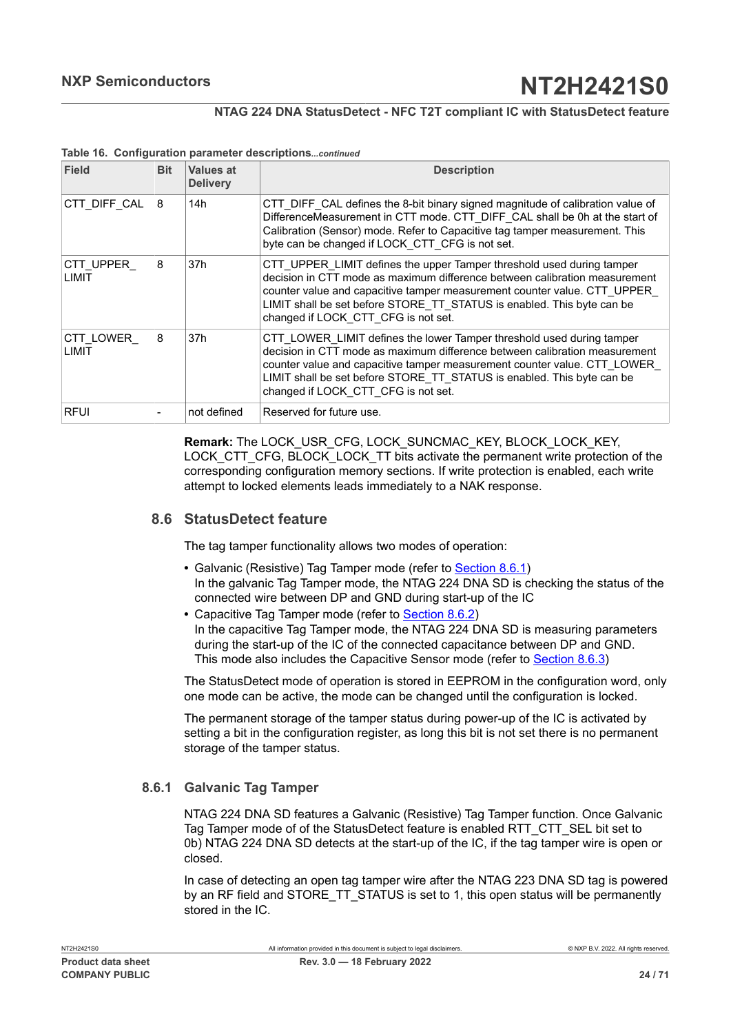**Table 16. Configuration parameter descriptions**...*continued*

| Field | Bit | Values at Delivery | Description |
|---|---|---|---|
| CTT_DIFF_CAL | 8 | 14h | CTT_DIFF_CAL defines the 8-bit binary signed magnitude of calibration value of DifferenceMeasurement in CTT mode. CTT_DIFF_CAL shall be 0h at the start of Calibration (Sensor) mode. Refer to Capacitive tag tamper measurement. This byte can be changed if LOCK_CTT_CFG is not set. |
| CTT_UPPER_LIMIT | 8 | 37h | CTT_UPPER_LIMIT defines the upper Tamper threshold used during tamper decision in CTT mode as maximum difference between calibration measurement counter value and capacitive tamper measurement counter value. CTT_UPPER_LIMIT shall be set before STORE_TT_STATUS is enabled. This byte can be changed if LOCK_CTT_CFG is not set. |
| CTT_LOWER_LIMIT | 8 | 37h | CTT_LOWER_LIMIT defines the lower Tamper threshold used during tamper decision in CTT mode as maximum difference between calibration measurement counter value and capacitive tamper measurement counter value. CTT_LOWER_LIMIT shall be set before STORE_TT_STATUS is enabled. This byte can be changed if LOCK_CTT_CFG is not set. |
| RFUI | - | not defined | Reserved for future use. |

**Remark:** The LOCK_USR_CFG, LOCK_SUNCMAC_KEY, BLOCK_LOCK_KEY, LOCK_CTT_CFG, BLOCK_LOCK_TT bits activate the permanent write protection of the corresponding configuration memory sections. If write protection is enabled, each write attempt to locked elements leads immediately to a NAK response.

## 8.6 StatusDetect feature

The tag tamper functionality allows two modes of operation:

- Galvanic (Resistive) Tag Tamper mode (refer to Section 8.6.1)
  In the galvanic Tag Tamper mode, the NTAG 224 DNA SD is checking the status of the connected wire between DP and GND during start-up of the IC
- Capacitive Tag Tamper mode (refer to Section 8.6.2)
  In the capacitive Tag Tamper mode, the NTAG 224 DNA SD is measuring parameters during the start-up of the IC of the connected capacitance between DP and GND. This mode also includes the Capacitive Sensor mode (refer to Section 8.6.3)

The StatusDetect mode of operation is stored in EEPROM in the configuration word, only one mode can be active, the mode can be changed until the configuration is locked.

The permanent storage of the tamper status during power-up of the IC is activated by setting a bit in the configuration register, as long this bit is not set there is no permanent storage of the tamper status.

### 8.6.1 Galvanic Tag Tamper

NTAG 224 DNA SD features a Galvanic (Resistive) Tag Tamper function. Once Galvanic Tag Tamper mode of of the StatusDetect feature is enabled RTT_CTT_SEL bit set to 0b) NTAG 224 DNA SD detects at the start-up of the IC, if the tag tamper wire is open or closed.

In case of detecting an open tag tamper wire after the NTAG 223 DNA SD tag is powered by an RF field and STORE_TT_STATUS is set to 1, this open status will be permanently stored in the IC.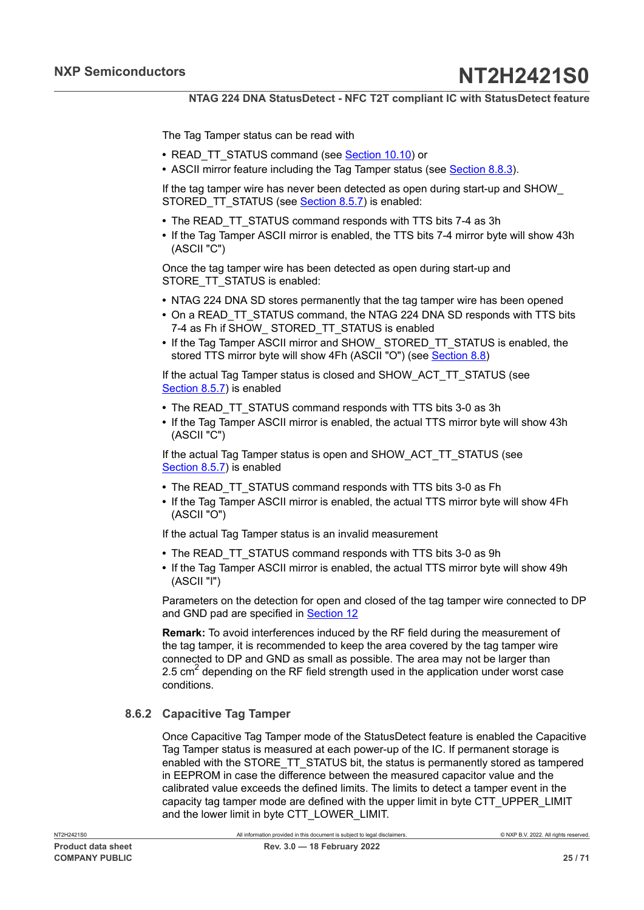The Tag Tamper status can be read with

- READ_TT_STATUS command (see Section 10.10) or
- ASCII mirror feature including the Tag Tamper status (see Section 8.8.3).

If the tag tamper wire has never been detected as open during start-up and SHOW_STORED_TT_STATUS (see Section 8.5.7) is enabled:

- The READ_TT_STATUS command responds with TTS bits 7-4 as 3h
- If the Tag Tamper ASCII mirror is enabled, the TTS bits 7-4 mirror byte will show 43h (ASCII "C")

Once the tag tamper wire has been detected as open during start-up and STORE_TT_STATUS is enabled:

- NTAG 224 DNA SD stores permanently that the tag tamper wire has been opened
- On a READ_TT_STATUS command, the NTAG 224 DNA SD responds with TTS bits 7-4 as Fh if SHOW_ STORED_TT_STATUS is enabled
- If the Tag Tamper ASCII mirror and SHOW_ STORED_TT_STATUS is enabled, the stored TTS mirror byte will show 4Fh (ASCII "O") (see Section 8.8)

If the actual Tag Tamper status is closed and SHOW_ACT_TT_STATUS (see Section 8.5.7) is enabled

- The READ_TT_STATUS command responds with TTS bits 3-0 as 3h
- If the Tag Tamper ASCII mirror is enabled, the actual TTS mirror byte will show 43h (ASCII "C")

If the actual Tag Tamper status is open and SHOW_ACT_TT_STATUS (see Section 8.5.7) is enabled

- The READ_TT_STATUS command responds with TTS bits 3-0 as Fh
- If the Tag Tamper ASCII mirror is enabled, the actual TTS mirror byte will show 4Fh (ASCII "O")

If the actual Tag Tamper status is an invalid measurement

- The READ_TT_STATUS command responds with TTS bits 3-0 as 9h
- If the Tag Tamper ASCII mirror is enabled, the actual TTS mirror byte will show 49h (ASCII "I")

Parameters on the detection for open and closed of the tag tamper wire connected to DP and GND pad are specified in Section 12

**Remark:** To avoid interferences induced by the RF field during the measurement of the tag tamper, it is recommended to keep the area covered by the tag tamper wire connected to DP and GND as small as possible. The area may not be larger than 2.5 $cm^2$ depending on the RF field strength used in the application under worst case conditions.

### 8.6.2 Capacitive Tag Tamper

Once Capacitive Tag Tamper mode of the StatusDetect feature is enabled the Capacitive Tag Tamper status is measured at each power-up of the IC. If permanent storage is enabled with the STORE_TT_STATUS bit, the status is permanently stored as tampered in EEPROM in case the difference between the measured capacitor value and the calibrated value exceeds the defined limits. The limits to detect a tamper event in the capacity tag tamper mode are defined with the upper limit in byte CTT_UPPER_LIMIT and the lower limit in byte CTT_LOWER_LIMIT.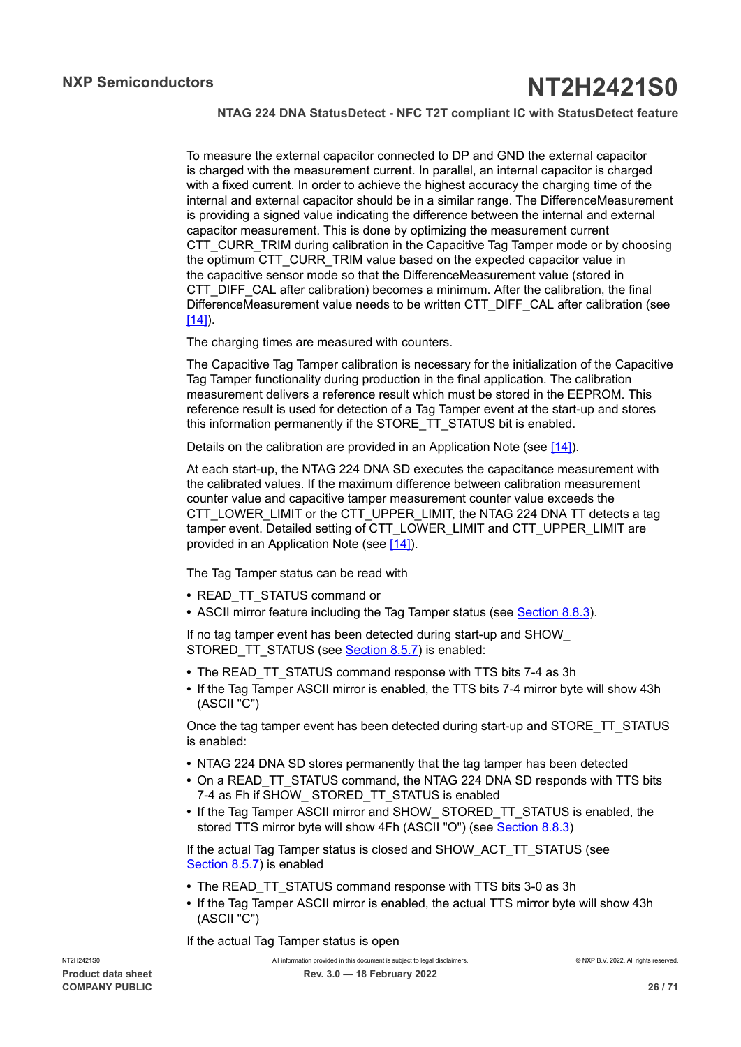To measure the external capacitor connected to DP and GND the external capacitor is charged with the measurement current. In parallel, an internal capacitor is charged with a fixed current. In order to achieve the highest accuracy the charging time of the internal and external capacitor should be in a similar range. The DifferenceMeasurement is providing a signed value indicating the difference between the internal and external capacitor measurement. This is done by optimizing the measurement current CTT_CURR_TRIM during calibration in the Capacitive Tag Tamper mode or by choosing the optimum CTT_CURR_TRIM value based on the expected capacitor value in the capacitive sensor mode so that the DifferenceMeasurement value (stored in CTT_DIFF_CAL after calibration) becomes a minimum. After the calibration, the final DifferenceMeasurement value needs to be written CTT_DIFF_CAL after calibration (see [14]).

The charging times are measured with counters.

The Capacitive Tag Tamper calibration is necessary for the initialization of the Capacitive Tag Tamper functionality during production in the final application. The calibration measurement delivers a reference result which must be stored in the EEPROM. This reference result is used for detection of a Tag Tamper event at the start-up and stores this information permanently if the STORE_TT_STATUS bit is enabled.

Details on the calibration are provided in an Application Note (see [14]).

At each start-up, the NTAG 224 DNA SD executes the capacitance measurement with the calibrated values. If the maximum difference between calibration measurement counter value and capacitive tamper measurement counter value exceeds the CTT_LOWER_LIMIT or the CTT_UPPER_LIMIT, the NTAG 224 DNA TT detects a tag tamper event. Detailed setting of CTT_LOWER_LIMIT and CTT_UPPER_LIMIT are provided in an Application Note (see [14]).

The Tag Tamper status can be read with

- READ_TT_STATUS command or
- ASCII mirror feature including the Tag Tamper status (see Section 8.8.3).

If no tag tamper event has been detected during start-up and SHOW_ STORED_TT_STATUS (see Section 8.5.7) is enabled:

- The READ_TT_STATUS command response with TTS bits 7-4 as 3h
- If the Tag Tamper ASCII mirror is enabled, the TTS bits 7-4 mirror byte will show 43h (ASCII "C")

Once the tag tamper event has been detected during start-up and STORE_TT_STATUS is enabled:

- NTAG 224 DNA SD stores permanently that the tag tamper has been detected
- On a READ_TT_STATUS command, the NTAG 224 DNA SD responds with TTS bits 7-4 as Fh if SHOW_ STORED_TT_STATUS is enabled
- If the Tag Tamper ASCII mirror and SHOW_ STORED_TT_STATUS is enabled, the stored TTS mirror byte will show 4Fh (ASCII "O") (see Section 8.8.3)

If the actual Tag Tamper status is closed and SHOW_ACT_TT_STATUS (see Section 8.5.7) is enabled

- The READ_TT_STATUS command response with TTS bits 3-0 as 3h
- If the Tag Tamper ASCII mirror is enabled, the actual TTS mirror byte will show 43h (ASCII "C")

If the actual Tag Tamper status is open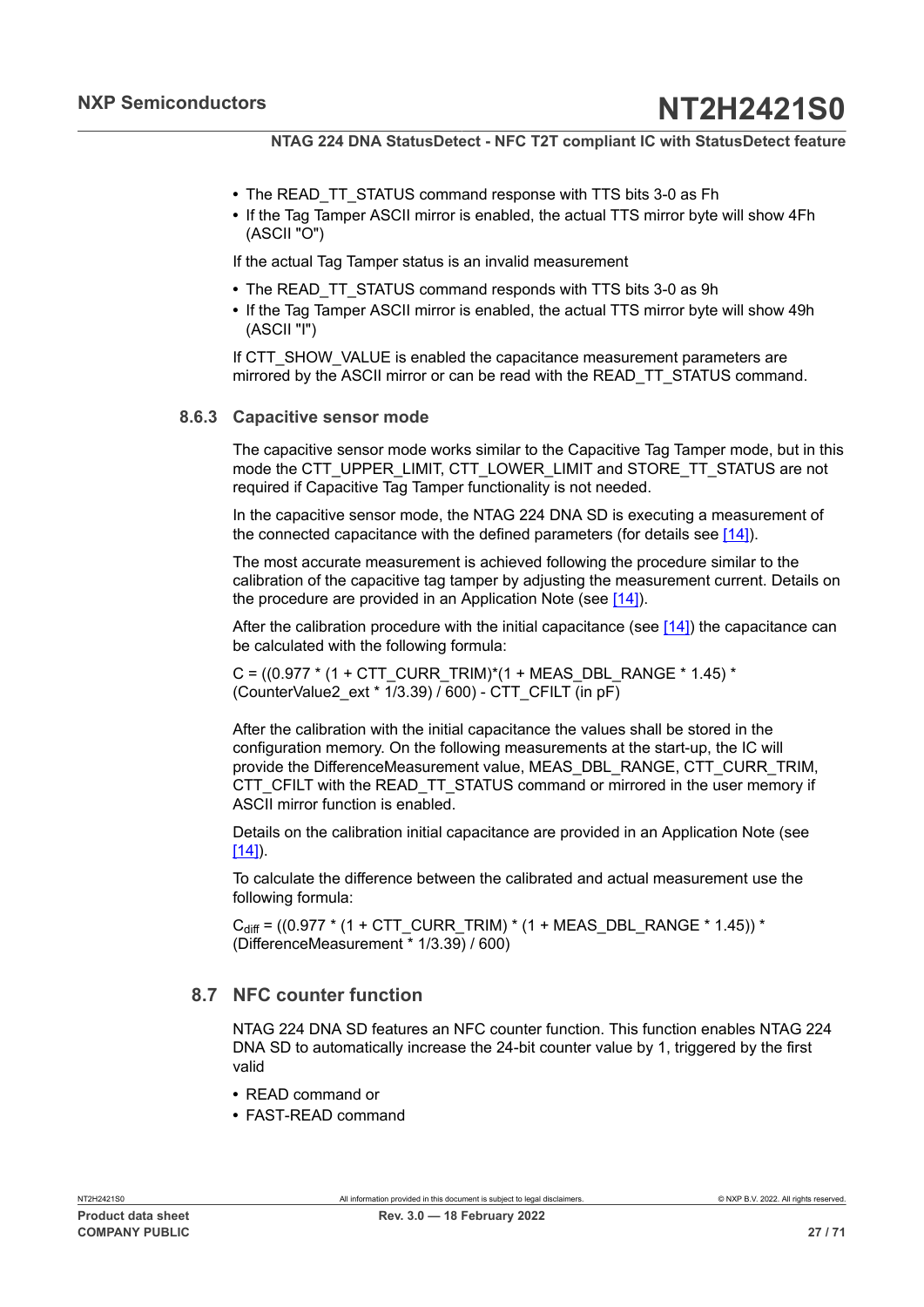- The READ_TT_STATUS command response with TTS bits 3-0 as Fh
- If the Tag Tamper ASCII mirror is enabled, the actual TTS mirror byte will show 4Fh (ASCII "O")

If the actual Tag Tamper status is an invalid measurement

- The READ_TT_STATUS command responds with TTS bits 3-0 as 9h
- If the Tag Tamper ASCII mirror is enabled, the actual TTS mirror byte will show 49h (ASCII "I")

If CTT_SHOW_VALUE is enabled the capacitance measurement parameters are mirrored by the ASCII mirror or can be read with the READ_TT_STATUS command.

### 8.6.3 Capacitive sensor mode

The capacitive sensor mode works similar to the Capacitive Tag Tamper mode, but in this mode the CTT_UPPER_LIMIT, CTT_LOWER_LIMIT and STORE_TT_STATUS are not required if Capacitive Tag Tamper functionality is not needed.

In the capacitive sensor mode, the NTAG 224 DNA SD is executing a measurement of the connected capacitance with the defined parameters (for details see [14]).

The most accurate measurement is achieved following the procedure similar to the calibration of the capacitive tag tamper by adjusting the measurement current. Details on the procedure are provided in an Application Note (see [14]).

After the calibration procedure with the initial capacitance (see [14]) the capacitance can be calculated with the following formula:

C = ((0.977 * (1 + CTT_CURR_TRIM)*(1 + MEAS_DBL_RANGE * 1.45) * (CounterValue2_ext * 1/3.39) / 600) - CTT_CFILT (in pF)

After the calibration with the initial capacitance the values shall be stored in the configuration memory. On the following measurements at the start-up, the IC will provide the DifferenceMeasurement value, MEAS_DBL_RANGE, CTT_CURR_TRIM, CTT_CFILT with the READ_TT_STATUS command or mirrored in the user memory if ASCII mirror function is enabled.

Details on the calibration initial capacitance are provided in an Application Note (see [14]).

To calculate the difference between the calibrated and actual measurement use the following formula:

$C_{diff}$ = ((0.977 * (1 + CTT_CURR_TRIM) * (1 + MEAS_DBL_RANGE * 1.45)) * (DifferenceMeasurement * 1/3.39) / 600)

## 8.7 NFC counter function

NTAG 224 DNA SD features an NFC counter function. This function enables NTAG 224 DNA SD to automatically increase the 24-bit counter value by 1, triggered by the first valid

- READ command or
- FAST-READ command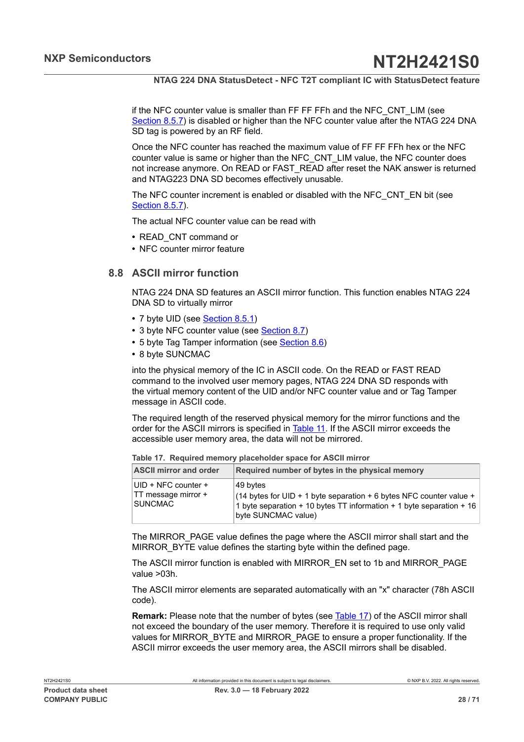if the NFC counter value is smaller than FF FF FFh and the NFC_CNT_LIM (see Section 8.5.7) is disabled or higher than the NFC counter value after the NTAG 224 DNA SD tag is powered by an RF field.

Once the NFC counter has reached the maximum value of FF FF FFh hex or the NFC counter value is same or higher than the NFC_CNT_LIM value, the NFC counter does not increase anymore. On READ or FAST_READ after reset the NAK answer is returned and NTAG223 DNA SD becomes effectively unusable.

The NFC counter increment is enabled or disabled with the NFC_CNT_EN bit (see Section 8.5.7).

The actual NFC counter value can be read with

- READ_CNT command or
- NFC counter mirror feature

## 8.8 ASCII mirror function

NTAG 224 DNA SD features an ASCII mirror function. This function enables NTAG 224 DNA SD to virtually mirror

- 7 byte UID (see Section 8.5.1)
- 3 byte NFC counter value (see Section 8.7)
- 5 byte Tag Tamper information (see Section 8.6)
- 8 byte SUNCMAC

into the physical memory of the IC in ASCII code. On the READ or FAST READ command to the involved user memory pages, NTAG 224 DNA SD responds with the virtual memory content of the UID and/or NFC counter value and or Tag Tamper message in ASCII code.

The required length of the reserved physical memory for the mirror functions and the order for the ASCII mirrors is specified in Table 11. If the ASCII mirror exceeds the accessible user memory area, the data will not be mirrored.

**Table 17. Required memory placeholder space for ASCII mirror**

| ASCII mirror and order | Required number of bytes in the physical memory |
|---|---|
| UID + NFC counter + TT message mirror + SUNCMAC | 49 bytes<br>(14 bytes for UID + 1 byte separation + 6 bytes NFC counter value + 1 byte separation + 10 bytes TT information + 1 byte separation + 16 byte SUNCMAC value) |

The MIRROR_PAGE value defines the page where the ASCII mirror shall start and the MIRROR_BYTE value defines the starting byte within the defined page.

The ASCII mirror function is enabled with MIRROR_EN set to 1b and MIRROR_PAGE value >03h.

The ASCII mirror elements are separated automatically with an "x" character (78h ASCII code).

**Remark:** Please note that the number of bytes (see Table 17) of the ASCII mirror shall not exceed the boundary of the user memory. Therefore it is required to use only valid values for MIRROR_BYTE and MIRROR_PAGE to ensure a proper functionality. If the ASCII mirror exceeds the user memory area, the ASCII mirrors shall be disabled.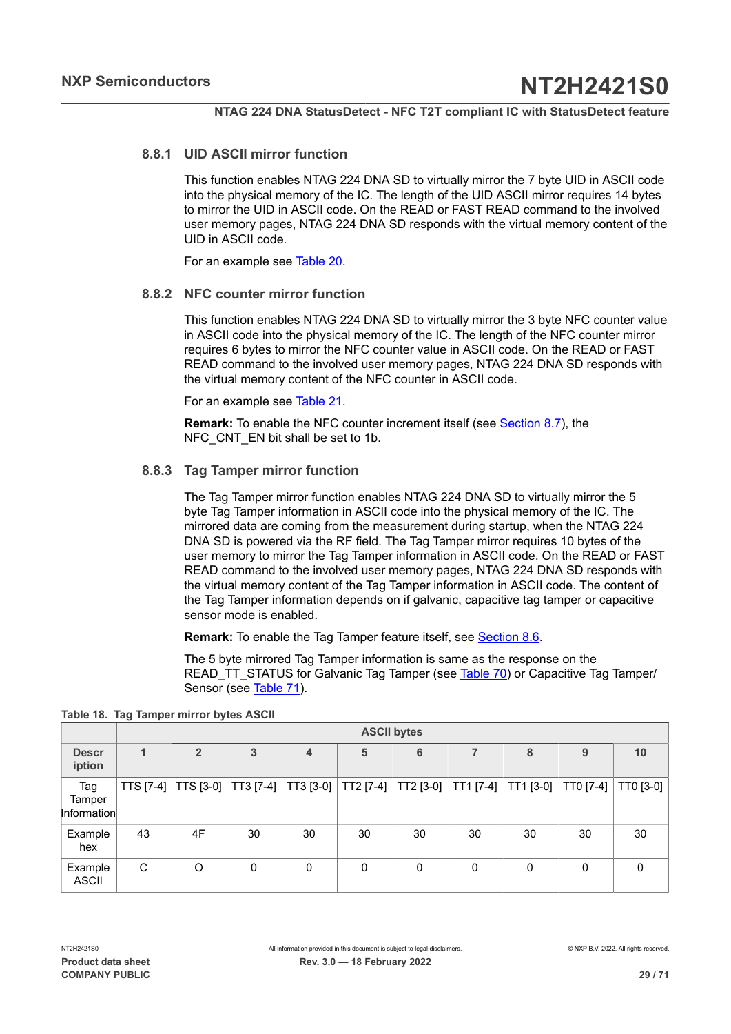### 8.8.1 UID ASCII mirror function

This function enables NTAG 224 DNA SD to virtually mirror the 7 byte UID in ASCII code into the physical memory of the IC. The length of the UID ASCII mirror requires 14 bytes to mirror the UID in ASCII code. On the READ or FAST READ command to the involved user memory pages, NTAG 224 DNA SD responds with the virtual memory content of the UID in ASCII code.

For an example see Table 20.

### 8.8.2 NFC counter mirror function

This function enables NTAG 224 DNA SD to virtually mirror the 3 byte NFC counter value in ASCII code into the physical memory of the IC. The length of the NFC counter mirror requires 6 bytes to mirror the NFC counter value in ASCII code. On the READ or FAST READ command to the involved user memory pages, NTAG 224 DNA SD responds with the virtual memory content of the NFC counter in ASCII code.

For an example see Table 21.

**Remark:** To enable the NFC counter increment itself (see Section 8.7), the NFC_CNT_EN bit shall be set to 1b.

### 8.8.3 Tag Tamper mirror function

The Tag Tamper mirror function enables NTAG 224 DNA SD to virtually mirror the 5 byte Tag Tamper information in ASCII code into the physical memory of the IC. The mirrored data are coming from the measurement during startup, when the NTAG 224 DNA SD is powered via the RF field. The Tag Tamper mirror requires 10 bytes of the user memory to mirror the Tag Tamper information in ASCII code. On the READ or FAST READ command to the involved user memory pages, NTAG 224 DNA SD responds with the virtual memory content of the Tag Tamper information in ASCII code. The content of the Tag Tamper information depends on if galvanic, capacitive tag tamper or capacitive sensor mode is enabled.

**Remark:** To enable the Tag Tamper feature itself, see Section 8.6.

The 5 byte mirrored Tag Tamper information is same as the response on the READ_TT_STATUS for Galvanic Tag Tamper (see Table 70) or Capacitive Tag Tamper/ Sensor (see Table 71).

**Table 18. Tag Tamper mirror bytes ASCII**

| | ASCII bytes | | | | | | | | | |
|---|---|---|---|---|---|---|---|---|---|---|
| **Description** | **1** | **2** | **3** | **4** | **5** | **6** | **7** | **8** | **9** | **10** |
| Tag Tamper Information | TTS [7-4] | TTS [3-0] | TT3 [7-4] | TT3 [3-0] | TT2 [7-4] | TT2 [3-0] | TT1 [7-4] | TT1 [3-0] | TT0 [7-4] | TT0 [3-0] |
| Example hex | 43 | 4F | 30 | 30 | 30 | 30 | 30 | 30 | 30 | 30 |
| Example ASCII | C | O | 0 | 0 | 0 | 0 | 0 | 0 | 0 | 0 |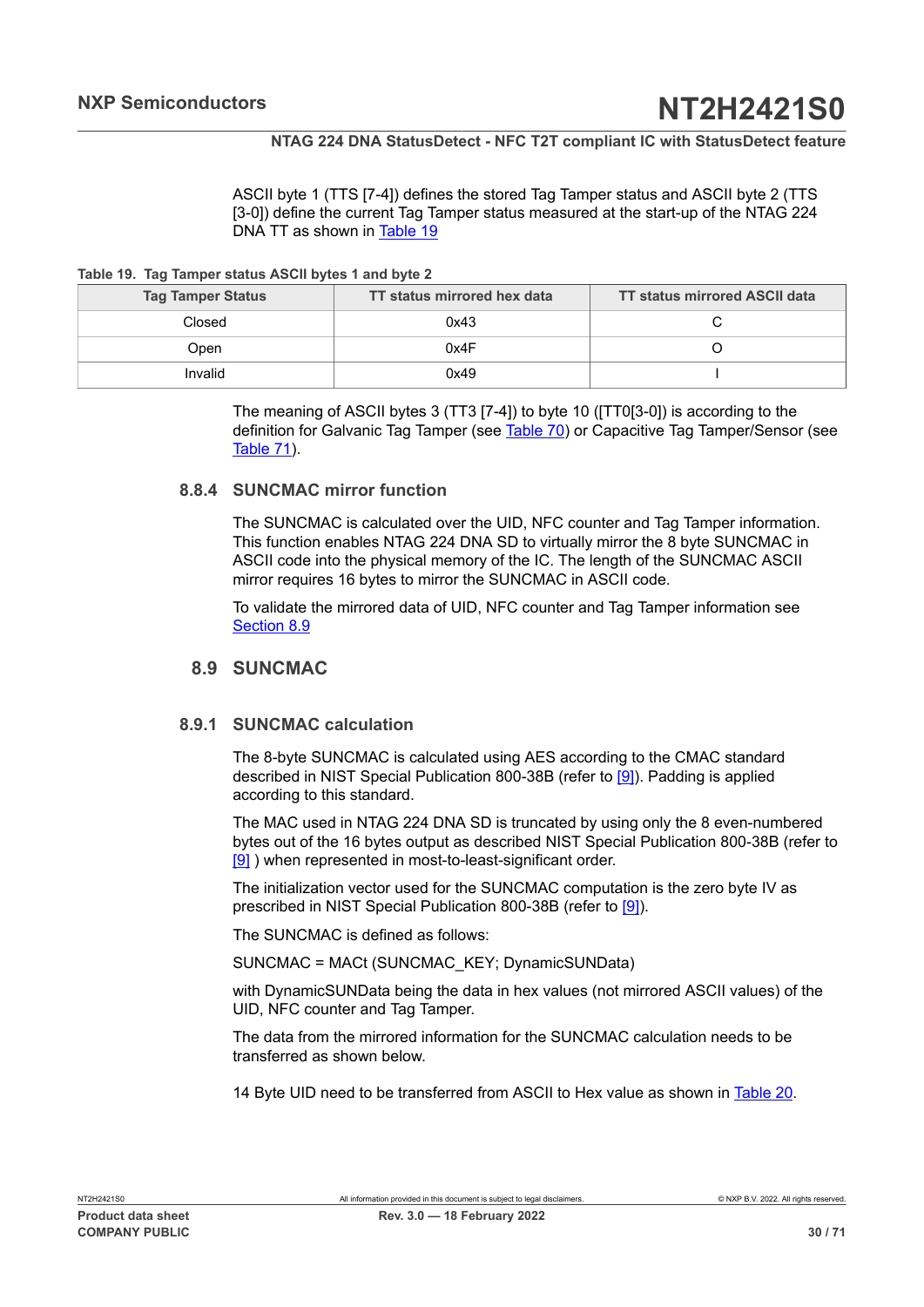ASCII byte 1 (TTS [7-4]) defines the stored Tag Tamper status and ASCII byte 2 (TTS [3-0]) define the current Tag Tamper status measured at the start-up of the NTAG 224 DNA TT as shown in Table 19

**Table 19. Tag Tamper status ASCII bytes 1 and byte 2**

| Tag Tamper Status | TT status mirrored hex data | TT status mirrored ASCII data |
|---|---|---|
| Closed | 0x43 | C |
| Open | 0x4F | O |
| Invalid | 0x49 | I |

The meaning of ASCII bytes 3 (TT3 [7-4]) to byte 10 ([TT0[3-0]) is according to the definition for Galvanic Tag Tamper (see Table 70) or Capacitive Tag Tamper/Sensor (see Table 71).

### 8.8.4 SUNCMAC mirror function

The SUNCMAC is calculated over the UID, NFC counter and Tag Tamper information. This function enables NTAG 224 DNA SD to virtually mirror the 8 byte SUNCMAC in ASCII code into the physical memory of the IC. The length of the SUNCMAC ASCII mirror requires 16 bytes to mirror the SUNCMAC in ASCII code.

To validate the mirrored data of UID, NFC counter and Tag Tamper information see Section 8.9

## 8.9 SUNCMAC

### 8.9.1 SUNCMAC calculation

The 8-byte SUNCMAC is calculated using AES according to the CMAC standard described in NIST Special Publication 800-38B (refer to [9]). Padding is applied according to this standard.

The MAC used in NTAG 224 DNA SD is truncated by using only the 8 even-numbered bytes out of the 16 bytes output as described NIST Special Publication 800-38B (refer to [9] ) when represented in most-to-least-significant order.

The initialization vector used for the SUNCMAC computation is the zero byte IV as prescribed in NIST Special Publication 800-38B (refer to [9]).

The SUNCMAC is defined as follows:

SUNCMAC = MACt (SUNCMAC_KEY; DynamicSUNData)

with DynamicSUNData being the data in hex values (not mirrored ASCII values) of the UID, NFC counter and Tag Tamper.

The data from the mirrored information for the SUNCMAC calculation needs to be transferred as shown below.

14 Byte UID need to be transferred from ASCII to Hex value as shown in Table 20.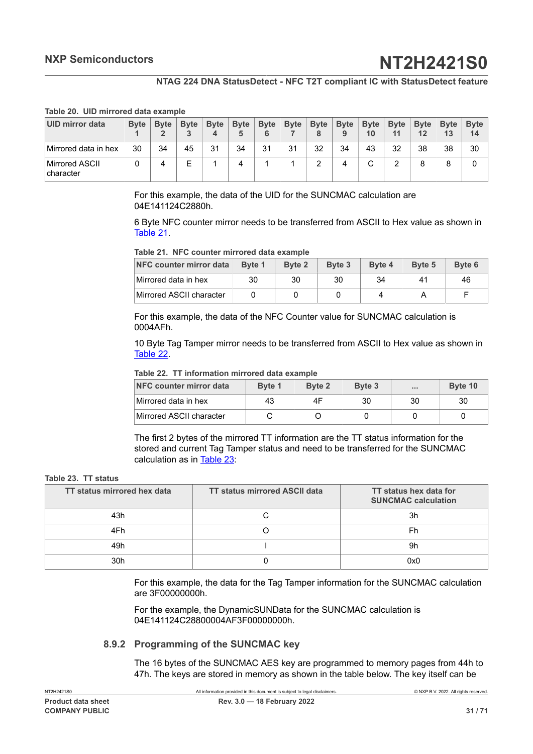**Table 20. UID mirrored data example**

| UID mirror data | Byte 1 | Byte 2 | Byte 3 | Byte 4 | Byte 5 | Byte 6 | Byte 7 | Byte 8 | Byte 9 | Byte 10 | Byte 11 | Byte 12 | Byte 13 | Byte 14 |
|---|---|---|---|---|---|---|---|---|---|---|---|---|---|---|
| Mirrored data in hex | 30 | 34 | 45 | 31 | 34 | 31 | 31 | 32 | 34 | 43 | 32 | 38 | 38 | 30 |
| Mirrored ASCII character | 0 | 4 | E | 1 | 4 | 1 | 1 | 2 | 4 | C | 2 | 8 | 8 | 0 |

For this example, the data of the UID for the SUNCMAC calculation are 04E141124C2880h.

6 Byte NFC counter mirror needs to be transferred from ASCII to Hex value as shown in Table 21.

**Table 21. NFC counter mirrored data example**

| NFC counter mirror data | Byte 1 | Byte 2 | Byte 3 | Byte 4 | Byte 5 | Byte 6 |
|---|---|---|---|---|---|---|
| Mirrored data in hex | 30 | 30 | 30 | 34 | 41 | 46 |
| Mirrored ASCII character | 0 | 0 | 0 | 4 | A | F |

For this example, the data of the NFC Counter value for SUNCMAC calculation is 0004AFh.

10 Byte Tag Tamper mirror needs to be transferred from ASCII to Hex value as shown in Table 22.

**Table 22. TT information mirrored data example**

| NFC counter mirror data | Byte 1 | Byte 2 | Byte 3 | ... | Byte 10 |
|---|---|---|---|---|---|
| Mirrored data in hex | 43 | 4F | 30 | 30 | 30 |
| Mirrored ASCII character | C | O | 0 | 0 | 0 |

The first 2 bytes of the mirrored TT information are the TT status information for the stored and current Tag Tamper status and need to be transferred for the SUNCMAC calculation as in Table 23:

**Table 23. TT status**

| TT status mirrored hex data | TT status mirrored ASCII data | TT status hex data for SUNCMAC calculation |
|---|---|---|
| 43h | C | 3h |
| 4Fh | O | Fh |
| 49h | I | 9h |
| 30h | 0 | 0x0 |

For this example, the data for the Tag Tamper information for the SUNCMAC calculation are 3F00000000h.

For the example, the DynamicSUNData for the SUNCMAC calculation is 04E141124C28800004AF3F00000000h.

### 8.9.2 Programming of the SUNCMAC key

The 16 bytes of the SUNCMAC AES key are programmed to memory pages from 44h to 47h. The keys are stored in memory as shown in the table below. The key itself can be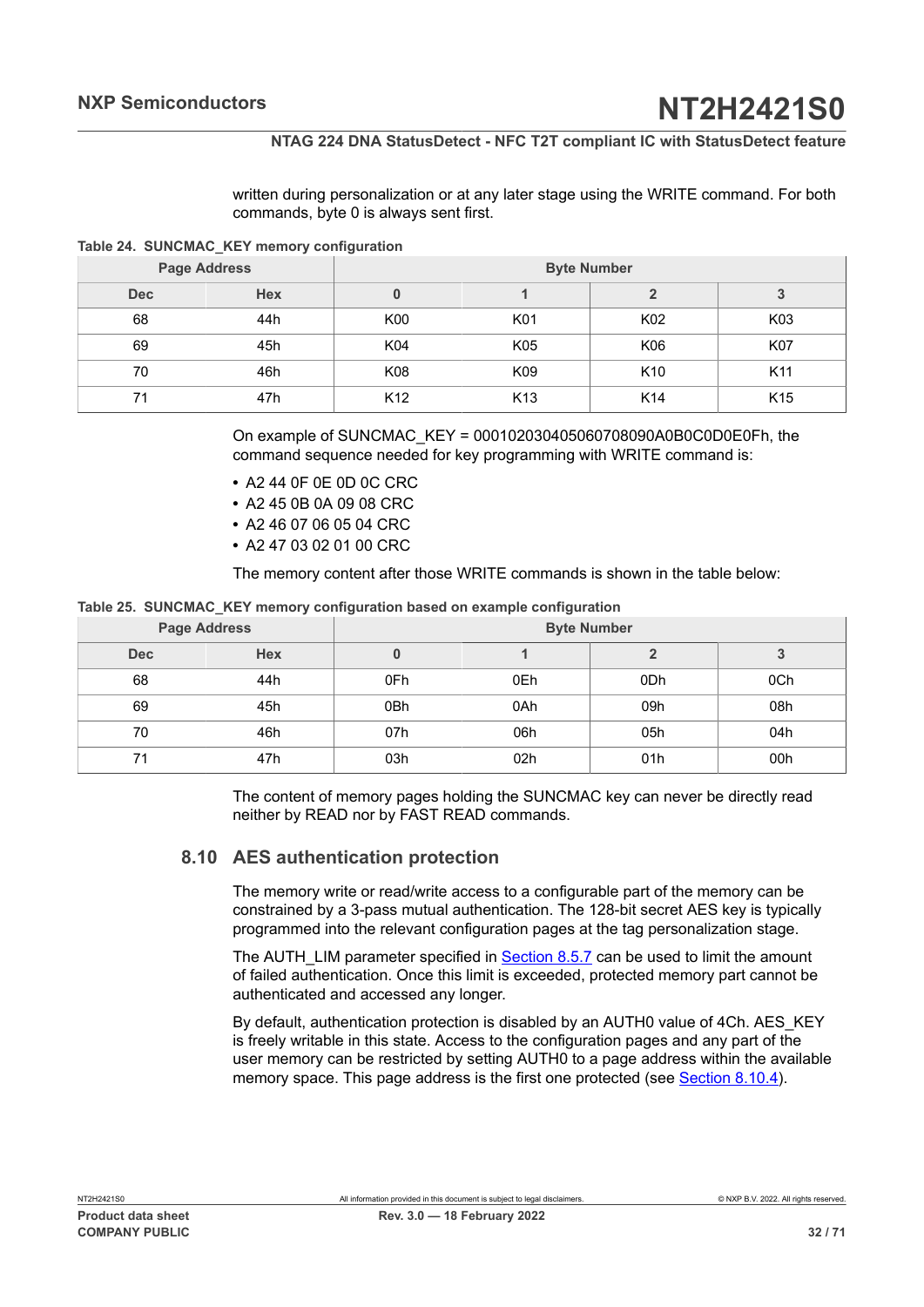written during personalization or at any later stage using the WRITE command. For both commands, byte 0 is always sent first.

**Table 24. SUNCMAC_KEY memory configuration**

| Page Address | | Byte Number | | | |
|---|---|---|---|---|---|
| Dec | Hex | 0 | 1 | 2 | 3 |
| 68 | 44h | K00 | K01 | K02 | K03 |
| 69 | 45h | K04 | K05 | K06 | K07 |
| 70 | 46h | K08 | K09 | K10 | K11 |
| 71 | 47h | K12 | K13 | K14 | K15 |

On example of SUNCMAC_KEY = 000102030405060708090A0B0C0D0E0Fh, the command sequence needed for key programming with WRITE command is:

- A2 44 0F 0E 0D 0C CRC
- A2 45 0B 0A 09 08 CRC
- A2 46 07 06 05 04 CRC
- A2 47 03 02 01 00 CRC

The memory content after those WRITE commands is shown in the table below:

**Table 25. SUNCMAC_KEY memory configuration based on example configuration**

| Page Address | | Byte Number | | | |
|---|---|---|---|---|---|
| Dec | Hex | 0 | 1 | 2 | 3 |
| 68 | 44h | 0Fh | 0Eh | 0Dh | 0Ch |
| 69 | 45h | 0Bh | 0Ah | 09h | 08h |
| 70 | 46h | 07h | 06h | 05h | 04h |
| 71 | 47h | 03h | 02h | 01h | 00h |

The content of memory pages holding the SUNCMAC key can never be directly read neither by READ nor by FAST READ commands.

## 8.10 AES authentication protection

The memory write or read/write access to a configurable part of the memory can be constrained by a 3-pass mutual authentication. The 128-bit secret AES key is typically programmed into the relevant configuration pages at the tag personalization stage.

The AUTH_LIM parameter specified in Section 8.5.7 can be used to limit the amount of failed authentication. Once this limit is exceeded, protected memory part cannot be authenticated and accessed any longer.

By default, authentication protection is disabled by an AUTH0 value of 4Ch. AES_KEY is freely writable in this state. Access to the configuration pages and any part of the user memory can be restricted by setting AUTH0 to a page address within the available memory space. This page address is the first one protected (see Section 8.10.4).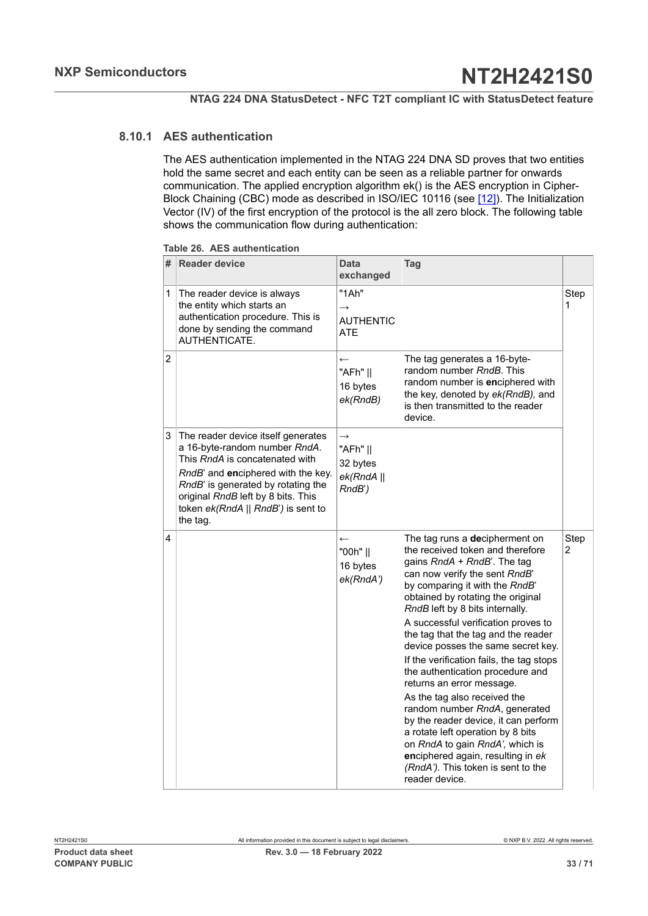### 8.10.1 AES authentication

The AES authentication implemented in the NTAG 224 DNA SD proves that two entities hold the same secret and each entity can be seen as a reliable partner for onwards communication. The applied encryption algorithm ek() is the AES encryption in Cipher-Block Chaining (CBC) mode as described in ISO/IEC 10116 (see [12]). The Initialization Vector (IV) of the first encryption of the protocol is the all zero block. The following table shows the communication flow during authentication:

**Table 26. AES authentication**

| # | Reader device | Data exchanged | Tag | |
|---|---|---|---|---|
| 1 | The reader device is always the entity which starts an authentication procedure. This is done by sending the command AUTHENTICATE. | "1Ah" → AUTHENTICATE | | Step 1 |
| 2 | | ← "AFh" \|\| 16 bytes *ek(RndB)* | The tag generates a 16-byte-random number *RndB*. This random number is **en**ciphered with the key, denoted by *ek(RndB)*, and is then transmitted to the reader device. | |
| 3 | The reader device itself generates a 16-byte-random number *RndA*. This *RndA* is concatenated with *RndB*' and **en**ciphered with the key. *RndB*' is generated by rotating the original *RndB* left by 8 bits. This token *ek(RndA* \|\| *RndB*'*)* is sent to the tag. | → "AFh" \|\| 32 bytes *ek(RndA* \|\| *RndB*'*)* | | |
| 4 | | ← "00h" \|\| 16 bytes *ek(RndA')* | The tag runs a **de**cipherment on the received token and therefore gains *RndA* + *RndB*'. The tag can now verify the sent *RndB*' by comparing it with the *RndB*' obtained by rotating the original *RndB* left by 8 bits internally.<br><br>A successful verification proves to the tag that the tag and the reader device posses the same secret key.<br><br>If the verification fails, the tag stops the authentication procedure and returns an error message.<br><br>As the tag also received the random number *RndA*, generated by the reader device, it can perform a rotate left operation by 8 bits on *RndA* to gain *RndA'*, which is **en**ciphered again, resulting in *ek (RndA')*. This token is sent to the reader device. | Step 2 |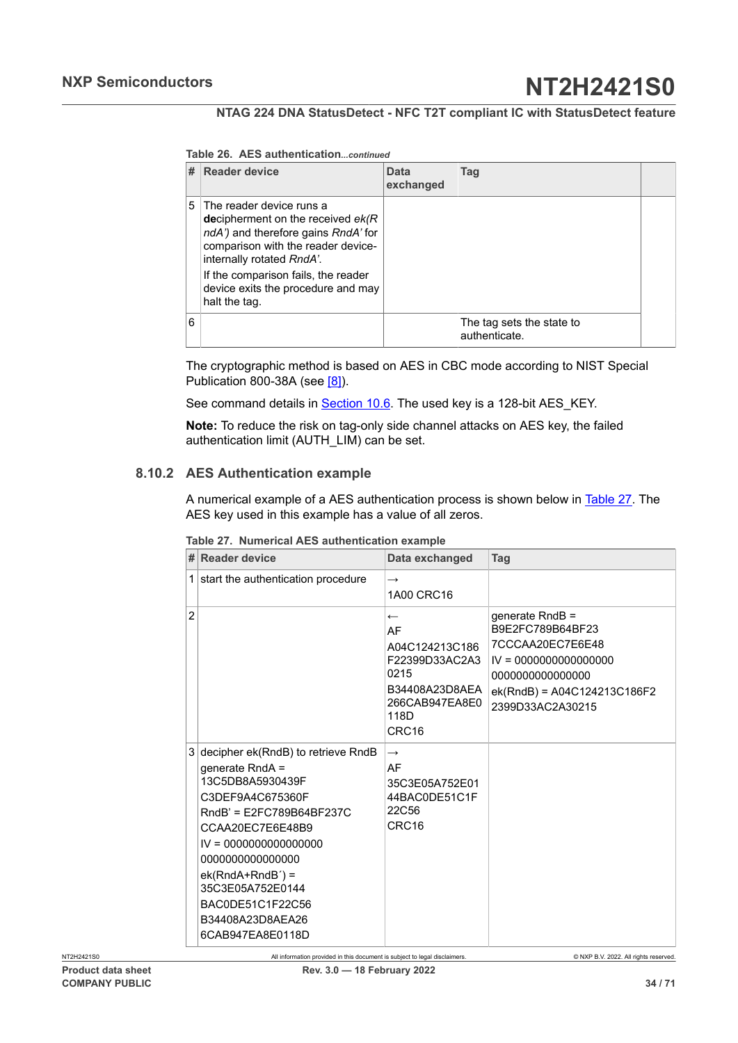**Table 26. AES authentication***...continued*

| # | Reader device | Data exchanged | Tag |
|---|---|---|---|
| 5 | The reader device runs a **de**cipherment on the received *ek(RndA')* and therefore gains *RndA'* for comparison with the reader device-internally rotated *RndA'*. If the comparison fails, the reader device exits the procedure and may halt the tag. | | |
| 6 | | | The tag sets the state to authenticate. |

The cryptographic method is based on AES in CBC mode according to NIST Special Publication 800-38A (see [8]).

See command details in Section 10.6. The used key is a 128-bit AES_KEY.

**Note:** To reduce the risk on tag-only side channel attacks on AES key, the failed authentication limit (AUTH_LIM) can be set.

### 8.10.2 AES Authentication example

A numerical example of a AES authentication process is shown below in Table 27. The AES key used in this example has a value of all zeros.

**Table 27. Numerical AES authentication example**

| # | Reader device | Data exchanged | Tag |
|---|---|---|---|
| 1 | start the authentication procedure | → 1A00 CRC16 | |
| 2 | | ← AF A04C124213C186F22399D33AC2A30215 B34408A23D8AEA266CAB947EA8E0118D CRC16 | generate RndB = B9E2FC789B64BF237CCCAA20EC7E6E48 IV = 00000000000000000000000000000000 ek(RndB) = A04C124213C186F22399D33AC2A30215 |
| 3 | decipher ek(RndB) to retrieve RndB generate RndA = 13C5DB8A5930439FC3DEF9A4C675360F RndB' = E2FC789B64BF237CCCAA20EC7E6E48B9 IV = 00000000000000000000000000000000 ek(RndA+RndB´) = 35C3E05A752E0144BAC0DE51C1F22C56B34408A23D8AEA266CAB947EA8E0118D | → AF 35C3E05A752E0144BAC0DE51C1F22C56 CRC16 | |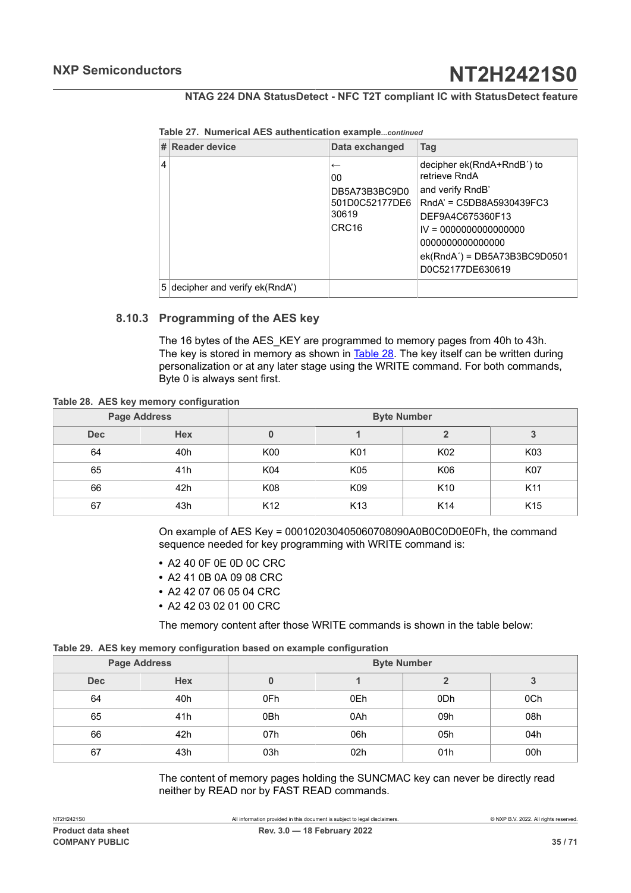**Table 27. Numerical AES authentication example**...*continued*

| # | Reader device | Data exchanged | Tag |
|---|---|---|---|
| 4 | | ← 00 DB5A73B3BC9D0 501D0C52177DE6 30619 CRC16 | decipher ek(RndA+RndB´) to retrieve RndA and verify RndB' RndA' = C5DB8A5930439FC3 DEF9A4C675360F13 IV = 0000000000000000 0000000000000000 ek(RndA´) = DB5A73B3BC9D0501 D0C52177DE630619 |
| 5 | decipher and verify ek(RndA') | | |

### 8.10.3 Programming of the AES key

The 16 bytes of the AES_KEY are programmed to memory pages from 40h to 43h. The key is stored in memory as shown in Table 28. The key itself can be written during personalization or at any later stage using the WRITE command. For both commands, Byte 0 is always sent first.

**Table 28. AES key memory configuration**

| Page Address | | Byte Number | | | |
|---|---|---|---|---|---|
| Dec | Hex | 0 | 1 | 2 | 3 |
| 64 | 40h | K00 | K01 | K02 | K03 |
| 65 | 41h | K04 | K05 | K06 | K07 |
| 66 | 42h | K08 | K09 | K10 | K11 |
| 67 | 43h | K12 | K13 | K14 | K15 |

On example of AES Key = 000102030405060708090A0B0C0D0E0Fh, the command sequence needed for key programming with WRITE command is:

- A2 40 0F 0E 0D 0C CRC
- A2 41 0B 0A 09 08 CRC
- A2 42 07 06 05 04 CRC
- A2 42 03 02 01 00 CRC

The memory content after those WRITE commands is shown in the table below:

**Table 29. AES key memory configuration based on example configuration**

| Page Address | | Byte Number | | | |
|---|---|---|---|---|---|
| Dec | Hex | 0 | 1 | 2 | 3 |
| 64 | 40h | 0Fh | 0Eh | 0Dh | 0Ch |
| 65 | 41h | 0Bh | 0Ah | 09h | 08h |
| 66 | 42h | 07h | 06h | 05h | 04h |
| 67 | 43h | 03h | 02h | 01h | 00h |

The content of memory pages holding the SUNCMAC key can never be directly read neither by READ nor by FAST READ commands.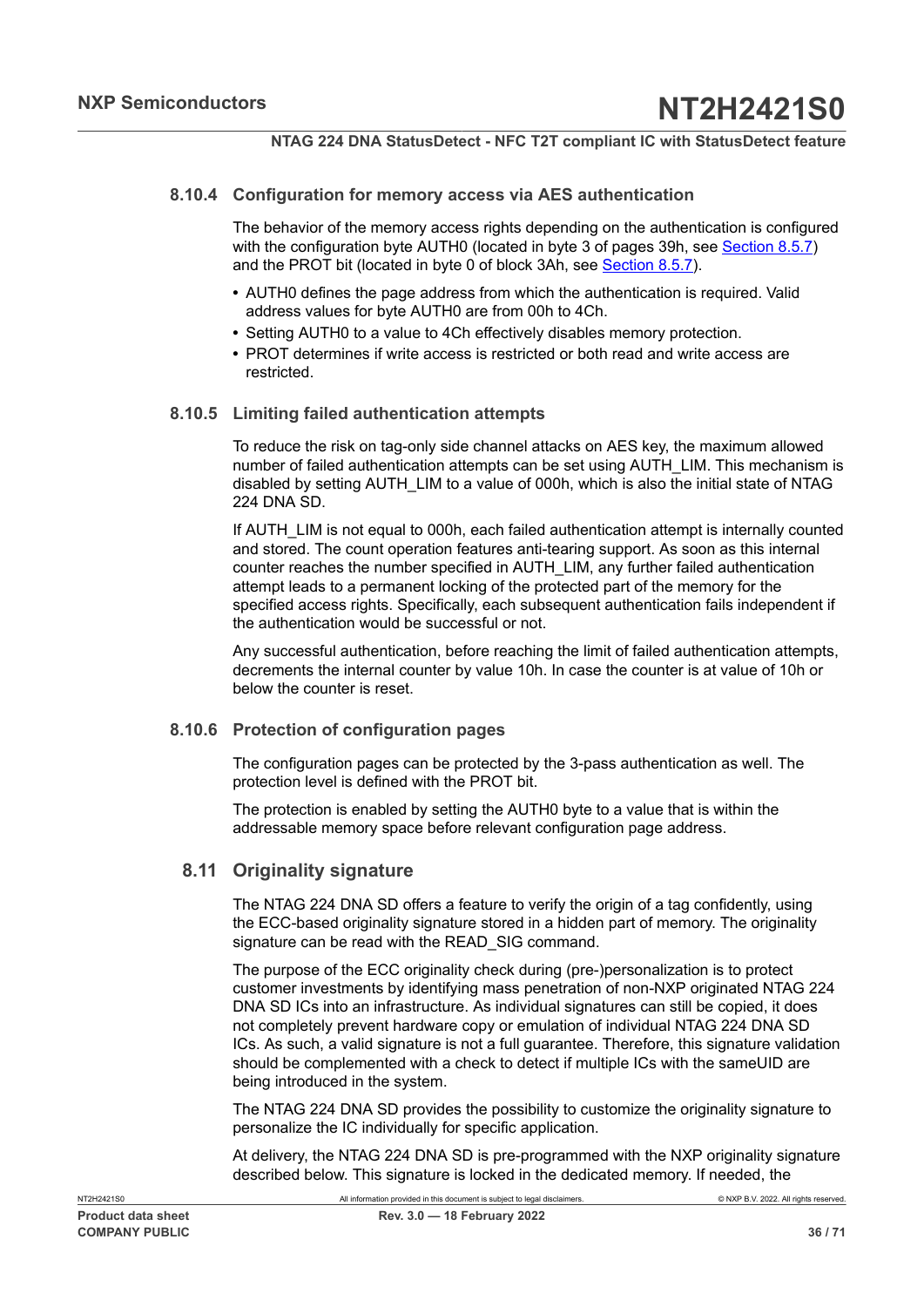### 8.10.4 Configuration for memory access via AES authentication

The behavior of the memory access rights depending on the authentication is configured with the configuration byte AUTH0 (located in byte 3 of pages 39h, see Section 8.5.7) and the PROT bit (located in byte 0 of block 3Ah, see Section 8.5.7).

- AUTH0 defines the page address from which the authentication is required. Valid address values for byte AUTH0 are from 00h to 4Ch.
- Setting AUTH0 to a value to 4Ch effectively disables memory protection.
- PROT determines if write access is restricted or both read and write access are restricted.

### 8.10.5 Limiting failed authentication attempts

To reduce the risk on tag-only side channel attacks on AES key, the maximum allowed number of failed authentication attempts can be set using AUTH_LIM. This mechanism is disabled by setting AUTH_LIM to a value of 000h, which is also the initial state of NTAG 224 DNA SD.

If AUTH_LIM is not equal to 000h, each failed authentication attempt is internally counted and stored. The count operation features anti-tearing support. As soon as this internal counter reaches the number specified in AUTH_LIM, any further failed authentication attempt leads to a permanent locking of the protected part of the memory for the specified access rights. Specifically, each subsequent authentication fails independent if the authentication would be successful or not.

Any successful authentication, before reaching the limit of failed authentication attempts, decrements the internal counter by value 10h. In case the counter is at value of 10h or below the counter is reset.

### 8.10.6 Protection of configuration pages

The configuration pages can be protected by the 3-pass authentication as well. The protection level is defined with the PROT bit.

The protection is enabled by setting the AUTH0 byte to a value that is within the addressable memory space before relevant configuration page address.

## 8.11 Originality signature

The NTAG 224 DNA SD offers a feature to verify the origin of a tag confidently, using the ECC-based originality signature stored in a hidden part of memory. The originality signature can be read with the READ_SIG command.

The purpose of the ECC originality check during (pre-)personalization is to protect customer investments by identifying mass penetration of non-NXP originated NTAG 224 DNA SD ICs into an infrastructure. As individual signatures can still be copied, it does not completely prevent hardware copy or emulation of individual NTAG 224 DNA SD ICs. As such, a valid signature is not a full guarantee. Therefore, this signature validation should be complemented with a check to detect if multiple ICs with the sameUID are being introduced in the system.

The NTAG 224 DNA SD provides the possibility to customize the originality signature to personalize the IC individually for specific application.

At delivery, the NTAG 224 DNA SD is pre-programmed with the NXP originality signature described below. This signature is locked in the dedicated memory. If needed, the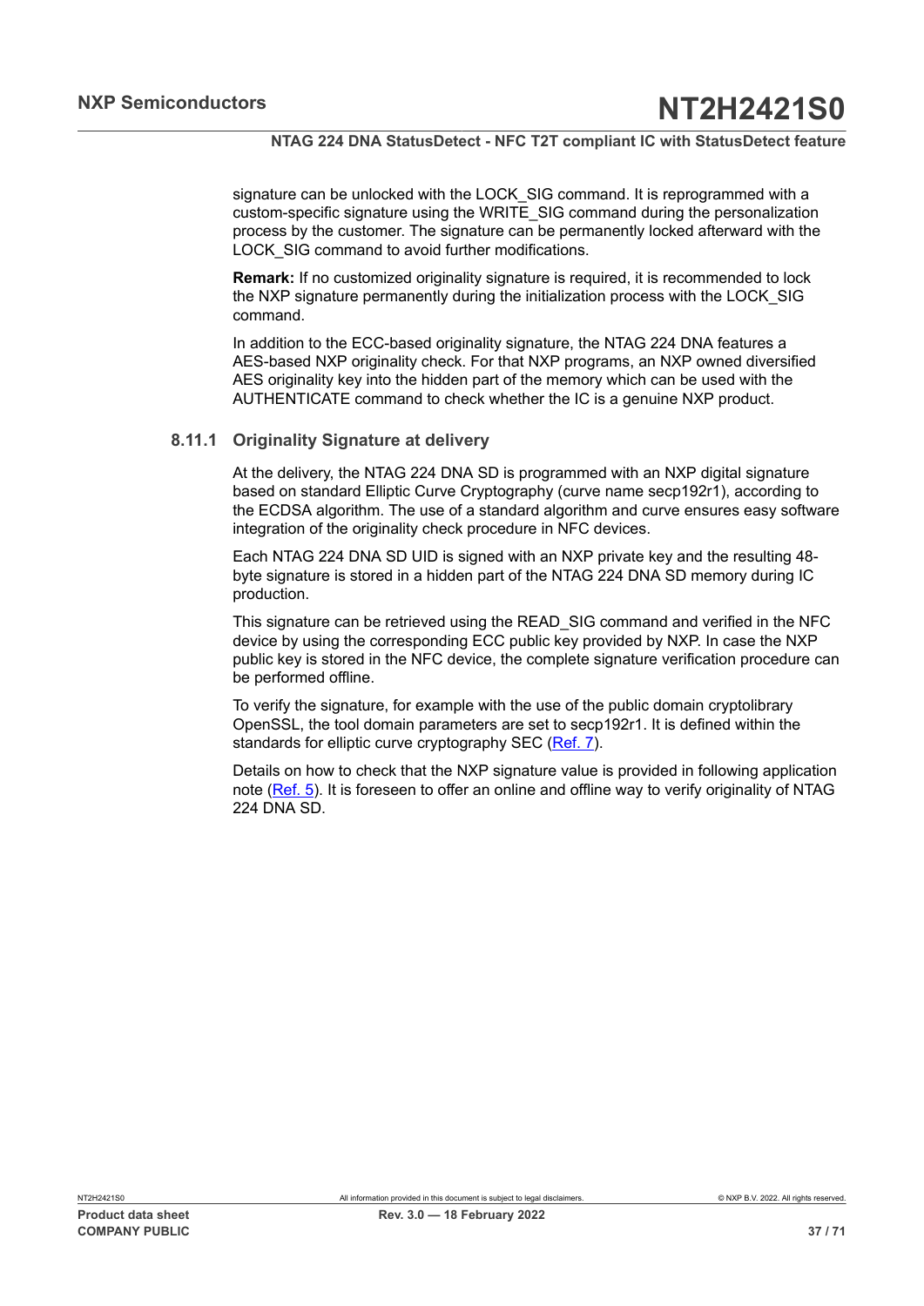signature can be unlocked with the LOCK_SIG command. It is reprogrammed with a custom-specific signature using the WRITE_SIG command during the personalization process by the customer. The signature can be permanently locked afterward with the LOCK_SIG command to avoid further modifications.

**Remark:** If no customized originality signature is required, it is recommended to lock the NXP signature permanently during the initialization process with the LOCK_SIG command.

In addition to the ECC-based originality signature, the NTAG 224 DNA features a AES-based NXP originality check. For that NXP programs, an NXP owned diversified AES originality key into the hidden part of the memory which can be used with the AUTHENTICATE command to check whether the IC is a genuine NXP product.

### 8.11.1 Originality Signature at delivery

At the delivery, the NTAG 224 DNA SD is programmed with an NXP digital signature based on standard Elliptic Curve Cryptography (curve name secp192r1), according to the ECDSA algorithm. The use of a standard algorithm and curve ensures easy software integration of the originality check procedure in NFC devices.

Each NTAG 224 DNA SD UID is signed with an NXP private key and the resulting 48-byte signature is stored in a hidden part of the NTAG 224 DNA SD memory during IC production.

This signature can be retrieved using the READ_SIG command and verified in the NFC device by using the corresponding ECC public key provided by NXP. In case the NXP public key is stored in the NFC device, the complete signature verification procedure can be performed offline.

To verify the signature, for example with the use of the public domain cryptolibrary OpenSSL, the tool domain parameters are set to secp192r1. It is defined within the standards for elliptic curve cryptography SEC (Ref. 7).

Details on how to check that the NXP signature value is provided in following application note (Ref. 5). It is foreseen to offer an online and offline way to verify originality of NTAG 224 DNA SD.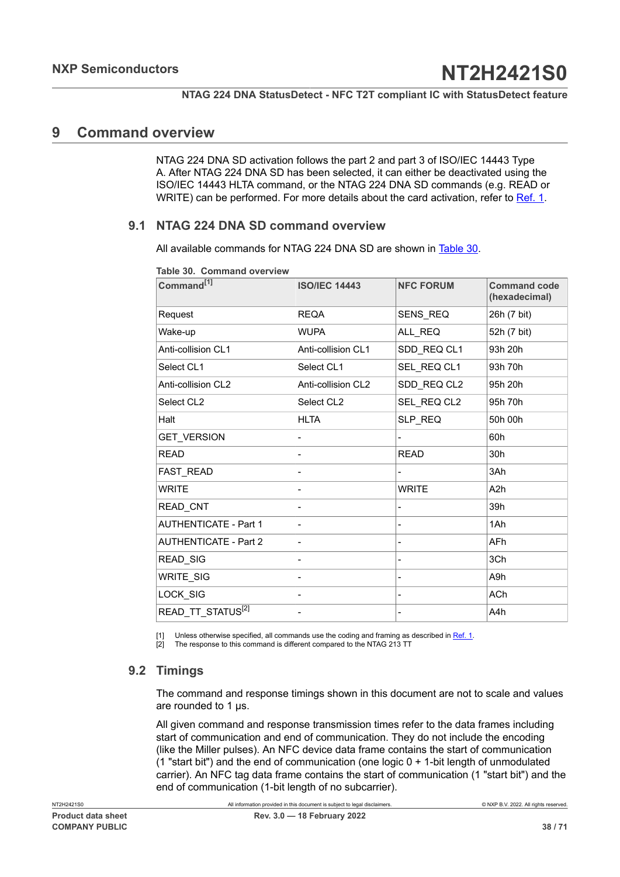# 9 Command overview

NTAG 224 DNA SD activation follows the part 2 and part 3 of ISO/IEC 14443 Type A. After NTAG 224 DNA SD has been selected, it can either be deactivated using the ISO/IEC 14443 HLTA command, or the NTAG 224 DNA SD commands (e.g. READ or WRITE) can be performed. For more details about the card activation, refer to Ref. 1.

## 9.1 NTAG 224 DNA SD command overview

All available commands for NTAG 224 DNA SD are shown in Table 30.

**Table 30. Command overview**

| Command[1] | ISO/IEC 14443 | NFC FORUM | Command code (hexadecimal) |
|---|---|---|---|
| Request | REQA | SENS_REQ | 26h (7 bit) |
| Wake-up | WUPA | ALL_REQ | 52h (7 bit) |
| Anti-collision CL1 | Anti-collision CL1 | SDD_REQ CL1 | 93h 20h |
| Select CL1 | Select CL1 | SEL_REQ CL1 | 93h 70h |
| Anti-collision CL2 | Anti-collision CL2 | SDD_REQ CL2 | 95h 20h |
| Select CL2 | Select CL2 | SEL_REQ CL2 | 95h 70h |
| Halt | HLTA | SLP_REQ | 50h 00h |
| GET_VERSION | - | - | 60h |
| READ | - | READ | 30h |
| FAST_READ | - | - | 3Ah |
| WRITE | - | WRITE | A2h |
| READ_CNT | - | - | 39h |
| AUTHENTICATE - Part 1 | - | - | 1Ah |
| AUTHENTICATE - Part 2 | - | - | AFh |
| READ_SIG | - | - | 3Ch |
| WRITE_SIG | - | - | A9h |
| LOCK_SIG | - | - | ACh |
| READ_TT_STATUS[2] | - | - | A4h |

[1] Unless otherwise specified, all commands use the coding and framing as described in Ref. 1.
[2] The response to this command is different compared to the NTAG 213 TT

## 9.2 Timings

The command and response timings shown in this document are not to scale and values are rounded to 1 µs.

All given command and response transmission times refer to the data frames including start of communication and end of communication. They do not include the encoding (like the Miller pulses). An NFC device data frame contains the start of communication (1 "start bit") and the end of communication (one logic 0 + 1-bit length of unmodulated carrier). An NFC tag data frame contains the start of communication (1 "start bit") and the end of communication (1-bit length of no subcarrier).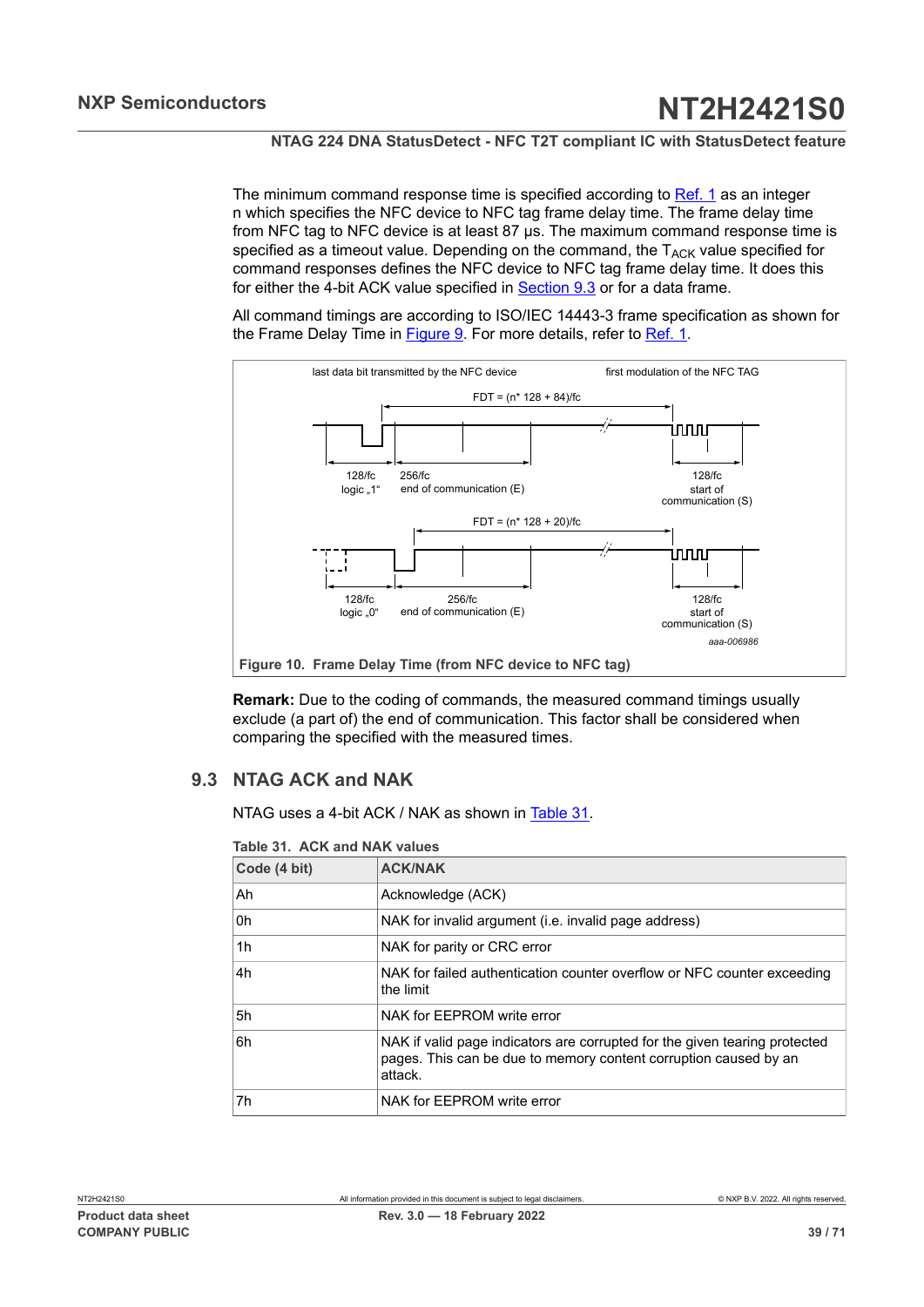The minimum command response time is specified according to Ref. 1 as an integer n which specifies the NFC device to NFC tag frame delay time. The frame delay time from NFC tag to NFC device is at least 87 µs. The maximum command response time is specified as a timeout value. Depending on the command, the $T_{ACK}$ value specified for command responses defines the NFC device to NFC tag frame delay time. It does this for either the 4-bit ACK value specified in Section 9.3 or for a data frame.

All command timings are according to ISO/IEC 14443-3 frame specification as shown for the Frame Delay Time in Figure 9. For more details, refer to Ref. 1.

last data bit transmitted by the NFC device — first modulation of the NFC TAG

FDT = (n* 128 + 84)/fc

128/fc logic „1“ — 256/fc end of communication (E) — 128/fc start of communication (S)

FDT = (n* 128 + 20)/fc

128/fc logic „0“ — 256/fc end of communication (E) — 128/fc start of communication (S)

aaa-006986

**Figure 10. Frame Delay Time (from NFC device to NFC tag)**

**Remark:** Due to the coding of commands, the measured command timings usually exclude (a part of) the end of communication. This factor shall be considered when comparing the specified with the measured times.

## 9.3 NTAG ACK and NAK

NTAG uses a 4-bit ACK / NAK as shown in Table 31.

**Table 31. ACK and NAK values**

| Code (4 bit) | ACK/NAK |
|---|---|
| Ah | Acknowledge (ACK) |
| 0h | NAK for invalid argument (i.e. invalid page address) |
| 1h | NAK for parity or CRC error |
| 4h | NAK for failed authentication counter overflow or NFC counter exceeding the limit |
| 5h | NAK for EEPROM write error |
| 6h | NAK if valid page indicators are corrupted for the given tearing protected pages. This can be due to memory content corruption caused by an attack. |
| 7h | NAK for EEPROM write error |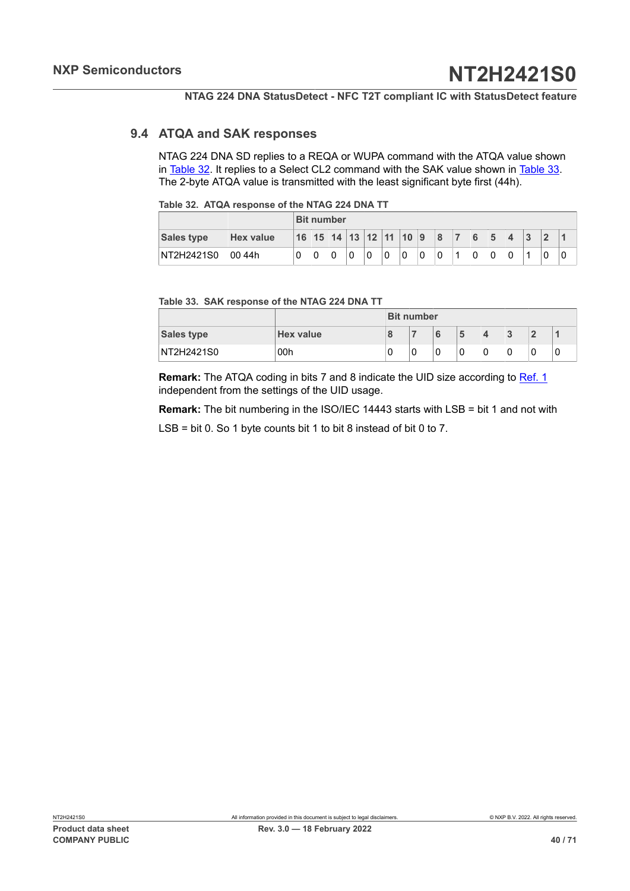### 9.4 ATQA and SAK responses

NTAG 224 DNA SD replies to a REQA or WUPA command with the ATQA value shown in Table 32. It replies to a Select CL2 command with the SAK value shown in Table 33. The 2-byte ATQA value is transmitted with the least significant byte first (44h).

**Table 32. ATQA response of the NTAG 224 DNA TT**

| | | Bit number | | | | | | | | | | | | | | | |
|---|---|---|---|---|---|---|---|---|---|---|---|---|---|---|---|---|---|
| **Sales type** | **Hex value** | **16** | **15** | **14** | **13** | **12** | **11** | **10** | **9** | **8** | **7** | **6** | **5** | **4** | **3** | **2** | **1** |
| NT2H2421S0 | 00 44h | 0 | 0 | 0 | 0 | 0 | 0 | 0 | 0 | 0 | 1 | 0 | 0 | 0 | 1 | 0 | 0 |

**Table 33. SAK response of the NTAG 224 DNA TT**

| | | Bit number | | | | | | | |
|---|---|---|---|---|---|---|---|---|---|
| **Sales type** | **Hex value** | **8** | **7** | **6** | **5** | **4** | **3** | **2** | **1** |
| NT2H2421S0 | 00h | 0 | 0 | 0 | 0 | 0 | 0 | 0 | 0 |

**Remark:** The ATQA coding in bits 7 and 8 indicate the UID size according to Ref. 1 independent from the settings of the UID usage.

**Remark:** The bit numbering in the ISO/IEC 14443 starts with LSB = bit 1 and not with LSB = bit 0. So 1 byte counts bit 1 to bit 8 instead of bit 0 to 7.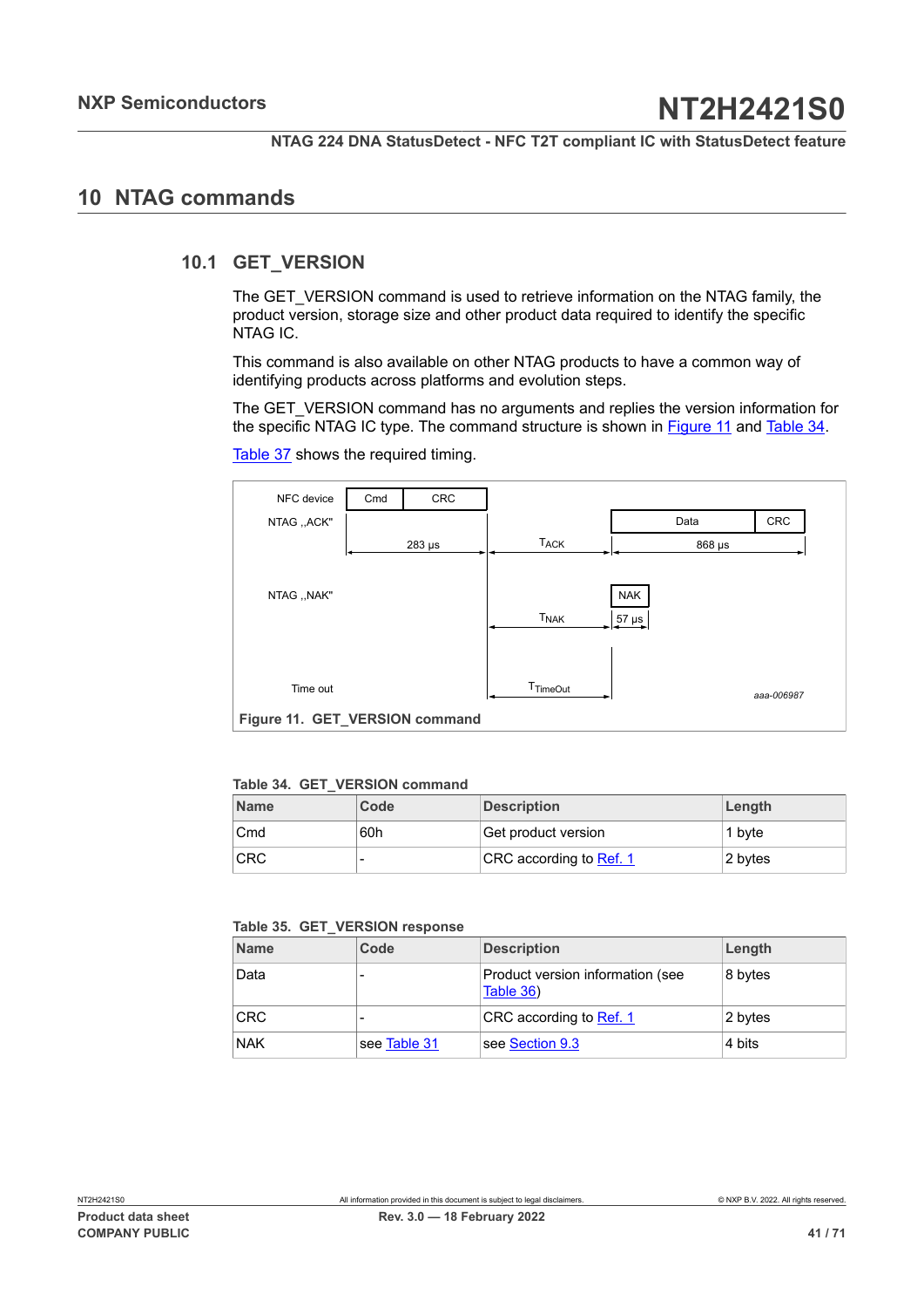## 10 NTAG commands

### 10.1 GET_VERSION

The GET_VERSION command is used to retrieve information on the NTAG family, the product version, storage size and other product data required to identify the specific NTAG IC.

This command is also available on other NTAG products to have a common way of identifying products across platforms and evolution steps.

The GET_VERSION command has no arguments and replies the version information for the specific NTAG IC type. The command structure is shown in Figure 11 and Table 34.

Table 37 shows the required timing.

NFC device | Cmd | CRC

NTAG „ACK" | 283 µs | $T_{ACK}$ | Data | CRC | 868 µs

NTAG „NAK" | $T_{NAK}$ | NAK | 57 µs

Time out | $T_{TimeOut}$

aaa-006987

**Figure 11. GET_VERSION command**

**Table 34. GET_VERSION command**

| Name | Code | Description | Length |
|---|---|---|---|
| Cmd | 60h | Get product version | 1 byte |
| CRC | - | CRC according to Ref. 1 | 2 bytes |

**Table 35. GET_VERSION response**

| Name | Code | Description | Length |
|---|---|---|---|
| Data | - | Product version information (see Table 36) | 8 bytes |
| CRC | - | CRC according to Ref. 1 | 2 bytes |
| NAK | see Table 31 | see Section 9.3 | 4 bits |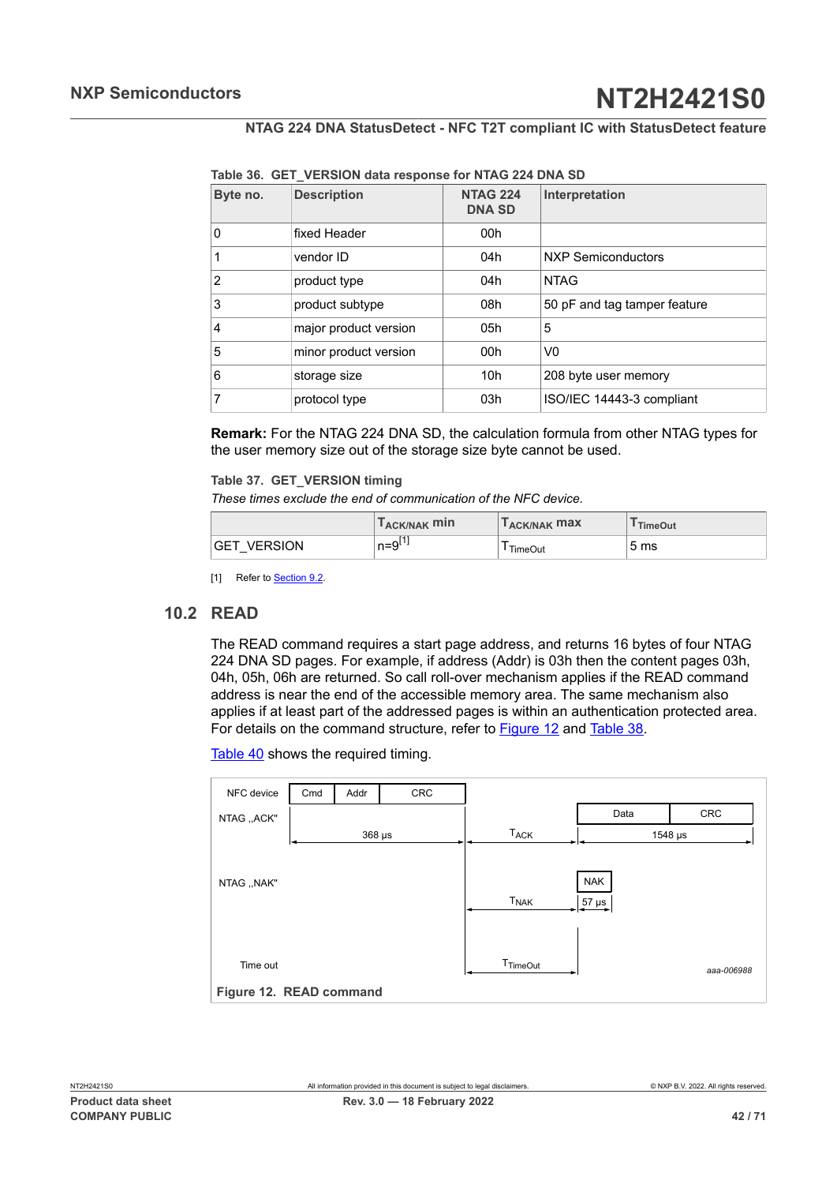**Table 36. GET_VERSION data response for NTAG 224 DNA SD**

| Byte no. | Description | NTAG 224 DNA SD | Interpretation |
|---|---|---|---|
| 0 | fixed Header | 00h | |
| 1 | vendor ID | 04h | NXP Semiconductors |
| 2 | product type | 04h | NTAG |
| 3 | product subtype | 08h | 50 pF and tag tamper feature |
| 4 | major product version | 05h | 5 |
| 5 | minor product version | 00h | V0 |
| 6 | storage size | 10h | 208 byte user memory |
| 7 | protocol type | 03h | ISO/IEC 14443-3 compliant |

**Remark:** For the NTAG 224 DNA SD, the calculation formula from other NTAG types for the user memory size out of the storage size byte cannot be used.

**Table 37. GET_VERSION timing**

*These times exclude the end of communication of the NFC device.*

| | $T_{ACK/NAK}$ min | $T_{ACK/NAK}$ max | $T_{TimeOut}$ |
|---|---|---|---|
| GET_VERSION | n=9[1] | $T_{TimeOut}$ | 5 ms |

[1] Refer to Section 9.2.

## 10.2 READ

The READ command requires a start page address, and returns 16 bytes of four NTAG 224 DNA SD pages. For example, if address (Addr) is 03h then the content pages 03h, 04h, 05h, 06h are returned. So call roll-over mechanism applies if the READ command address is near the end of the accessible memory area. The same mechanism also applies if at least part of the addressed pages is within an authentication protected area. For details on the command structure, refer to Figure 12 and Table 38.

Table 40 shows the required timing.

Figure 12. READ command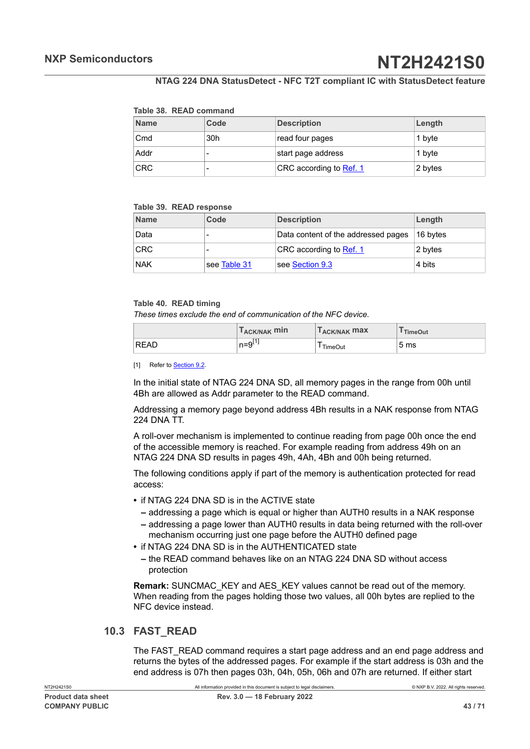**Table 38. READ command**

| Name | Code | Description | Length |
|---|---|---|---|
| Cmd | 30h | read four pages | 1 byte |
| Addr | - | start page address | 1 byte |
| CRC | - | CRC according to Ref. 1 | 2 bytes |

**Table 39. READ response**

| Name | Code | Description | Length |
|---|---|---|---|
| Data | - | Data content of the addressed pages | 16 bytes |
| CRC | - | CRC according to Ref. 1 | 2 bytes |
| NAK | see Table 31 | see Section 9.3 | 4 bits |

**Table 40. READ timing**

*These times exclude the end of communication of the NFC device.*

| | $T_{ACK/NAK}$ min | $T_{ACK/NAK}$ max | $T_{TimeOut}$ |
|---|---|---|---|
| READ | n=9[1] | $T_{TimeOut}$ | 5 ms |

[1] Refer to Section 9.2.

In the initial state of NTAG 224 DNA SD, all memory pages in the range from 00h until 4Bh are allowed as Addr parameter to the READ command.

Addressing a memory page beyond address 4Bh results in a NAK response from NTAG 224 DNA TT.

A roll-over mechanism is implemented to continue reading from page 00h once the end of the accessible memory is reached. For example reading from address 49h on an NTAG 224 DNA SD results in pages 49h, 4Ah, 4Bh and 00h being returned.

The following conditions apply if part of the memory is authentication protected for read access:

- if NTAG 224 DNA SD is in the ACTIVE state
  - addressing a page which is equal or higher than AUTH0 results in a NAK response
  - addressing a page lower than AUTH0 results in data being returned with the roll-over mechanism occurring just one page before the AUTH0 defined page
- if NTAG 224 DNA SD is in the AUTHENTICATED state
  - the READ command behaves like on an NTAG 224 DNA SD without access protection

**Remark:** SUNCMAC_KEY and AES_KEY values cannot be read out of the memory. When reading from the pages holding those two values, all 00h bytes are replied to the NFC device instead.

## 10.3 FAST_READ

The FAST_READ command requires a start page address and an end page address and returns the bytes of the addressed pages. For example if the start address is 03h and the end address is 07h then pages 03h, 04h, 05h, 06h and 07h are returned. If either start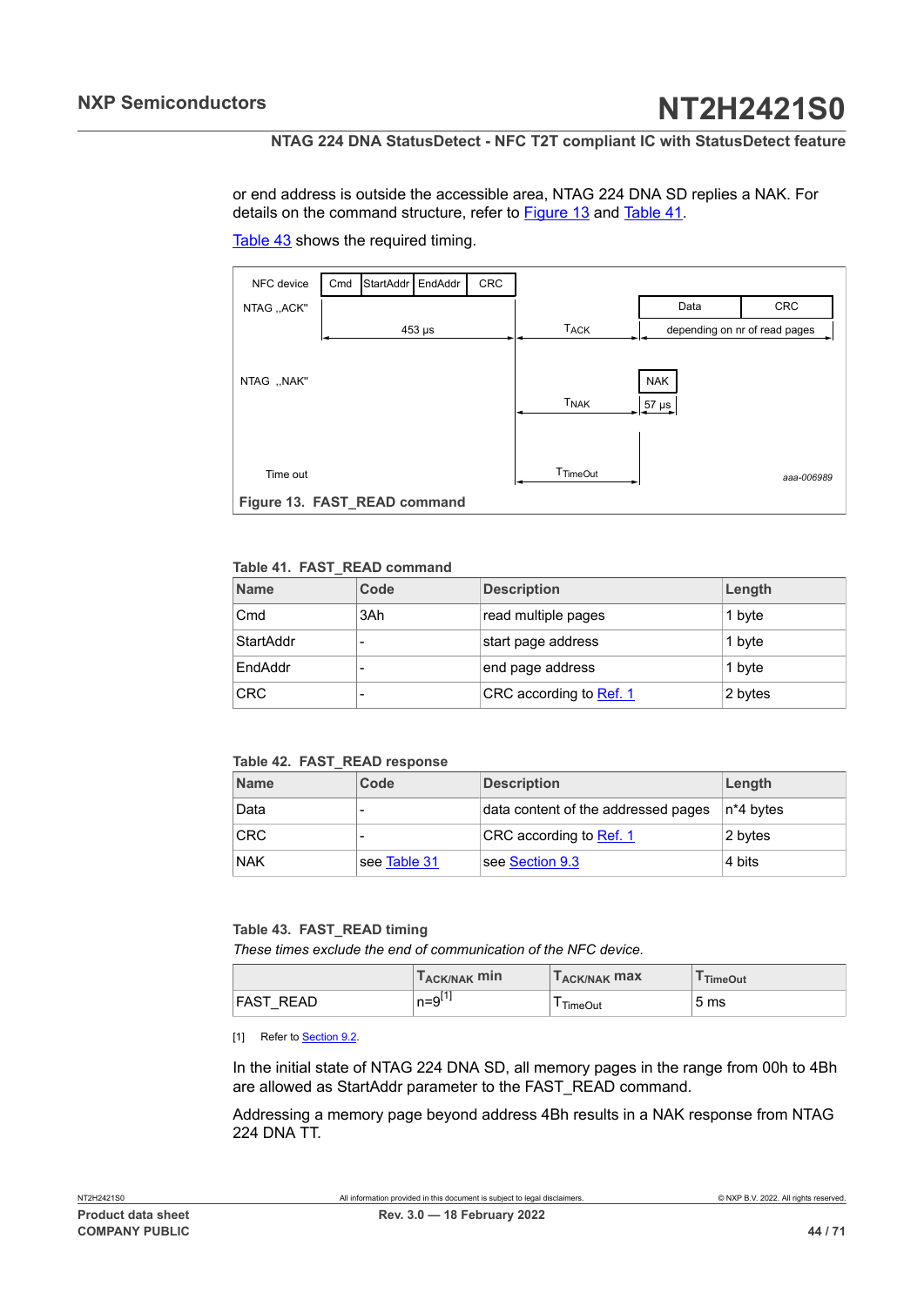or end address is outside the accessible area, NTAG 224 DNA SD replies a NAK. For details on the command structure, refer to Figure 13 and Table 41.

Table 43 shows the required timing.

Figure 13. FAST_READ command

**Table 41. FAST_READ command**

| Name | Code | Description | Length |
|---|---|---|---|
| Cmd | 3Ah | read multiple pages | 1 byte |
| StartAddr | - | start page address | 1 byte |
| EndAddr | - | end page address | 1 byte |
| CRC | - | CRC according to Ref. 1 | 2 bytes |

**Table 42. FAST_READ response**

| Name | Code | Description | Length |
|---|---|---|---|
| Data | - | data content of the addressed pages | n*4 bytes |
| CRC | - | CRC according to Ref. 1 | 2 bytes |
| NAK | see Table 31 | see Section 9.3 | 4 bits |

**Table 43. FAST_READ timing**

*These times exclude the end of communication of the NFC device.*

| | $T_{ACK/NAK}$ min | $T_{ACK/NAK}$ max | $T_{TimeOut}$ |
|---|---|---|---|
| FAST_READ | n=9[1] | $T_{TimeOut}$ | 5 ms |

[1] Refer to Section 9.2.

In the initial state of NTAG 224 DNA SD, all memory pages in the range from 00h to 4Bh are allowed as StartAddr parameter to the FAST_READ command.

Addressing a memory page beyond address 4Bh results in a NAK response from NTAG 224 DNA TT.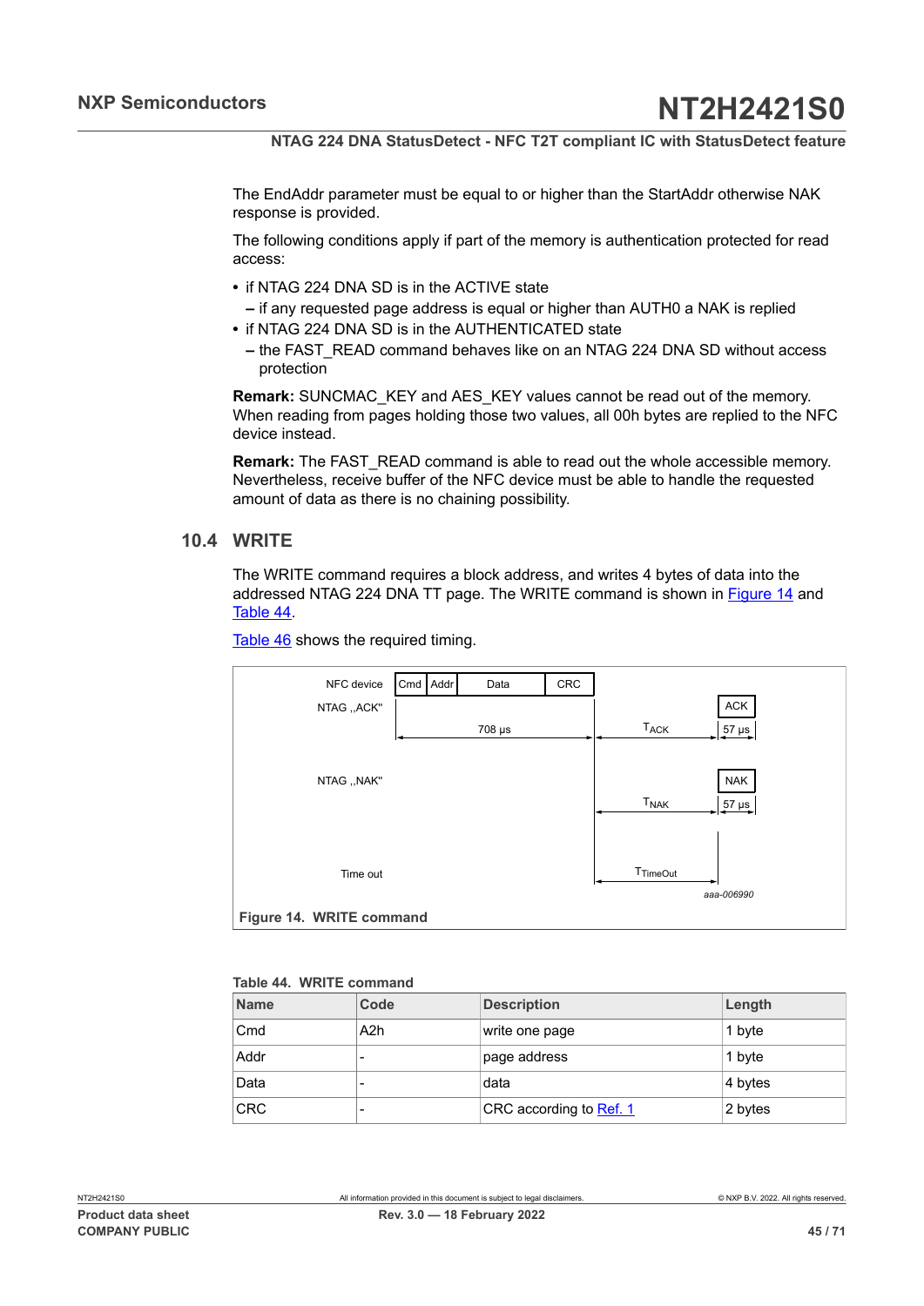The EndAddr parameter must be equal to or higher than the StartAddr otherwise NAK response is provided.

The following conditions apply if part of the memory is authentication protected for read access:

- if NTAG 224 DNA SD is in the ACTIVE state
  - if any requested page address is equal or higher than AUTH0 a NAK is replied
- if NTAG 224 DNA SD is in the AUTHENTICATED state
  - the FAST_READ command behaves like on an NTAG 224 DNA SD without access protection

**Remark:** SUNCMAC_KEY and AES_KEY values cannot be read out of the memory. When reading from pages holding those two values, all 00h bytes are replied to the NFC device instead.

**Remark:** The FAST_READ command is able to read out the whole accessible memory. Nevertheless, receive buffer of the NFC device must be able to handle the requested amount of data as there is no chaining possibility.

## 10.4 WRITE

The WRITE command requires a block address, and writes 4 bytes of data into the addressed NTAG 224 DNA TT page. The WRITE command is shown in Figure 14 and Table 44.

Table 46 shows the required timing.

NFC device: Cmd | Addr | Data | CRC

NTAG „ACK": 708 µs, $T_{ACK}$, ACK 57 µs

NTAG „NAK": $T_{NAK}$, NAK 57 µs

Time out: $T_{TimeOut}$

aaa-006990

**Figure 14. WRITE command**

**Table 44. WRITE command**

| Name | Code | Description | Length |
|---|---|---|---|
| Cmd | A2h | write one page | 1 byte |
| Addr | - | page address | 1 byte |
| Data | - | data | 4 bytes |
| CRC | - | CRC according to Ref. 1 | 2 bytes |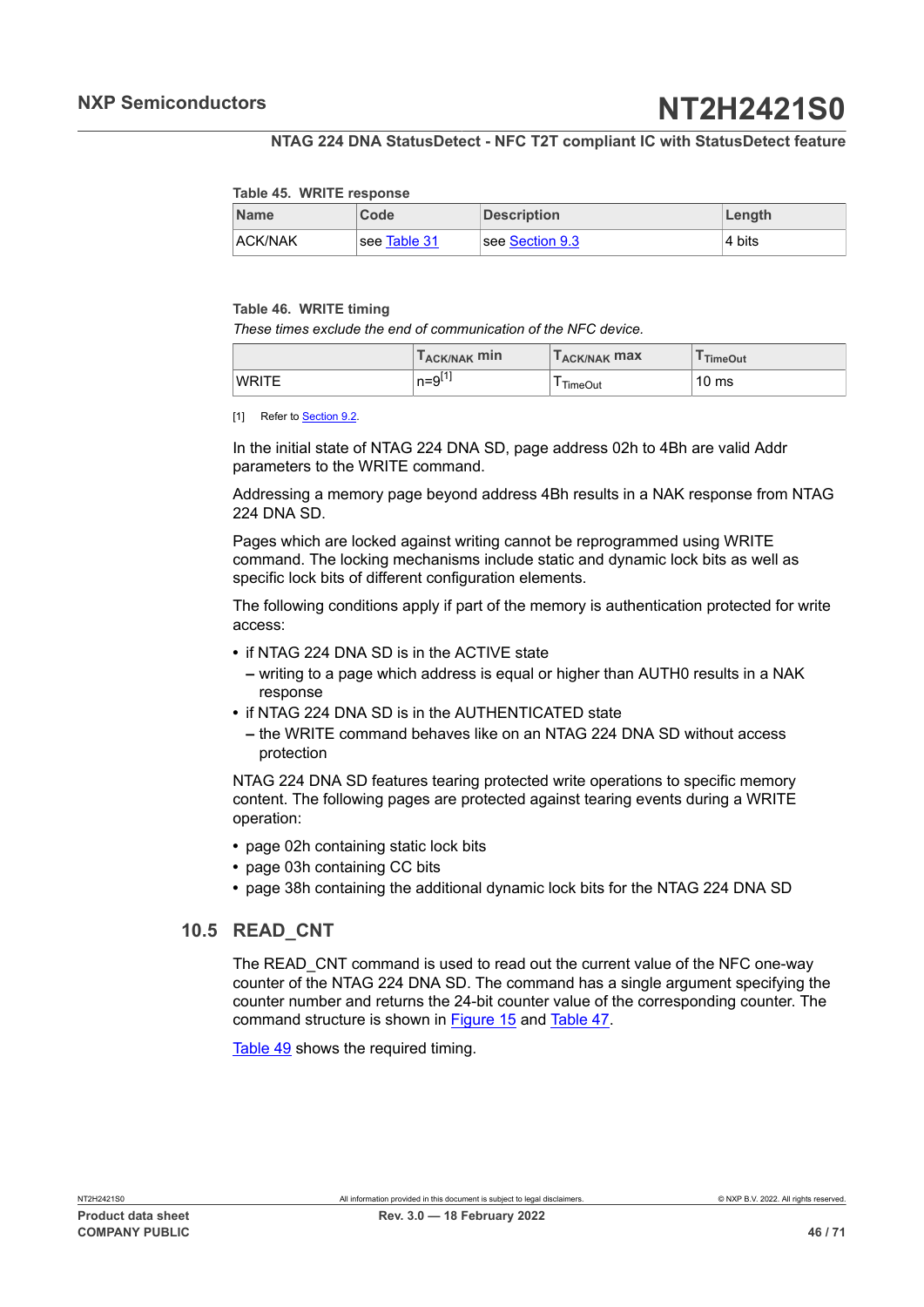Table 45. WRITE response

| Name | Code | Description | Length |
|---|---|---|---|
| ACK/NAK | see Table 31 | see Section 9.3 | 4 bits |

Table 46. WRITE timing

*These times exclude the end of communication of the NFC device.*

| | $T_{ACK/NAK}$ min | $T_{ACK/NAK}$ max | $T_{TimeOut}$ |
|---|---|---|---|
| WRITE | n=9[1] | $T_{TimeOut}$ | 10 ms |

[1] Refer to Section 9.2.

In the initial state of NTAG 224 DNA SD, page address 02h to 4Bh are valid Addr parameters to the WRITE command.

Addressing a memory page beyond address 4Bh results in a NAK response from NTAG 224 DNA SD.

Pages which are locked against writing cannot be reprogrammed using WRITE command. The locking mechanisms include static and dynamic lock bits as well as specific lock bits of different configuration elements.

The following conditions apply if part of the memory is authentication protected for write access:

- if NTAG 224 DNA SD is in the ACTIVE state
  - writing to a page which address is equal or higher than AUTH0 results in a NAK response
- if NTAG 224 DNA SD is in the AUTHENTICATED state
  - the WRITE command behaves like on an NTAG 224 DNA SD without access protection

NTAG 224 DNA SD features tearing protected write operations to specific memory content. The following pages are protected against tearing events during a WRITE operation:

- page 02h containing static lock bits
- page 03h containing CC bits
- page 38h containing the additional dynamic lock bits for the NTAG 224 DNA SD

## 10.5 READ_CNT

The READ_CNT command is used to read out the current value of the NFC one-way counter of the NTAG 224 DNA SD. The command has a single argument specifying the counter number and returns the 24-bit counter value of the corresponding counter. The command structure is shown in Figure 15 and Table 47.

Table 49 shows the required timing.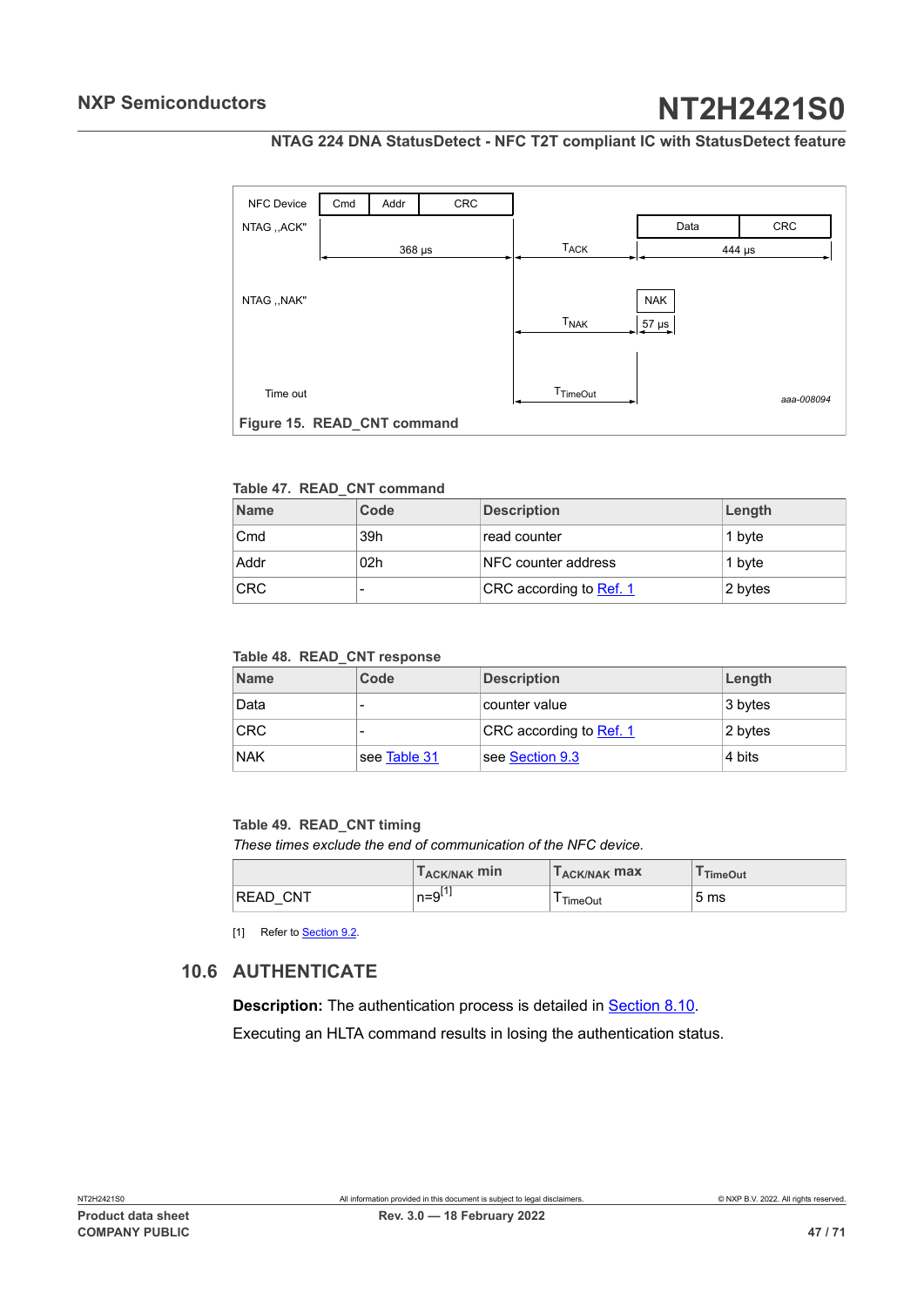Figure 15. READ_CNT command

**Table 47. READ_CNT command**

| Name | Code | Description | Length |
|---|---|---|---|
| Cmd | 39h | read counter | 1 byte |
| Addr | 02h | NFC counter address | 1 byte |
| CRC | - | CRC according to Ref. 1 | 2 bytes |

**Table 48. READ_CNT response**

| Name | Code | Description | Length |
|---|---|---|---|
| Data | - | counter value | 3 bytes |
| CRC | - | CRC according to Ref. 1 | 2 bytes |
| NAK | see Table 31 | see Section 9.3 | 4 bits |

**Table 49. READ_CNT timing**

*These times exclude the end of communication of the NFC device.*

| | $T_{ACK/NAK}$ min | $T_{ACK/NAK}$ max | $T_{TimeOut}$ |
|---|---|---|---|
| READ_CNT | n=9[1] | $T_{TimeOut}$ | 5 ms |

[1] Refer to Section 9.2.

## 10.6 AUTHENTICATE

**Description:** The authentication process is detailed in Section 8.10.

Executing an HLTA command results in losing the authentication status.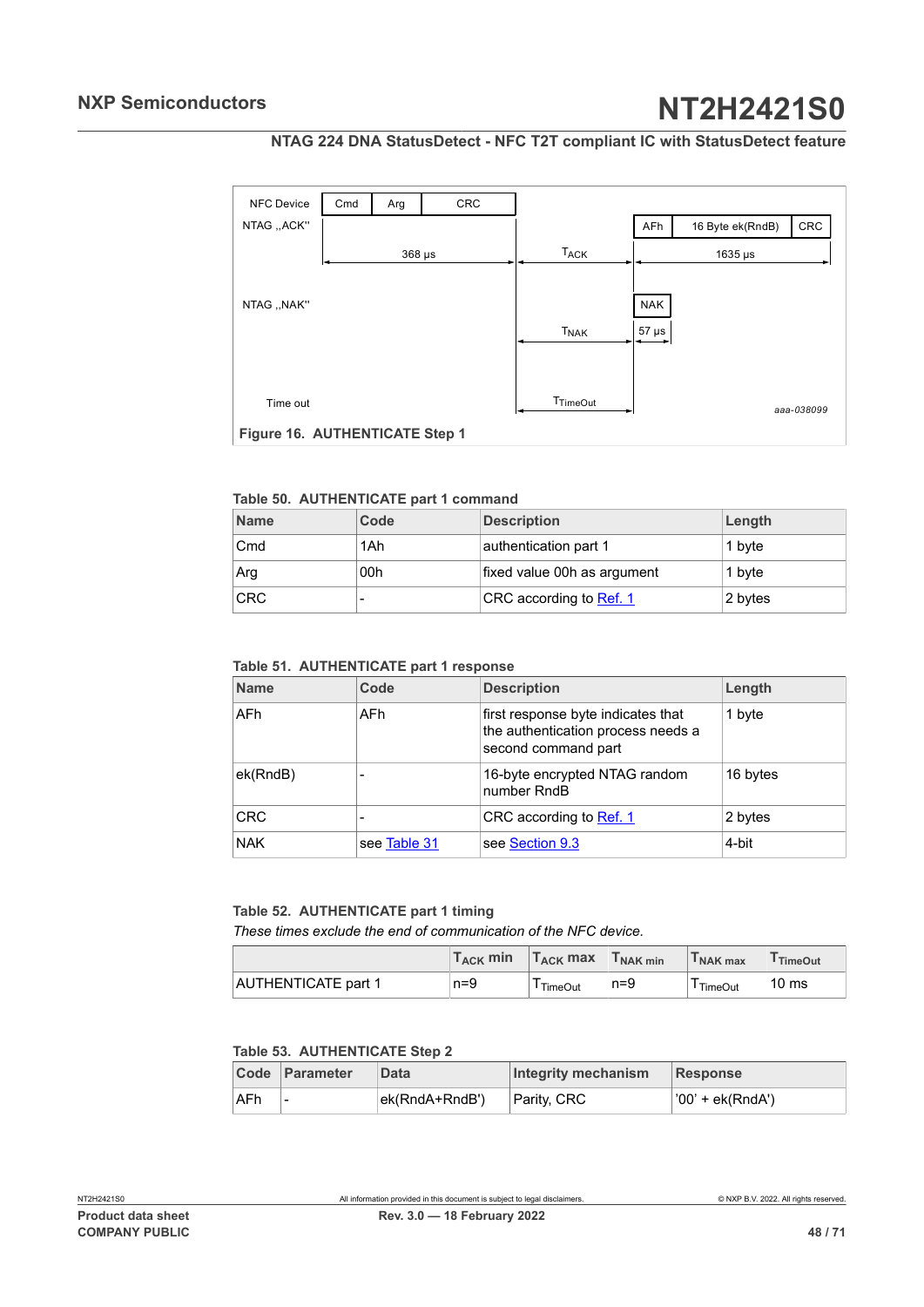NFC Device | Cmd | Arg | CRC

NTAG „ACK" | AFh | 16 Byte ek(RndB) | CRC

368 µs | $T_{ACK}$ | 1635 µs

NTAG „NAK" | NAK

$T_{NAK}$ | 57 µs

Time out | $T_{TimeOut}$

aaa-038099

**Figure 16. AUTHENTICATE Step 1**

**Table 50. AUTHENTICATE part 1 command**

| Name | Code | Description | Length |
|---|---|---|---|
| Cmd | 1Ah | authentication part 1 | 1 byte |
| Arg | 00h | fixed value 00h as argument | 1 byte |
| CRC | - | CRC according to Ref. 1 | 2 bytes |

**Table 51. AUTHENTICATE part 1 response**

| Name | Code | Description | Length |
|---|---|---|---|
| AFh | AFh | first response byte indicates that the authentication process needs a second command part | 1 byte |
| ek(RndB) | - | 16-byte encrypted NTAG random number RndB | 16 bytes |
| CRC | - | CRC according to Ref. 1 | 2 bytes |
| NAK | see Table 31 | see Section 9.3 | 4-bit |

**Table 52. AUTHENTICATE part 1 timing**

*These times exclude the end of communication of the NFC device.*

| | $T_{ACK}$ min | $T_{ACK}$ max | $T_{NAK\ min}$ | $T_{NAK\ max}$ | $T_{TimeOut}$ |
|---|---|---|---|---|---|
| AUTHENTICATE part 1 | n=9 | $T_{TimeOut}$ | n=9 | $T_{TimeOut}$ | 10 ms |

**Table 53. AUTHENTICATE Step 2**

| Code | Parameter | Data | Integrity mechanism | Response |
|---|---|---|---|---|
| AFh | - | ek(RndA+RndB') | Parity, CRC | '00' + ek(RndA') |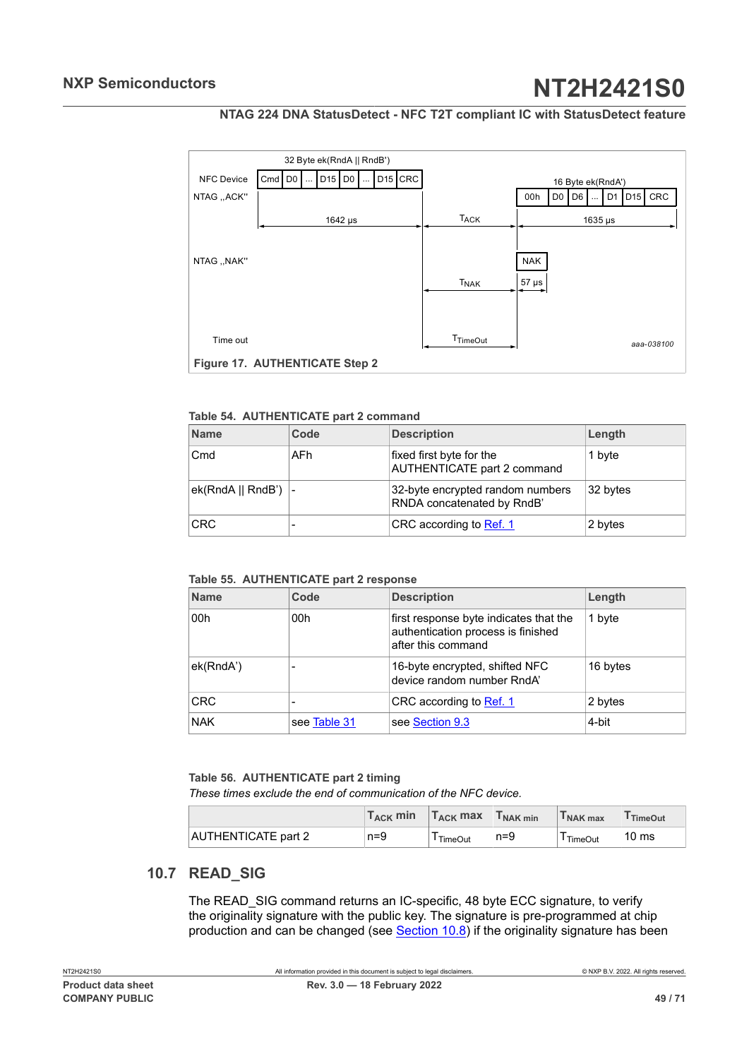32 Byte ek(RndA || RndB')

NFC Device | Cmd | D0 | ... | D15 | D0 | ... | D15 | CRC |

NTAG „ACK" — 16 Byte ek(RndA') | 00h | D0 | D6 | ... | D1 | D15 | CRC |

1642 µs — $T_{ACK}$ — 1635 µs

NTAG „NAK" — NAK — $T_{NAK}$ — 57 µs

Time out — $T_{TimeOut}$

aaa-038100

**Figure 17. AUTHENTICATE Step 2**

**Table 54. AUTHENTICATE part 2 command**

| Name | Code | Description | Length |
|---|---|---|---|
| Cmd | AFh | fixed first byte for the AUTHENTICATE part 2 command | 1 byte |
| ek(RndA \|\| RndB') | - | 32-byte encrypted random numbers RNDA concatenated by RndB' | 32 bytes |
| CRC | - | CRC according to Ref. 1 | 2 bytes |

**Table 55. AUTHENTICATE part 2 response**

| Name | Code | Description | Length |
|---|---|---|---|
| 00h | 00h | first response byte indicates that the authentication process is finished after this command | 1 byte |
| ek(RndA') | - | 16-byte encrypted, shifted NFC device random number RndA' | 16 bytes |
| CRC | - | CRC according to Ref. 1 | 2 bytes |
| NAK | see Table 31 | see Section 9.3 | 4-bit |

**Table 56. AUTHENTICATE part 2 timing**

*These times exclude the end of communication of the NFC device.*

| | $T_{ACK}$ min | $T_{ACK}$ max | $T_{NAK}$ min | $T_{NAK}$ max | $T_{TimeOut}$ |
|---|---|---|---|---|---|
| AUTHENTICATE part 2 | n=9 | $T_{TimeOut}$ | n=9 | $T_{TimeOut}$ | 10 ms |

## 10.7 READ_SIG

The READ_SIG command returns an IC-specific, 48 byte ECC signature, to verify the originality signature with the public key. The signature is pre-programmed at chip production and can be changed (see Section 10.8) if the originality signature has been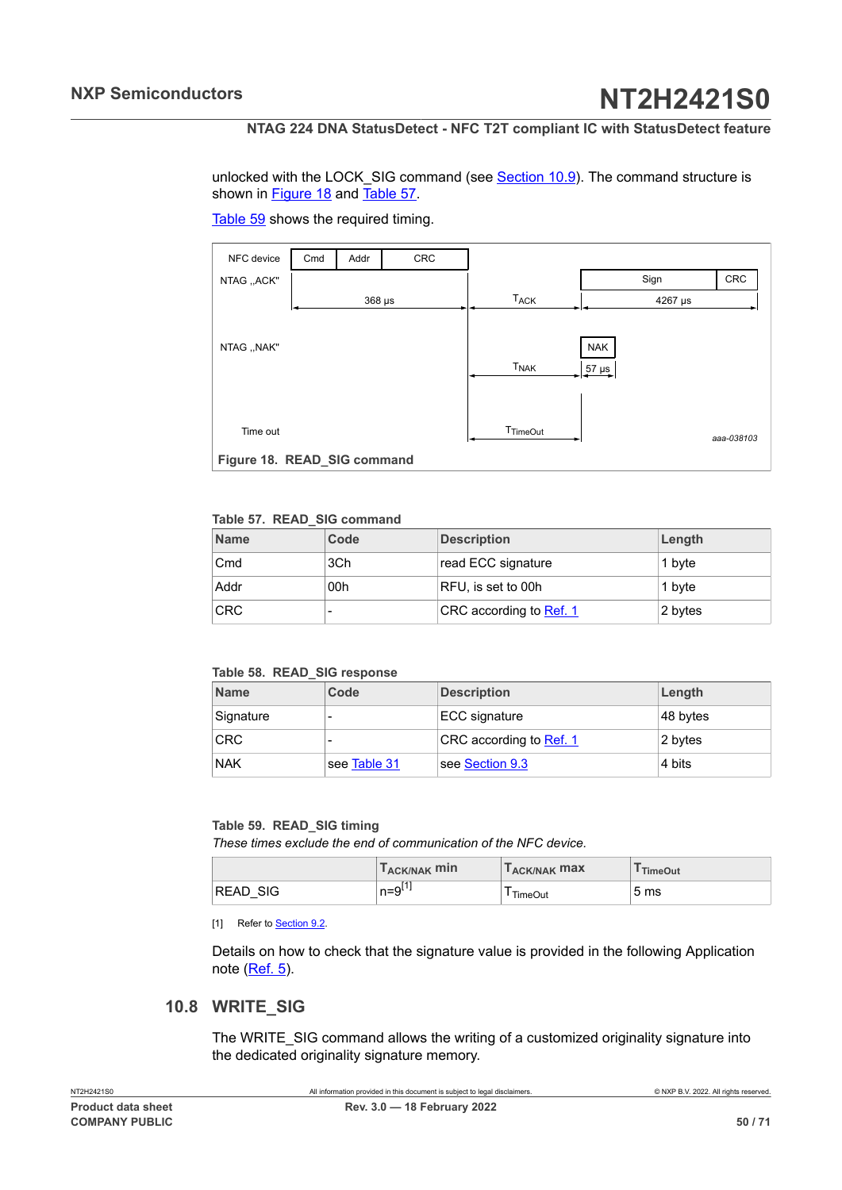unlocked with the LOCK_SIG command (see Section 10.9). The command structure is shown in Figure 18 and Table 57.

Table 59 shows the required timing.

Figure 18. READ_SIG command

**Table 57. READ_SIG command**

| Name | Code | Description | Length |
|---|---|---|---|
| Cmd | 3Ch | read ECC signature | 1 byte |
| Addr | 00h | RFU, is set to 00h | 1 byte |
| CRC | - | CRC according to Ref. 1 | 2 bytes |

**Table 58. READ_SIG response**

| Name | Code | Description | Length |
|---|---|---|---|
| Signature | - | ECC signature | 48 bytes |
| CRC | - | CRC according to Ref. 1 | 2 bytes |
| NAK | see Table 31 | see Section 9.3 | 4 bits |

**Table 59. READ_SIG timing**

*These times exclude the end of communication of the NFC device.*

| | $T_{ACK/NAK}$ min | $T_{ACK/NAK}$ max | $T_{TimeOut}$ |
|---|---|---|---|
| READ_SIG | n=9[1] | $T_{TimeOut}$ | 5 ms |

[1] Refer to Section 9.2.

Details on how to check that the signature value is provided in the following Application note (Ref. 5).

## 10.8 WRITE_SIG

The WRITE_SIG command allows the writing of a customized originality signature into the dedicated originality signature memory.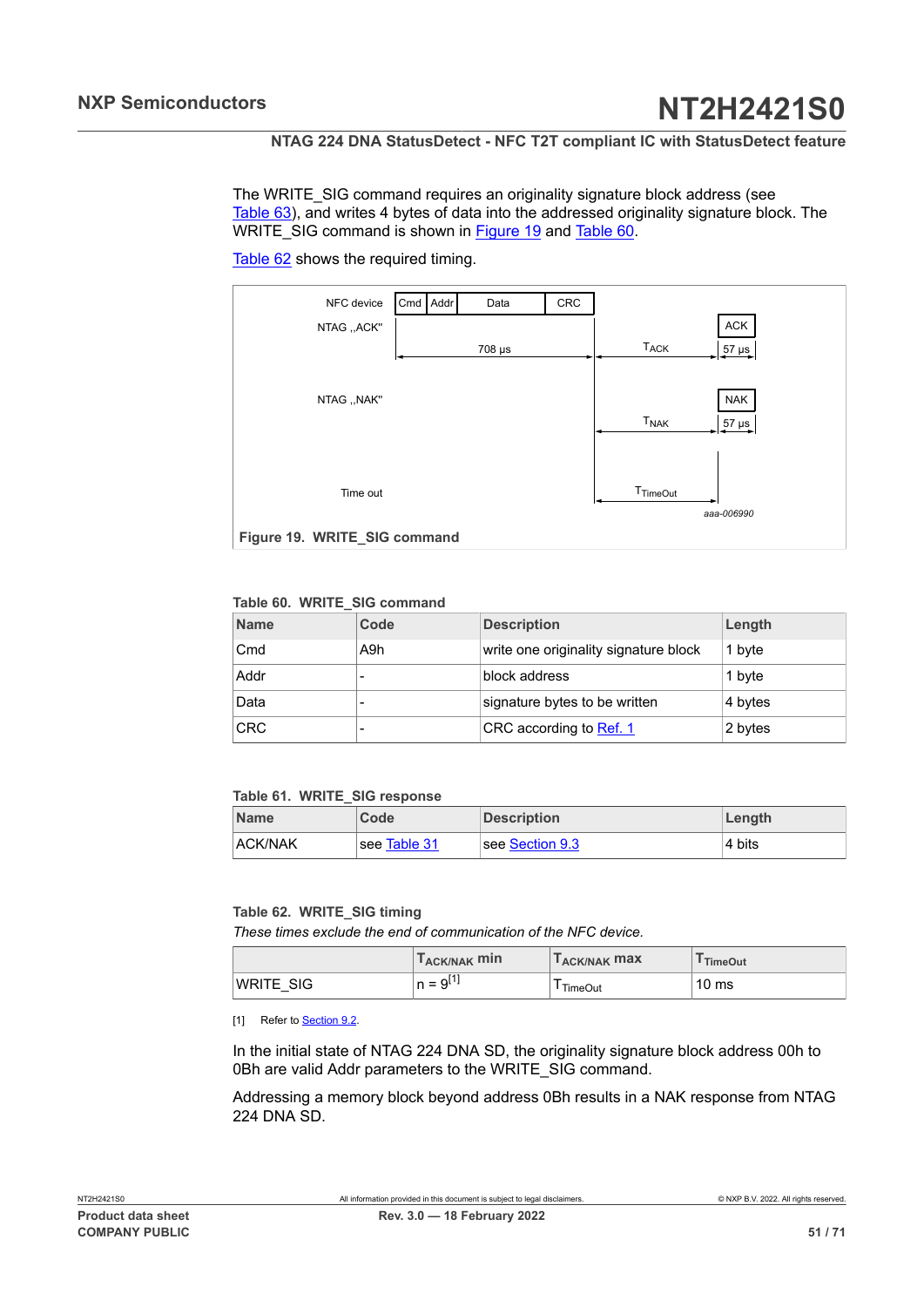The WRITE_SIG command requires an originality signature block address (see Table 63), and writes 4 bytes of data into the addressed originality signature block. The WRITE_SIG command is shown in Figure 19 and Table 60.

Table 62 shows the required timing.

Figure 19. WRITE_SIG command

Table 60. WRITE_SIG command

| Name | Code | Description | Length |
|---|---|---|---|
| Cmd | A9h | write one originality signature block | 1 byte |
| Addr | - | block address | 1 byte |
| Data | - | signature bytes to be written | 4 bytes |
| CRC | - | CRC according to Ref. 1 | 2 bytes |

Table 61. WRITE_SIG response

| Name | Code | Description | Length |
|---|---|---|---|
| ACK/NAK | see Table 31 | see Section 9.3 | 4 bits |

Table 62. WRITE_SIG timing

*These times exclude the end of communication of the NFC device.*

| | $T_{ACK/NAK}$ min | $T_{ACK/NAK}$ max | $T_{TimeOut}$ |
|---|---|---|---|
| WRITE_SIG | n = 9[1] | $T_{TimeOut}$ | 10 ms |

[1] Refer to Section 9.2.

In the initial state of NTAG 224 DNA SD, the originality signature block address 00h to 0Bh are valid Addr parameters to the WRITE_SIG command.

Addressing a memory block beyond address 0Bh results in a NAK response from NTAG 224 DNA SD.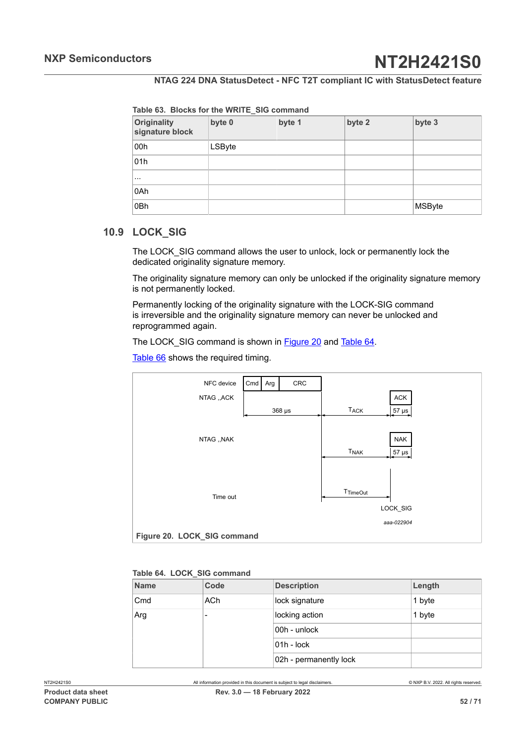Table 63. Blocks for the WRITE_SIG command

| Originality signature block | byte 0 | byte 1 | byte 2 | byte 3 |
|---|---|---|---|---|
| 00h | LSByte | | | |
| 01h | | | | |
| ... | | | | |
| 0Ah | | | | |
| 0Bh | | | | MSByte |

## 10.9 LOCK_SIG

The LOCK_SIG command allows the user to unlock, lock or permanently lock the dedicated originality signature memory.

The originality signature memory can only be unlocked if the originality signature memory is not permanently locked.

Permanently locking of the originality signature with the LOCK-SIG command is irreversible and the originality signature memory can never be unlocked and reprogrammed again.

The LOCK_SIG command is shown in Figure 20 and Table 64.

Table 66 shows the required timing.

NFC device | Cmd | Arg | CRC

NTAG ,,ACK — 368 µs — $T_{ACK}$ — ACK 57 µs

NTAG ,,NAK — $T_{NAK}$ — NAK 57 µs

Time out — $T_{TimeOut}$

LOCK_SIG

aaa-022904

**Figure 20. LOCK_SIG command**

Table 64. LOCK_SIG command

| Name | Code | Description | Length |
|---|---|---|---|
| Cmd | ACh | lock signature | 1 byte |
| Arg | - | locking action | 1 byte |
| | | 00h - unlock | |
| | | 01h - lock | |
| | | 02h - permanently lock | |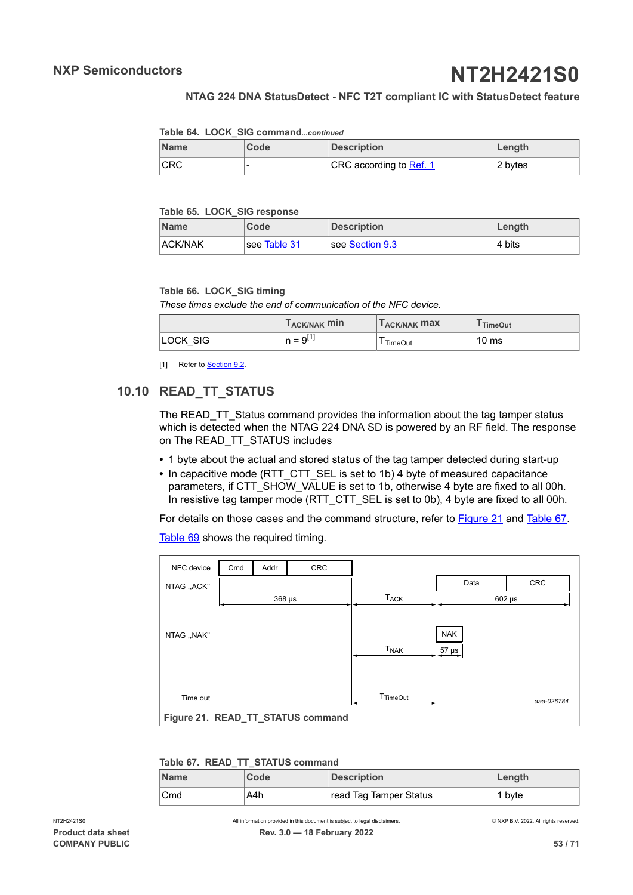Table 64. LOCK_SIG command...*continued*

| Name | Code | Description | Length |
|---|---|---|---|
| CRC | - | CRC according to Ref. 1 | 2 bytes |

Table 65. LOCK_SIG response

| Name | Code | Description | Length |
|---|---|---|---|
| ACK/NAK | see Table 31 | see Section 9.3 | 4 bits |

Table 66. LOCK_SIG timing

*These times exclude the end of communication of the NFC device.*

| | $T_{ACK/NAK}$ min | $T_{ACK/NAK}$ max | $T_{TimeOut}$ |
|---|---|---|---|
| LOCK_SIG | n = 9[1] | $T_{TimeOut}$ | 10 ms |

[1] Refer to Section 9.2.

## 10.10 READ_TT_STATUS

The READ_TT_Status command provides the information about the tag tamper status which is detected when the NTAG 224 DNA SD is powered by an RF field. The response on The READ_TT_STATUS includes

- 1 byte about the actual and stored status of the tag tamper detected during start-up
- In capacitive mode (RTT_CTT_SEL is set to 1b) 4 byte of measured capacitance parameters, if CTT_SHOW_VALUE is set to 1b, otherwise 4 byte are fixed to all 00h. In resistive tag tamper mode (RTT_CTT_SEL is set to 0b), 4 byte are fixed to all 00h.

For details on those cases and the command structure, refer to Figure 21 and Table 67.

Table 69 shows the required timing.

Figure 21. READ_TT_STATUS command

Table 67. READ_TT_STATUS command

| Name | Code | Description | Length |
|---|---|---|---|
| Cmd | A4h | read Tag Tamper Status | 1 byte |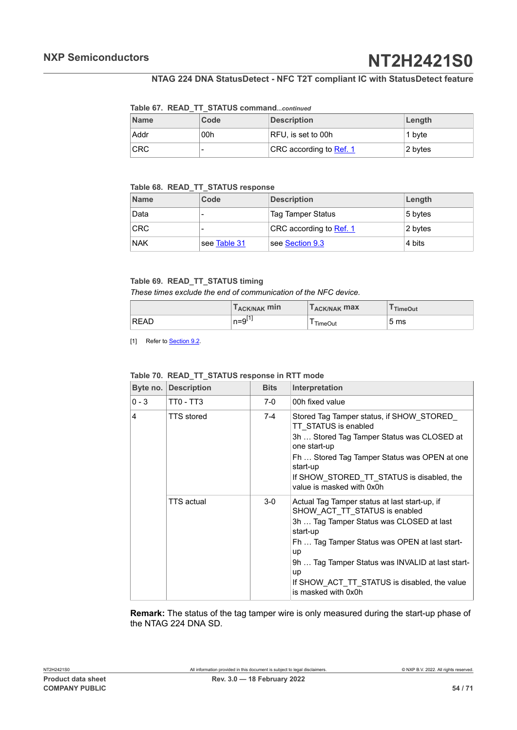**Table 67. READ_TT_STATUS command** *...continued*

| Name | Code | Description | Length |
|---|---|---|---|
| Addr | 00h | RFU, is set to 00h | 1 byte |
| CRC | - | CRC according to Ref. 1 | 2 bytes |

**Table 68. READ_TT_STATUS response**

| Name | Code | Description | Length |
|---|---|---|---|
| Data | - | Tag Tamper Status | 5 bytes |
| CRC | - | CRC according to Ref. 1 | 2 bytes |
| NAK | see Table 31 | see Section 9.3 | 4 bits |

**Table 69. READ_TT_STATUS timing**

*These times exclude the end of communication of the NFC device.*

| | $T_{ACK/NAK}$ min | $T_{ACK/NAK}$ max | $T_{TimeOut}$ |
|---|---|---|---|
| READ | n=9[1] | $T_{TimeOut}$ | 5 ms |

[1] Refer to Section 9.2.

**Table 70. READ_TT_STATUS response in RTT mode**

| Byte no. | Description | Bits | Interpretation |
|---|---|---|---|
| 0 - 3 | TT0 - TT3 | 7-0 | 00h fixed value |
| 4 | TTS stored | 7-4 | Stored Tag Tamper status, if SHOW_STORED_TT_STATUS is enabled<br>3h … Stored Tag Tamper Status was CLOSED at one start-up<br>Fh … Stored Tag Tamper Status was OPEN at one start-up<br>If SHOW_STORED_TT_STATUS is disabled, the value is masked with 0x0h |
| | TTS actual | 3-0 | Actual Tag Tamper status at last start-up, if SHOW_ACT_TT_STATUS is enabled<br>3h … Tag Tamper Status was CLOSED at last start-up<br>Fh … Tag Tamper Status was OPEN at last start-up<br>9h … Tag Tamper Status was INVALID at last start-up<br>If SHOW_ACT_TT_STATUS is disabled, the value is masked with 0x0h |

**Remark:** The status of the tag tamper wire is only measured during the start-up phase of the NTAG 224 DNA SD.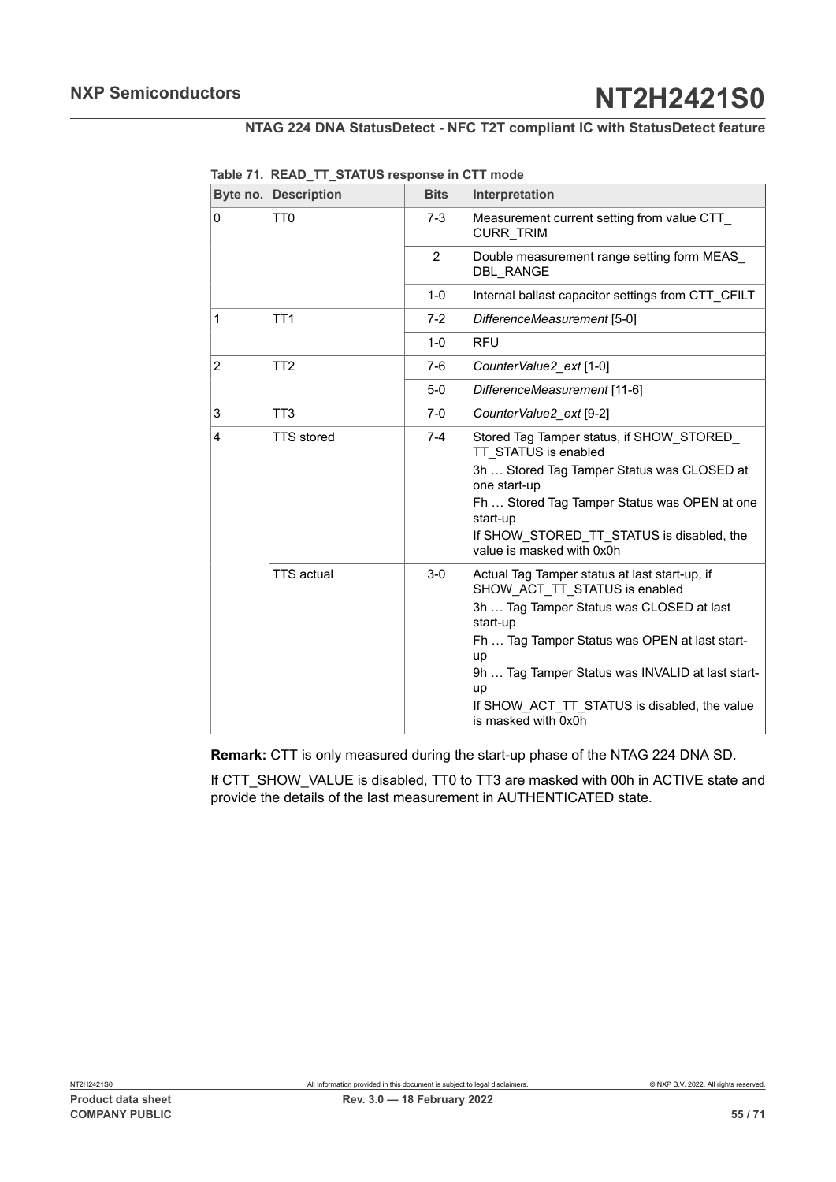**Table 71. READ_TT_STATUS response in CTT mode**

| Byte no. | Description | Bits | Interpretation |
|---|---|---|---|
| 0 | TT0 | 7-3 | Measurement current setting from value CTT_CURR_TRIM |
| | | 2 | Double measurement range setting form MEAS_DBL_RANGE |
| | | 1-0 | Internal ballast capacitor settings from CTT_CFILT |
| 1 | TT1 | 7-2 | *DifferenceMeasurement* [5-0] |
| | | 1-0 | RFU |
| 2 | TT2 | 7-6 | *CounterValue2_ext* [1-0] |
| | | 5-0 | *DifferenceMeasurement* [11-6] |
| 3 | TT3 | 7-0 | *CounterValue2_ext* [9-2] |
| 4 | TTS stored | 7-4 | Stored Tag Tamper status, if SHOW_STORED_TT_STATUS is enabled<br>3h … Stored Tag Tamper Status was CLOSED at one start-up<br>Fh … Stored Tag Tamper Status was OPEN at one start-up<br>If SHOW_STORED_TT_STATUS is disabled, the value is masked with 0x0h |
| | TTS actual | 3-0 | Actual Tag Tamper status at last start-up, if SHOW_ACT_TT_STATUS is enabled<br>3h … Tag Tamper Status was CLOSED at last start-up<br>Fh … Tag Tamper Status was OPEN at last start-up<br>9h … Tag Tamper Status was INVALID at last start-up<br>If SHOW_ACT_TT_STATUS is disabled, the value is masked with 0x0h |

**Remark:** CTT is only measured during the start-up phase of the NTAG 224 DNA SD.

If CTT_SHOW_VALUE is disabled, TT0 to TT3 are masked with 00h in ACTIVE state and provide the details of the last measurement in AUTHENTICATED state.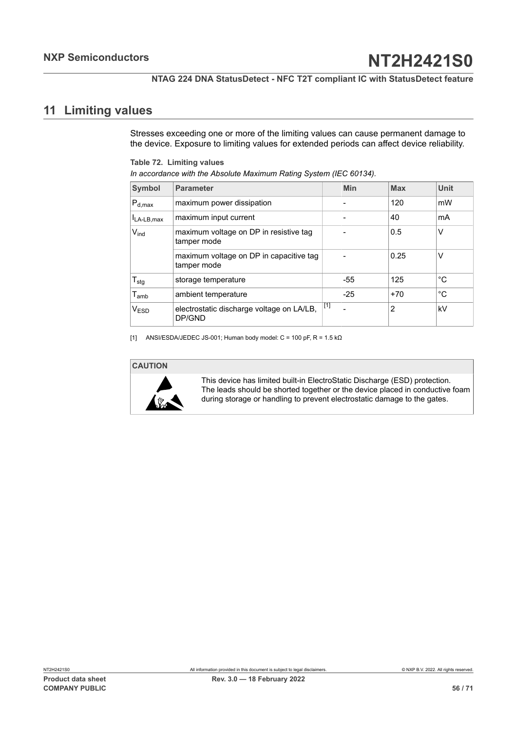## 11 Limiting values

Stresses exceeding one or more of the limiting values can cause permanent damage to the device. Exposure to limiting values for extended periods can affect device reliability.

**Table 72. Limiting values**

*In accordance with the Absolute Maximum Rating System (IEC 60134).*

| Symbol | Parameter | | Min | Max | Unit |
|---|---|---|---|---|---|
| $P_{d,max}$ | maximum power dissipation | | - | 120 | mW |
| $I_{LA\text{-}LB,max}$ | maximum input current | | - | 40 | mA |
| $V_{ind}$ | maximum voltage on DP in resistive tag tamper mode | | - | 0.5 | V |
| | maximum voltage on DP in capacitive tag tamper mode | | - | 0.25 | V |
| $T_{stg}$ | storage temperature | | -55 | 125 | °C |
| $T_{amb}$ | ambient temperature | | -25 | +70 | °C |
| $V_{ESD}$ | electrostatic discharge voltage on LA/LB, DP/GND | [1] | - | 2 | kV |

[1] ANSI/ESDA/JEDEC JS-001; Human body model: C = 100 pF, R = 1.5 kΩ

**CAUTION**

This device has limited built-in ElectroStatic Discharge (ESD) protection. The leads should be shorted together or the device placed in conductive foam during storage or handling to prevent electrostatic damage to the gates.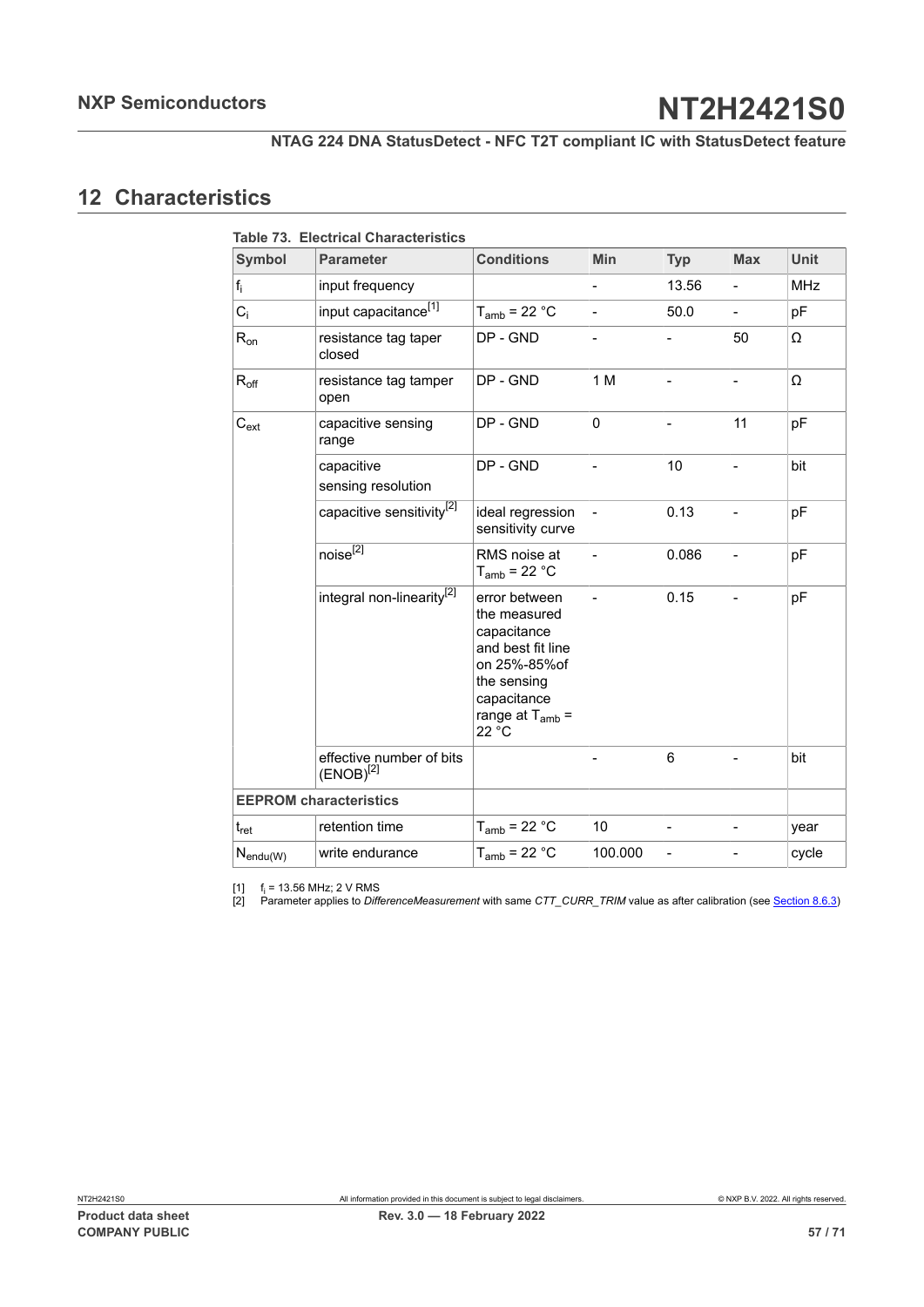## 12 Characteristics

**Table 73. Electrical Characteristics**

| Symbol | Parameter | Conditions | Min | Typ | Max | Unit |
|---|---|---|---|---|---|---|
| $f_i$ | input frequency | | - | 13.56 | - | MHz |
| $C_i$ | input capacitance[1] | $T_{amb}$ = 22 °C | - | 50.0 | - | pF |
| $R_{on}$ | resistance tag taper closed | DP - GND | - | - | 50 | Ω |
| $R_{off}$ | resistance tag tamper open | DP - GND | 1 M | - | - | Ω |
| $C_{ext}$ | capacitive sensing range | DP - GND | 0 | - | 11 | pF |
| | capacitive sensing resolution | DP - GND | - | 10 | - | bit |
| | capacitive sensitivity[2] | ideal regression sensitivity curve | - | 0.13 | - | pF |
| | noise[2] | RMS noise at $T_{amb}$ = 22 °C | - | 0.086 | - | pF |
| | integral non-linearity[2] | error between the measured capacitance and best fit line on 25%-85%of the sensing capacitance range at $T_{amb}$ = 22 °C | - | 0.15 | - | pF |
| | effective number of bits (ENOB)[2] | | - | 6 | - | bit |
| **EEPROM characteristics** | | | | | | |
| $t_{ret}$ | retention time | $T_{amb}$ = 22 °C | 10 | - | - | year |
| $N_{endu(W)}$ | write endurance | $T_{amb}$ = 22 °C | 100.000 | - | - | cycle |

[1] $f_i$ = 13.56 MHz; 2 V RMS
[2] Parameter applies to *DifferenceMeasurement* with same *CTT_CURR_TRIM* value as after calibration (see Section 8.6.3)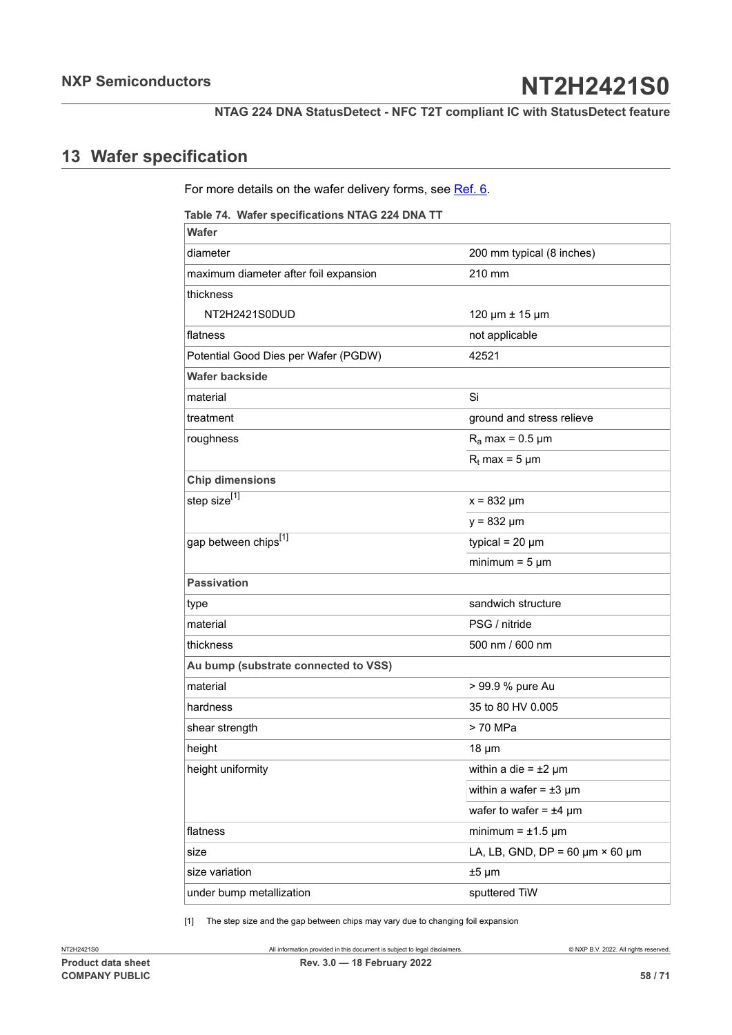## 13 Wafer specification

For more details on the wafer delivery forms, see Ref. 6.

**Table 74. Wafer specifications NTAG 224 DNA TT**

| **Wafer** | |
|---|---|
| diameter | 200 mm typical (8 inches) |
| maximum diameter after foil expansion | 210 mm |
| thickness | |
| NT2H2421S0DUD | 120 µm ± 15 µm |
| flatness | not applicable |
| Potential Good Dies per Wafer (PGDW) | 42521 |
| **Wafer backside** | |
| material | Si |
| treatment | ground and stress relieve |
| roughness | $R_a$ max = 0.5 µm |
| | $R_t$ max = 5 µm |
| **Chip dimensions** | |
| step size[1] | x = 832 µm |
| | y = 832 µm |
| gap between chips[1] | typical = 20 µm |
| | minimum = 5 µm |
| **Passivation** | |
| type | sandwich structure |
| material | PSG / nitride |
| thickness | 500 nm / 600 nm |
| **Au bump (substrate connected to VSS)** | |
| material | > 99.9 % pure Au |
| hardness | 35 to 80 HV 0.005 |
| shear strength | > 70 MPa |
| height | 18 µm |
| height uniformity | within a die = ±2 µm |
| | within a wafer = ±3 µm |
| | wafer to wafer = ±4 µm |
| flatness | minimum = ±1.5 µm |
| size | LA, LB, GND, DP = 60 µm × 60 µm |
| size variation | ±5 µm |
| under bump metallization | sputtered TiW |

[1] The step size and the gap between chips may vary due to changing foil expansion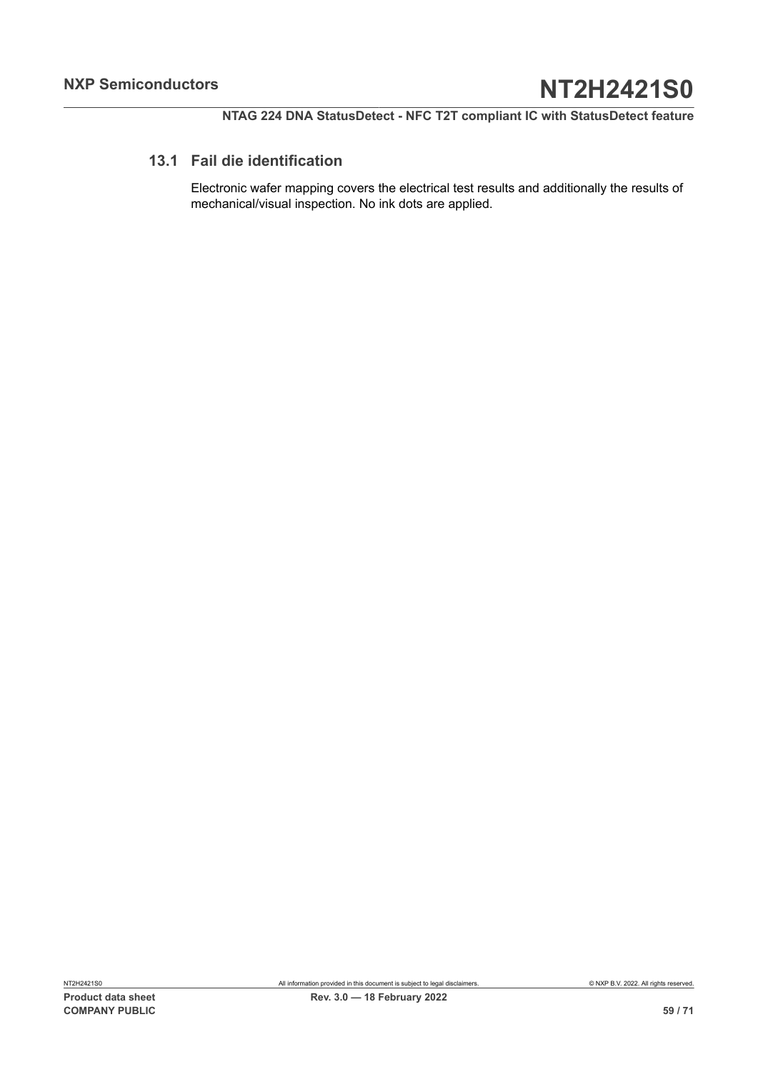### 13.1 Fail die identification

Electronic wafer mapping covers the electrical test results and additionally the results of mechanical/visual inspection. No ink dots are applied.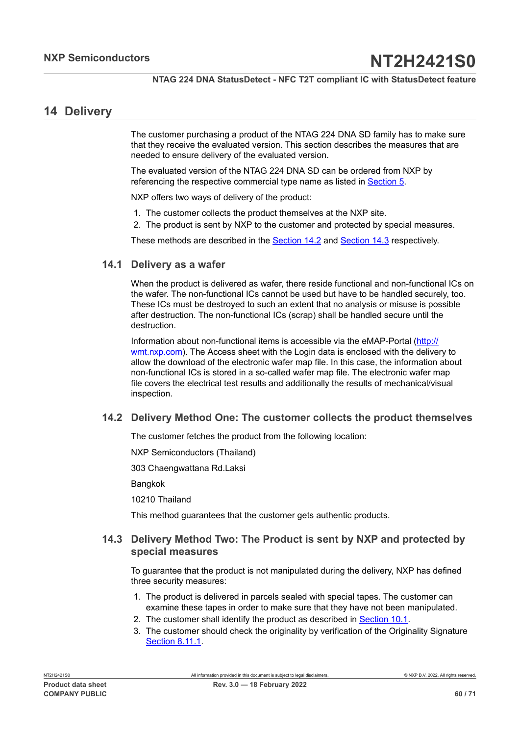## 14 Delivery

The customer purchasing a product of the NTAG 224 DNA SD family has to make sure that they receive the evaluated version. This section describes the measures that are needed to ensure delivery of the evaluated version.

The evaluated version of the NTAG 224 DNA SD can be ordered from NXP by referencing the respective commercial type name as listed in Section 5.

NXP offers two ways of delivery of the product:

1. The customer collects the product themselves at the NXP site.
2. The product is sent by NXP to the customer and protected by special measures.

These methods are described in the Section 14.2 and Section 14.3 respectively.

### 14.1 Delivery as a wafer

When the product is delivered as wafer, there reside functional and non-functional ICs on the wafer. The non-functional ICs cannot be used but have to be handled securely, too. These ICs must be destroyed to such an extent that no analysis or misuse is possible after destruction. The non-functional ICs (scrap) shall be handled secure until the destruction.

Information about non-functional items is accessible via the eMAP-Portal (http://wmt.nxp.com). The Access sheet with the Login data is enclosed with the delivery to allow the download of the electronic wafer map file. In this case, the information about non-functional ICs is stored in a so-called wafer map file. The electronic wafer map file covers the electrical test results and additionally the results of mechanical/visual inspection.

### 14.2 Delivery Method One: The customer collects the product themselves

The customer fetches the product from the following location:

NXP Semiconductors (Thailand)

303 Chaengwattana Rd.Laksi

Bangkok

10210 Thailand

This method guarantees that the customer gets authentic products.

### 14.3 Delivery Method Two: The Product is sent by NXP and protected by special measures

To guarantee that the product is not manipulated during the delivery, NXP has defined three security measures:

1. The product is delivered in parcels sealed with special tapes. The customer can examine these tapes in order to make sure that they have not been manipulated.
2. The customer shall identify the product as described in Section 10.1.
3. The customer should check the originality by verification of the Originality Signature Section 8.11.1.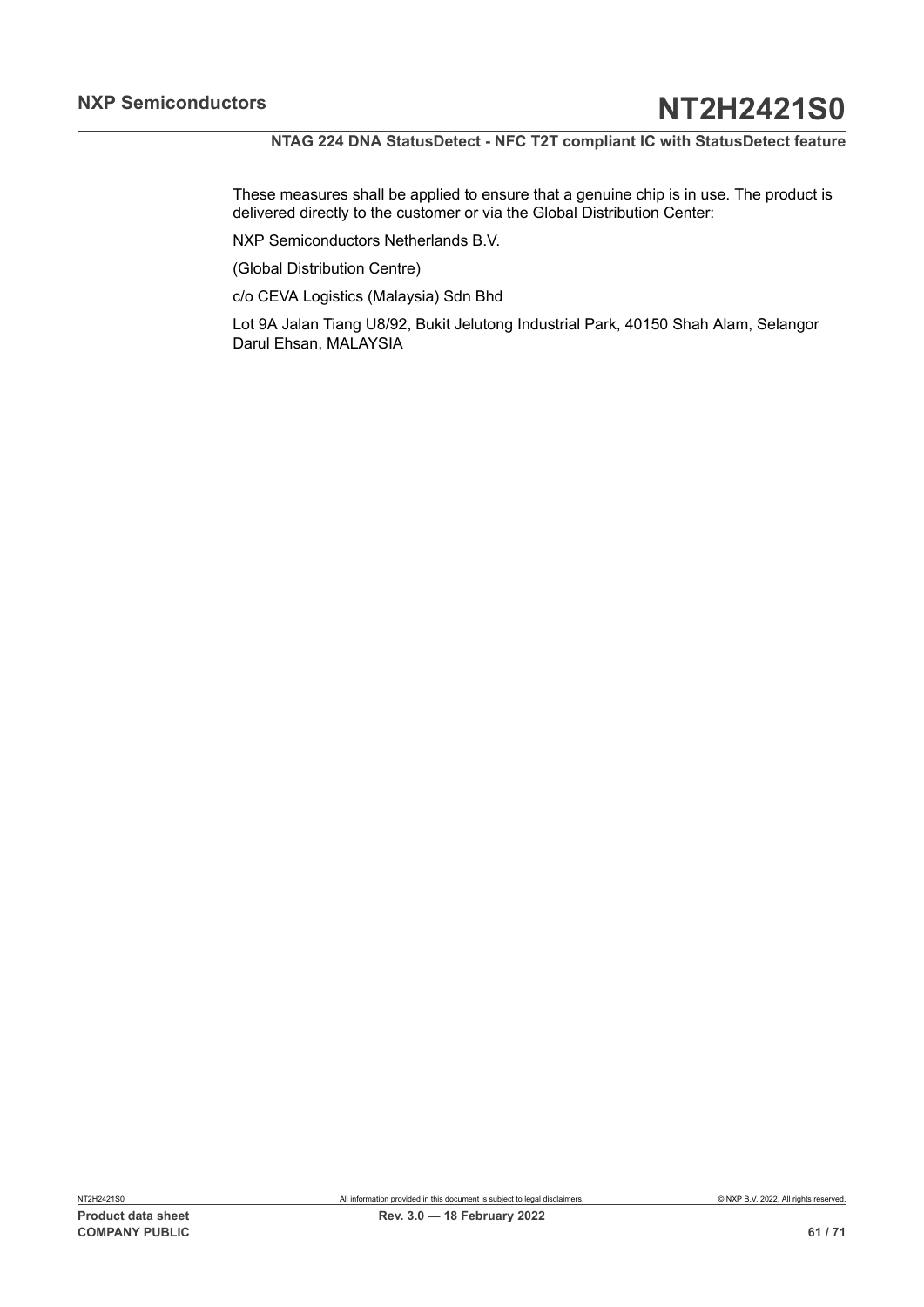These measures shall be applied to ensure that a genuine chip is in use. The product is delivered directly to the customer or via the Global Distribution Center:

NXP Semiconductors Netherlands B.V.

(Global Distribution Centre)

c/o CEVA Logistics (Malaysia) Sdn Bhd

Lot 9A Jalan Tiang U8/92, Bukit Jelutong Industrial Park, 40150 Shah Alam, Selangor Darul Ehsan, MALAYSIA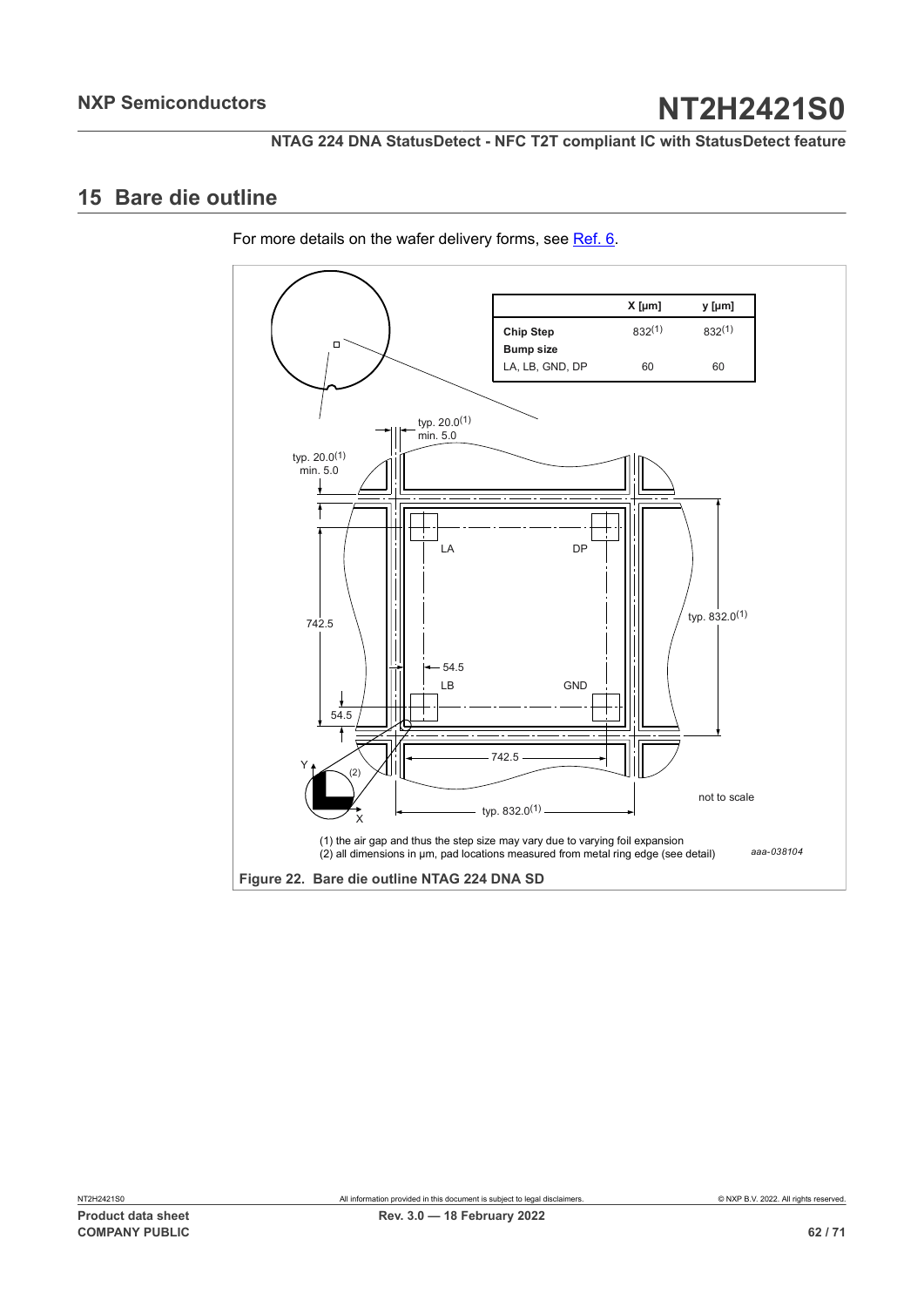## 15 Bare die outline

For more details on the wafer delivery forms, see Ref. 6.

|  | X [µm] | y [µm] |
|---|---|---|
| **Chip Step** | 832(1) | 832(1) |
| **Bump size** |  |  |
| LA, LB, GND, DP | 60 | 60 |

typ. 20.0(1) min. 5.0

typ. 20.0(1) min. 5.0

LA DP

742.5

typ. 832.0(1)

54.5

LB GND

54.5

742.5

typ. 832.0(1)

not to scale

(1) the air gap and thus the step size may vary due to varying foil expansion
(2) all dimensions in µm, pad locations measured from metal ring edge (see detail)

aaa-038104

**Figure 22. Bare die outline NTAG 224 DNA SD**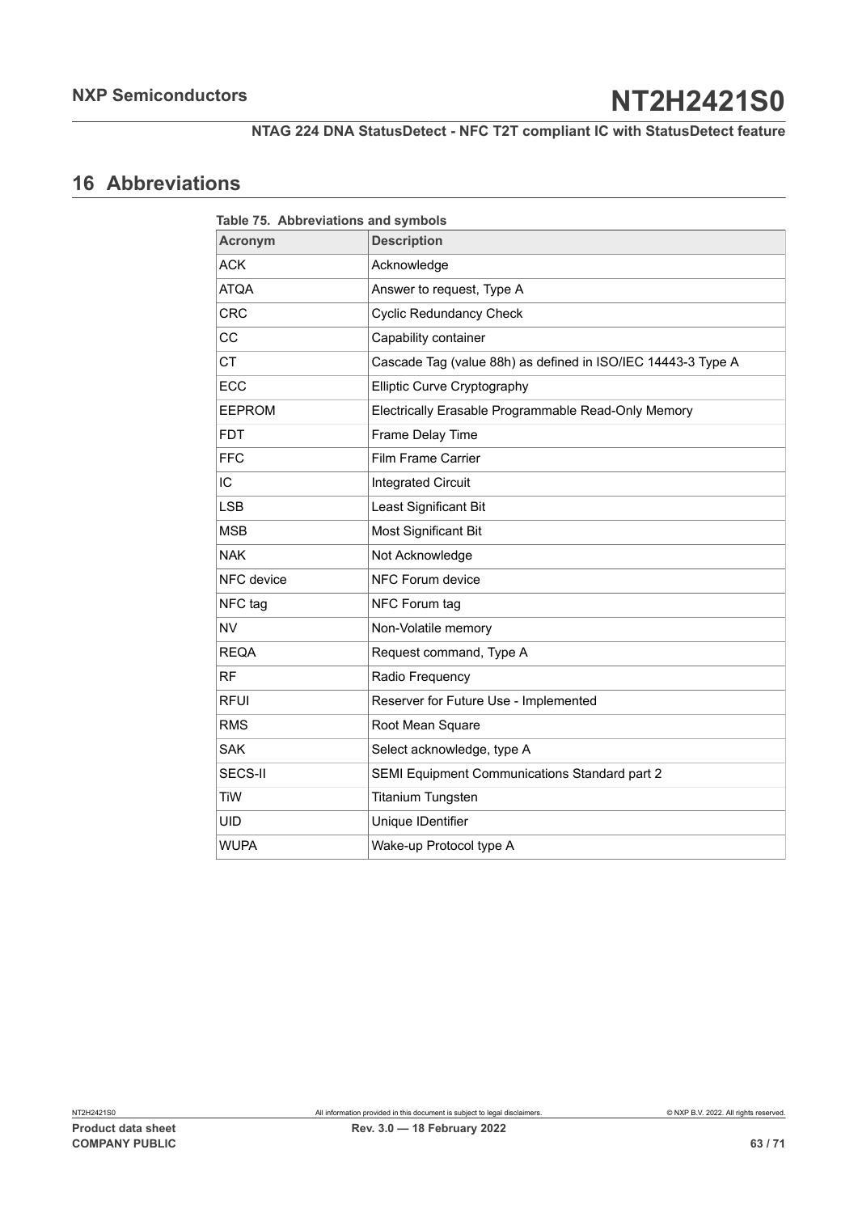# 16 Abbreviations

Table 75. Abbreviations and symbols

| Acronym | Description |
|---|---|
| ACK | Acknowledge |
| ATQA | Answer to request, Type A |
| CRC | Cyclic Redundancy Check |
| CC | Capability container |
| CT | Cascade Tag (value 88h) as defined in ISO/IEC 14443-3 Type A |
| ECC | Elliptic Curve Cryptography |
| EEPROM | Electrically Erasable Programmable Read-Only Memory |
| FDT | Frame Delay Time |
| FFC | Film Frame Carrier |
| IC | Integrated Circuit |
| LSB | Least Significant Bit |
| MSB | Most Significant Bit |
| NAK | Not Acknowledge |
| NFC device | NFC Forum device |
| NFC tag | NFC Forum tag |
| NV | Non-Volatile memory |
| REQA | Request command, Type A |
| RF | Radio Frequency |
| RFUI | Reserver for Future Use - Implemented |
| RMS | Root Mean Square |
| SAK | Select acknowledge, type A |
| SECS-II | SEMI Equipment Communications Standard part 2 |
| TiW | Titanium Tungsten |
| UID | Unique IDentifier |
| WUPA | Wake-up Protocol type A |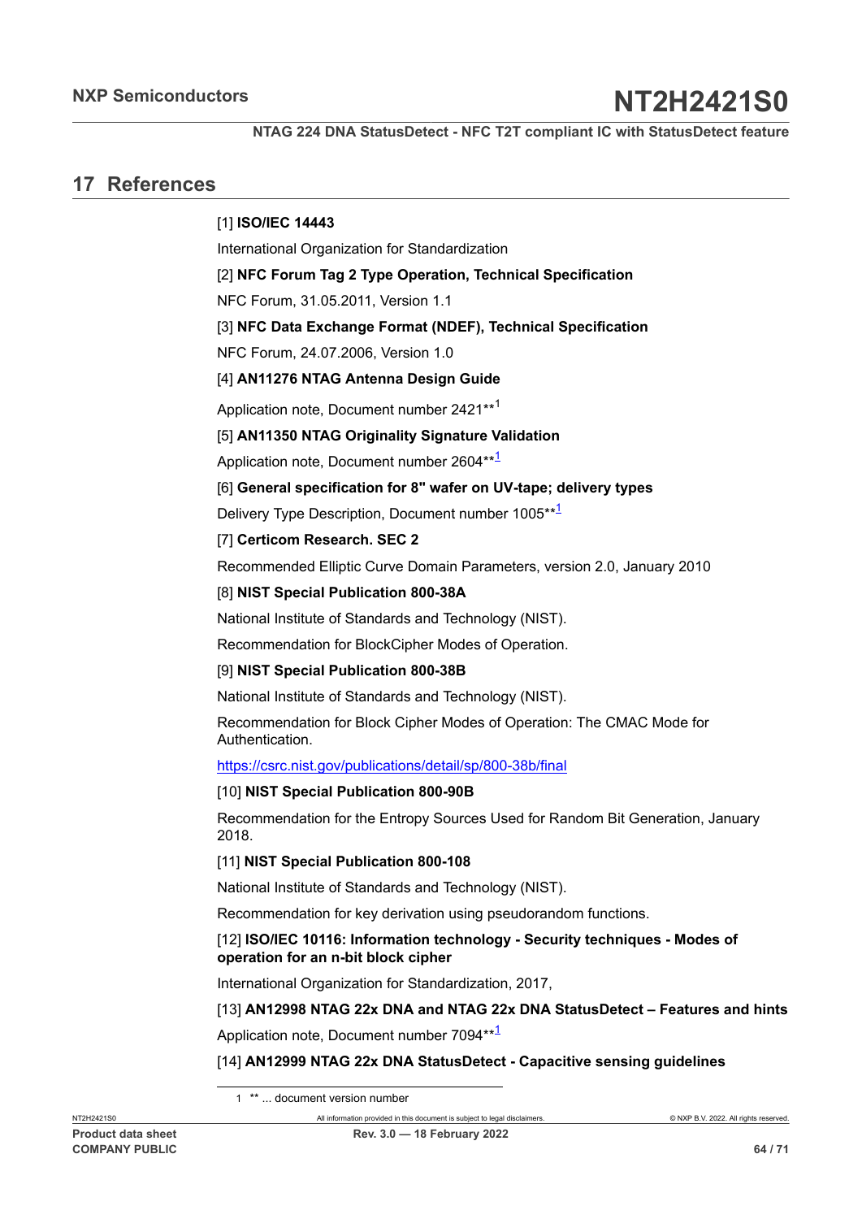## 17 References

[1] **ISO/IEC 14443**

International Organization for Standardization

[2] **NFC Forum Tag 2 Type Operation, Technical Specification**

NFC Forum, 31.05.2011, Version 1.1

[3] **NFC Data Exchange Format (NDEF), Technical Specification**

NFC Forum, 24.07.2006, Version 1.0

[4] **AN11276 NTAG Antenna Design Guide**

Application note, Document number 2421**[1]

[5] **AN11350 NTAG Originality Signature Validation**

Application note, Document number 2604**[1]

[6] **General specification for 8" wafer on UV-tape; delivery types**

Delivery Type Description, Document number 1005**[1]

[7] **Certicom Research. SEC 2**

Recommended Elliptic Curve Domain Parameters, version 2.0, January 2010

[8] **NIST Special Publication 800-38A**

National Institute of Standards and Technology (NIST).

Recommendation for BlockCipher Modes of Operation.

[9] **NIST Special Publication 800-38B**

National Institute of Standards and Technology (NIST).

Recommendation for Block Cipher Modes of Operation: The CMAC Mode for Authentication.

https://csrc.nist.gov/publications/detail/sp/800-38b/final

[10] **NIST Special Publication 800-90B**

Recommendation for the Entropy Sources Used for Random Bit Generation, January 2018.

[11] **NIST Special Publication 800-108**

National Institute of Standards and Technology (NIST).

Recommendation for key derivation using pseudorandom functions.

[12] **ISO/IEC 10116: Information technology - Security techniques - Modes of operation for an n-bit block cipher**

International Organization for Standardization, 2017,

[13] **AN12998 NTAG 22x DNA and NTAG 22x DNA StatusDetect – Features and hints**

Application note, Document number 7094**[1]

[14] **AN12999 NTAG 22x DNA StatusDetect - Capacitive sensing guidelines**

1 ** ... document version number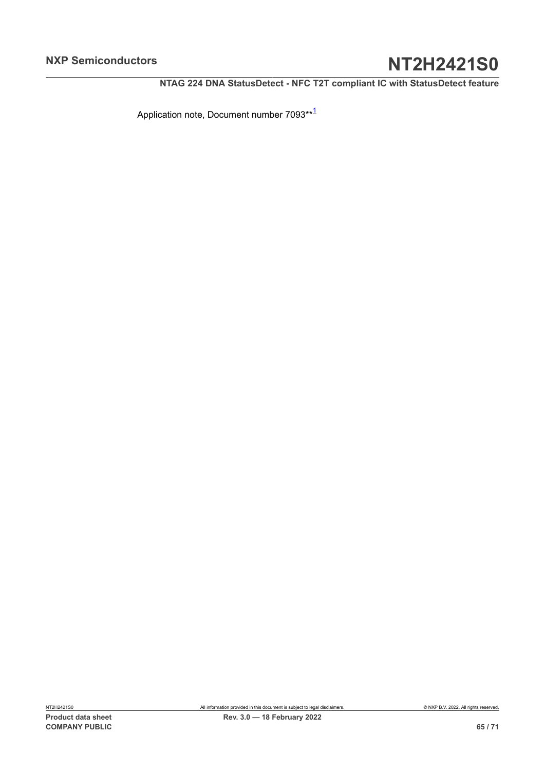Application note, Document number 7093**[1]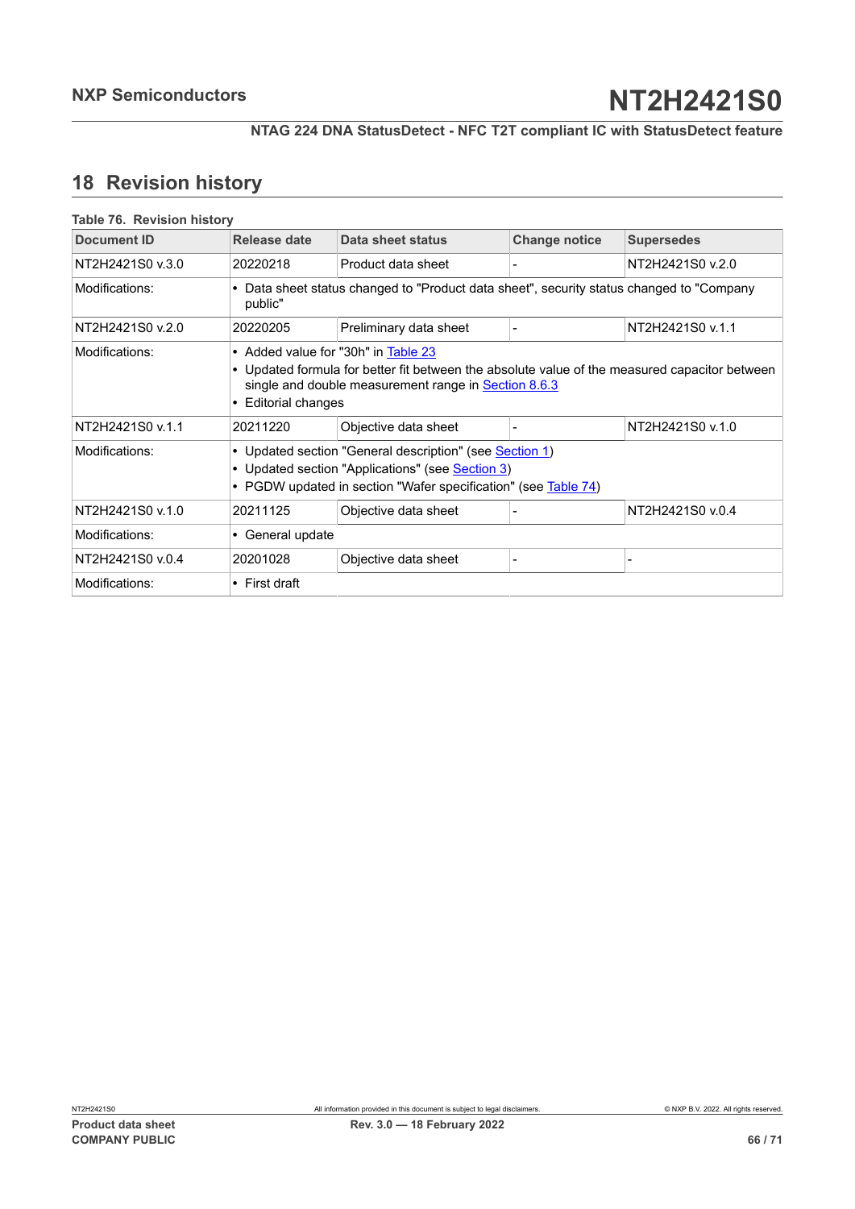## 18 Revision history

Table 76. Revision history

| Document ID | Release date | Data sheet status | Change notice | Supersedes |
|---|---|---|---|---|
| NT2H2421S0 v.3.0 | 20220218 | Product data sheet | - | NT2H2421S0 v.2.0 |
| Modifications: | • Data sheet status changed to "Product data sheet", security status changed to "Company public" | | | |
| NT2H2421S0 v.2.0 | 20220205 | Preliminary data sheet | - | NT2H2421S0 v.1.1 |
| Modifications: | • Added value for "30h" in Table 23<br>• Updated formula for better fit between the absolute value of the measured capacitor between single and double measurement range in Section 8.6.3<br>• Editorial changes | | | |
| NT2H2421S0 v.1.1 | 20211220 | Objective data sheet | - | NT2H2421S0 v.1.0 |
| Modifications: | • Updated section "General description" (see Section 1)<br>• Updated section "Applications" (see Section 3)<br>• PGDW updated in section "Wafer specification" (see Table 74) | | | |
| NT2H2421S0 v.1.0 | 20211125 | Objective data sheet | - | NT2H2421S0 v.0.4 |
| Modifications: | • General update | | | |
| NT2H2421S0 v.0.4 | 20201028 | Objective data sheet | - | - |
| Modifications: | • First draft | | | |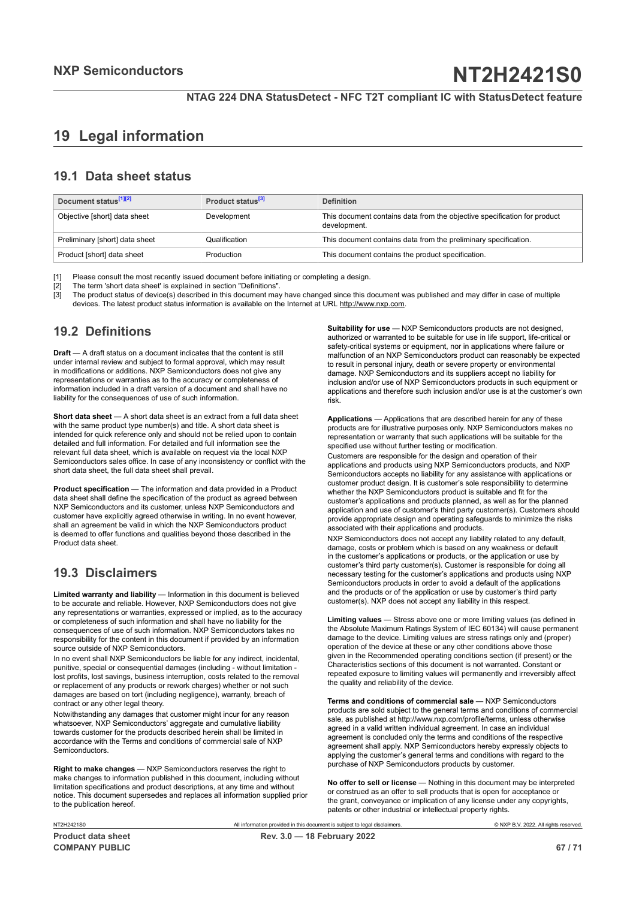# 19 Legal information

## 19.1 Data sheet status

| Document status[1][2] | Product status[3] | Definition |
|---|---|---|
| Objective [short] data sheet | Development | This document contains data from the objective specification for product development. |
| Preliminary [short] data sheet | Qualification | This document contains data from the preliminary specification. |
| Product [short] data sheet | Production | This document contains the product specification. |

[1] Please consult the most recently issued document before initiating or completing a design.
[2] The term 'short data sheet' is explained in section "Definitions".
[3] The product status of device(s) described in this document may have changed since this document was published and may differ in case of multiple devices. The latest product status information is available on the Internet at URL http://www.nxp.com.

## 19.2 Definitions

**Draft** — A draft status on a document indicates that the content is still under internal review and subject to formal approval, which may result in modifications or additions. NXP Semiconductors does not give any representations or warranties as to the accuracy or completeness of information included in a draft version of a document and shall have no liability for the consequences of use of such information.

**Short data sheet** — A short data sheet is an extract from a full data sheet with the same product type number(s) and title. A short data sheet is intended for quick reference only and should not be relied upon to contain detailed and full information. For detailed and full information see the relevant full data sheet, which is available on request via the local NXP Semiconductors sales office. In case of any inconsistency or conflict with the short data sheet, the full data sheet shall prevail.

**Product specification** — The information and data provided in a Product data sheet shall define the specification of the product as agreed between NXP Semiconductors and its customer, unless NXP Semiconductors and customer have explicitly agreed otherwise in writing. In no event however, shall an agreement be valid in which the NXP Semiconductors product is deemed to offer functions and qualities beyond those described in the Product data sheet.

## 19.3 Disclaimers

**Limited warranty and liability** — Information in this document is believed to be accurate and reliable. However, NXP Semiconductors does not give any representations or warranties, expressed or implied, as to the accuracy or completeness of such information and shall have no liability for the consequences of use of such information. NXP Semiconductors takes no responsibility for the content in this document if provided by an information source outside of NXP Semiconductors.

In no event shall NXP Semiconductors be liable for any indirect, incidental, punitive, special or consequential damages (including - without limitation - lost profits, lost savings, business interruption, costs related to the removal or replacement of any products or rework charges) whether or not such damages are based on tort (including negligence), warranty, breach of contract or any other legal theory.

Notwithstanding any damages that customer might incur for any reason whatsoever, NXP Semiconductors' aggregate and cumulative liability towards customer for the products described herein shall be limited in accordance with the Terms and conditions of commercial sale of NXP Semiconductors.

**Right to make changes** — NXP Semiconductors reserves the right to make changes to information published in this document, including without limitation specifications and product descriptions, at any time and without notice. This document supersedes and replaces all information supplied prior to the publication hereof.

**Suitability for use** — NXP Semiconductors products are not designed, authorized or warranted to be suitable for use in life support, life-critical or safety-critical systems or equipment, nor in applications where failure or malfunction of an NXP Semiconductors product can reasonably be expected to result in personal injury, death or severe property or environmental damage. NXP Semiconductors and its suppliers accept no liability for inclusion and/or use of NXP Semiconductors products in such equipment or applications and therefore such inclusion and/or use is at the customer's own risk.

**Applications** — Applications that are described herein for any of these products are for illustrative purposes only. NXP Semiconductors makes no representation or warranty that such applications will be suitable for the specified use without further testing or modification.

Customers are responsible for the design and operation of their applications and products using NXP Semiconductors products, and NXP Semiconductors accepts no liability for any assistance with applications or customer product design. It is customer's sole responsibility to determine whether the NXP Semiconductors product is suitable and fit for the customer's applications and products planned, as well as for the planned application and use of customer's third party customer(s). Customers should provide appropriate design and operating safeguards to minimize the risks associated with their applications and products.

NXP Semiconductors does not accept any liability related to any default, damage, costs or problem which is based on any weakness or default in the customer's applications or products, or the application or use by customer's third party customer(s). Customer is responsible for doing all necessary testing for the customer's applications and products using NXP Semiconductors products in order to avoid a default of the applications and the products or of the application or use by customer's third party customer(s). NXP does not accept any liability in this respect.

**Limiting values** — Stress above one or more limiting values (as defined in the Absolute Maximum Ratings System of IEC 60134) will cause permanent damage to the device. Limiting values are stress ratings only and (proper) operation of the device at these or any other conditions above those given in the Recommended operating conditions section (if present) or the Characteristics sections of this document is not warranted. Constant or repeated exposure to limiting values will permanently and irreversibly affect the quality and reliability of the device.

**Terms and conditions of commercial sale** — NXP Semiconductors products are sold subject to the general terms and conditions of commercial sale, as published at http://www.nxp.com/profile/terms, unless otherwise agreed in a valid written individual agreement. In case an individual agreement is concluded only the terms and conditions of the respective agreement shall apply. NXP Semiconductors hereby expressly objects to applying the customer's general terms and conditions with regard to the purchase of NXP Semiconductors products by customer.

**No offer to sell or license** — Nothing in this document may be interpreted or construed as an offer to sell products that is open for acceptance or the grant, conveyance or implication of any license under any copyrights, patents or other industrial or intellectual property rights.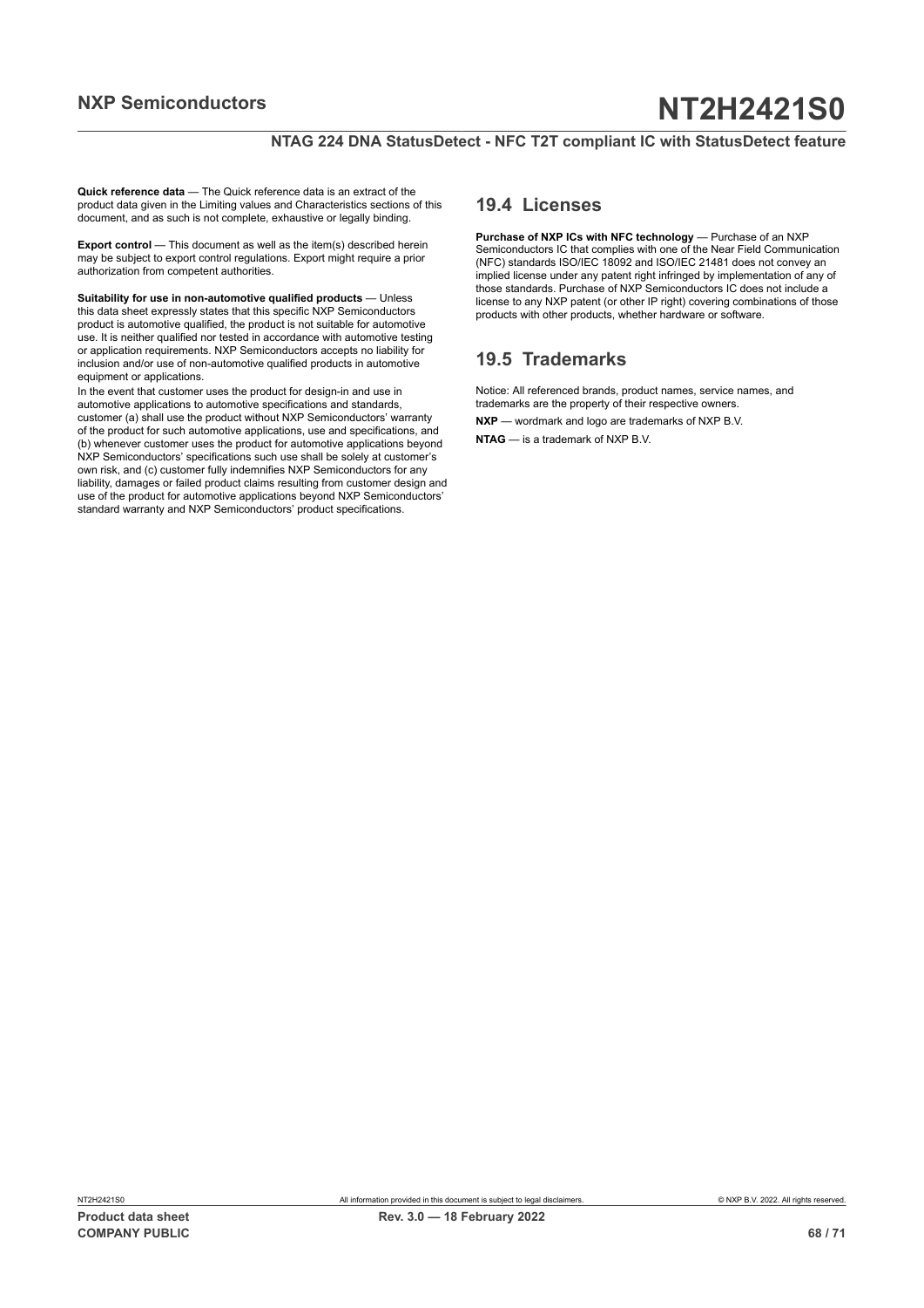**Quick reference data** — The Quick reference data is an extract of the product data given in the Limiting values and Characteristics sections of this document, and as such is not complete, exhaustive or legally binding.

**Export control** — This document as well as the item(s) described herein may be subject to export control regulations. Export might require a prior authorization from competent authorities.

**Suitability for use in non-automotive qualified products** — Unless this data sheet expressly states that this specific NXP Semiconductors product is automotive qualified, the product is not suitable for automotive use. It is neither qualified nor tested in accordance with automotive testing or application requirements. NXP Semiconductors accepts no liability for inclusion and/or use of non-automotive qualified products in automotive equipment or applications.

In the event that customer uses the product for design-in and use in automotive applications to automotive specifications and standards, customer (a) shall use the product without NXP Semiconductors' warranty of the product for such automotive applications, use and specifications, and (b) whenever customer uses the product for automotive applications beyond NXP Semiconductors' specifications such use shall be solely at customer's own risk, and (c) customer fully indemnifies NXP Semiconductors for any liability, damages or failed product claims resulting from customer design and use of the product for automotive applications beyond NXP Semiconductors' standard warranty and NXP Semiconductors' product specifications.

## 19.4 Licenses

**Purchase of NXP ICs with NFC technology** — Purchase of an NXP Semiconductors IC that complies with one of the Near Field Communication (NFC) standards ISO/IEC 18092 and ISO/IEC 21481 does not convey an implied license under any patent right infringed by implementation of any of those standards. Purchase of NXP Semiconductors IC does not include a license to any NXP patent (or other IP right) covering combinations of those products with other products, whether hardware or software.

## 19.5 Trademarks

Notice: All referenced brands, product names, service names, and trademarks are the property of their respective owners.

**NXP** — wordmark and logo are trademarks of NXP B.V.

**NTAG** — is a trademark of NXP B.V.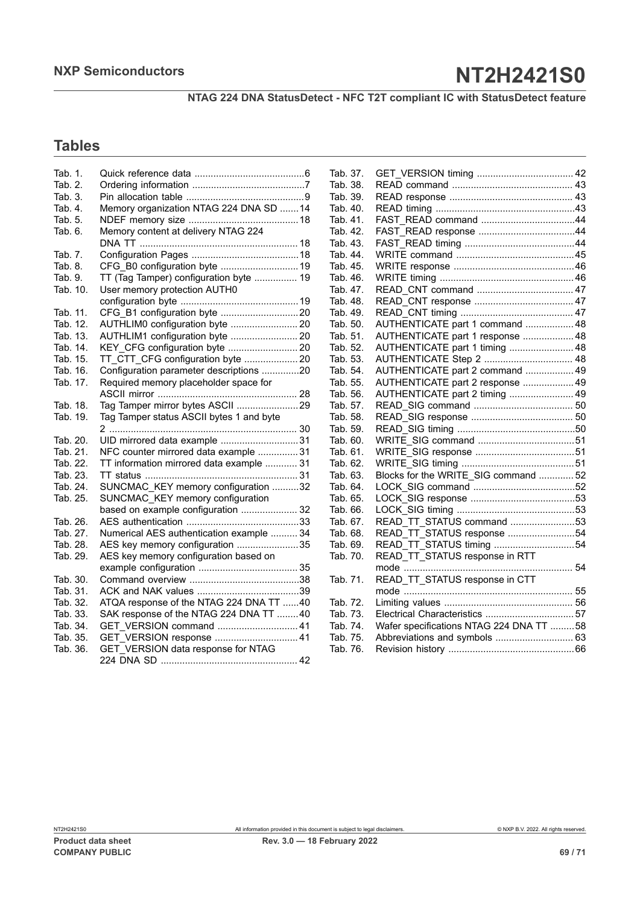## Tables

Tab. 1. Quick reference data ..........................................6
Tab. 2. Ordering information ..........................................7
Tab. 3. Pin allocation table ............................................9
Tab. 4. Memory organization NTAG 224 DNA SD .......14
Tab. 5. NDEF memory size .........................................18
Tab. 6. Memory content at delivery NTAG 224 DNA TT .........................................................18
Tab. 7. Configuration Pages ........................................18
Tab. 8. CFG_B0 configuration byte .............................19
Tab. 9. TT (Tag Tamper) configuration byte ................19
Tab. 10. User memory protection AUTH0 configuration byte ............................................19
Tab. 11. CFG_B1 configuration byte .............................20
Tab. 12. AUTHLIM0 configuration byte .........................20
Tab. 13. AUTHLIM1 configuration byte .........................20
Tab. 14. KEY_CFG configuration byte ..........................20
Tab. 15. TT_CTT_CFG configuration byte ....................20
Tab. 16. Configuration parameter descriptions ..............20
Tab. 17. Required memory placeholder space for ASCII mirror ....................................................28
Tab. 18. Tag Tamper mirror bytes ASCII .......................29
Tab. 19. Tag Tamper status ASCII bytes 1 and byte 2 .....................................................................30
Tab. 20. UID mirrored data example .............................31
Tab. 21. NFC counter mirrored data example ...............31
Tab. 22. TT information mirrored data example ............31
Tab. 23. TT status .........................................................31
Tab. 24. SUNCMAC_KEY memory configuration ..........32
Tab. 25. SUNCMAC_KEY memory configuration based on example configuration .....................32
Tab. 26. AES authentication ..........................................33
Tab. 27. Numerical AES authentication example ..........34
Tab. 28. AES key memory configuration .......................35
Tab. 29. AES key memory configuration based on example configuration .....................................35
Tab. 30. Command overview .........................................38
Tab. 31. ACK and NAK values ......................................39
Tab. 32. ATQA response of the NTAG 224 DNA TT ......40
Tab. 33. SAK response of the NTAG 224 DNA TT ........40
Tab. 34. GET_VERSION command ..............................41
Tab. 35. GET_VERSION response ...............................41
Tab. 36. GET_VERSION data response for NTAG 224 DNA SD ...................................................42
Tab. 37. GET_VERSION timing ....................................42
Tab. 38. READ command .............................................43
Tab. 39. READ response ..............................................43
Tab. 40. READ timing ...................................................43
Tab. 41. FAST_READ command ..................................44
Tab. 42. FAST_READ response ...................................44
Tab. 43. FAST_READ timing .........................................44
Tab. 44. WRITE command ...........................................45
Tab. 45. WRITE response .............................................46
Tab. 46. WRITE timing .................................................46
Tab. 47. READ_CNT command ....................................47
Tab. 48. READ_CNT response .....................................47
Tab. 49. READ_CNT timing ..........................................47
Tab. 50. AUTHENTICATE part 1 command ..................48
Tab. 51. AUTHENTICATE part 1 response ...................48
Tab. 52. AUTHENTICATE part 1 timing ........................48
Tab. 53. AUTHENTICATE Step 2 .................................48
Tab. 54. AUTHENTICATE part 2 command ..................49
Tab. 55. AUTHENTICATE part 2 response ...................49
Tab. 56. AUTHENTICATE part 2 timing ........................49
Tab. 57. READ_SIG command .....................................50
Tab. 58. READ_SIG response ......................................50
Tab. 59. READ_SIG timing ............................................50
Tab. 60. WRITE_SIG command ....................................51
Tab. 61. WRITE_SIG response .....................................51
Tab. 62. WRITE_SIG timing ..........................................51
Tab. 63. Blocks for the WRITE_SIG command .............52
Tab. 64. LOCK_SIG command ......................................52
Tab. 65. LOCK_SIG response .......................................53
Tab. 66. LOCK_SIG timing ............................................53
Tab. 67. READ_TT_STATUS command ........................53
Tab. 68. READ_TT_STATUS response .........................54
Tab. 69. READ_TT_STATUS timing ..............................54
Tab. 70. READ_TT_STATUS response in RTT mode ..............................................................54
Tab. 71. READ_TT_STATUS response in CTT mode ..............................................................55
Tab. 72. Limiting values ................................................56
Tab. 73. Electrical Characteristics .................................57
Tab. 74. Wafer specifications NTAG 224 DNA TT .........58
Tab. 75. Abbreviations and symbols .............................63
Tab. 76. Revision history ...............................................66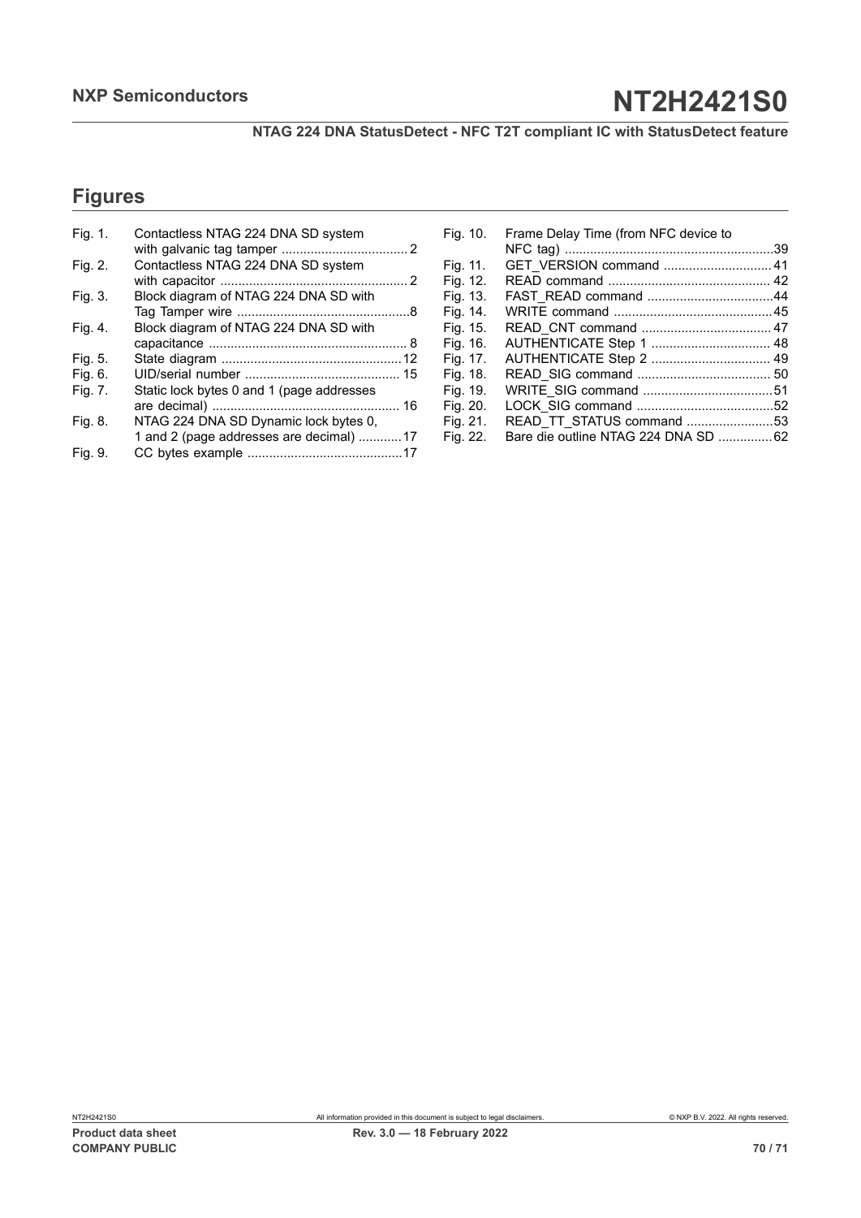## Figures

| | | |
|---|---|---|
| Fig. 1. | Contactless NTAG 224 DNA SD system with galvanic tag tamper | 2 |
| Fig. 2. | Contactless NTAG 224 DNA SD system with capacitor | 2 |
| Fig. 3. | Block diagram of NTAG 224 DNA SD with Tag Tamper wire | 8 |
| Fig. 4. | Block diagram of NTAG 224 DNA SD with capacitance | 8 |
| Fig. 5. | State diagram | 12 |
| Fig. 6. | UID/serial number | 15 |
| Fig. 7. | Static lock bytes 0 and 1 (page addresses are decimal) | 16 |
| Fig. 8. | NTAG 224 DNA SD Dynamic lock bytes 0, 1 and 2 (page addresses are decimal) | 17 |
| Fig. 9. | CC bytes example | 17 |
| Fig. 10. | Frame Delay Time (from NFC device to NFC tag) | 39 |
| Fig. 11. | GET_VERSION command | 41 |
| Fig. 12. | READ command | 42 |
| Fig. 13. | FAST_READ command | 44 |
| Fig. 14. | WRITE command | 45 |
| Fig. 15. | READ_CNT command | 47 |
| Fig. 16. | AUTHENTICATE Step 1 | 48 |
| Fig. 17. | AUTHENTICATE Step 2 | 49 |
| Fig. 18. | READ_SIG command | 50 |
| Fig. 19. | WRITE_SIG command | 51 |
| Fig. 20. | LOCK_SIG command | 52 |
| Fig. 21. | READ_TT_STATUS command | 53 |
| Fig. 22. | Bare die outline NTAG 224 DNA SD | 62 |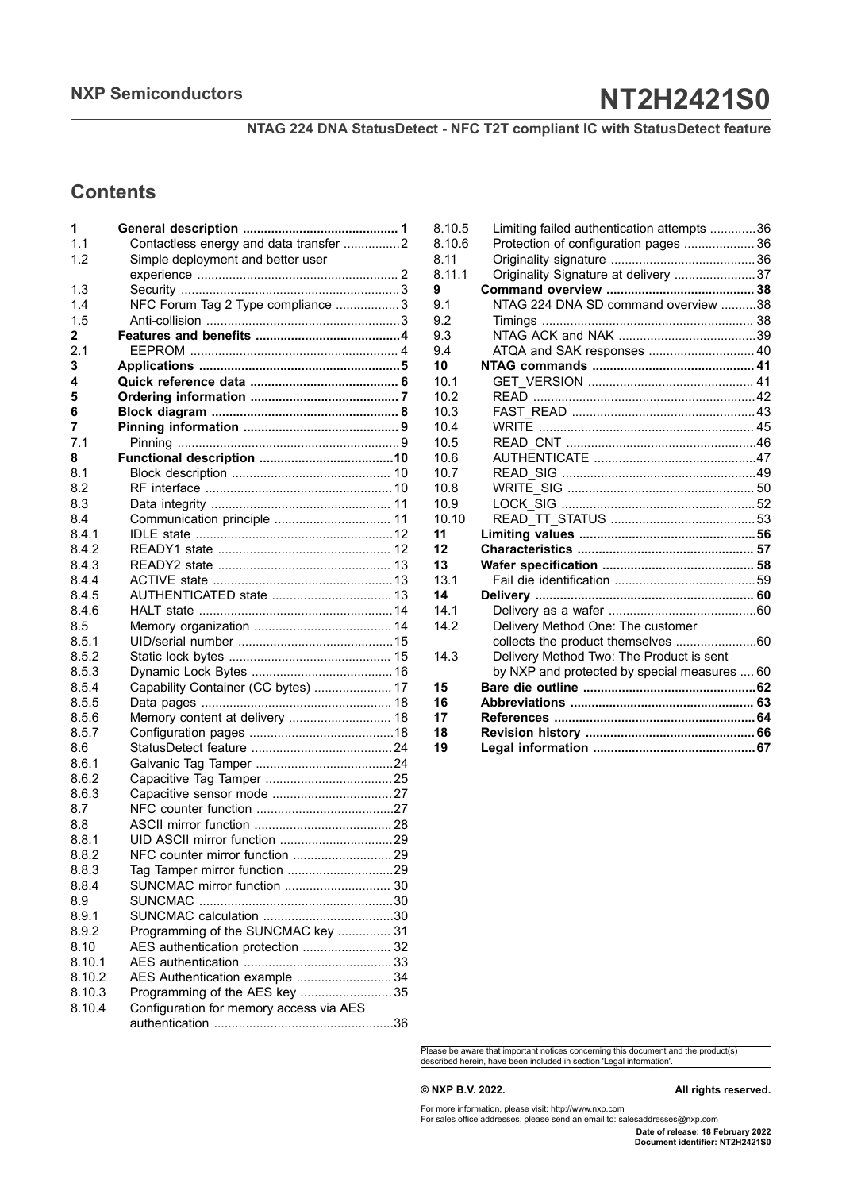## Contents

| | | |
|---|---|---|
| **1** | **General description** | **1** |
| 1.1 | Contactless energy and data transfer | 2 |
| 1.2 | Simple deployment and better user experience | 2 |
| 1.3 | Security | 3 |
| 1.4 | NFC Forum Tag 2 Type compliance | 3 |
| 1.5 | Anti-collision | 3 |
| **2** | **Features and benefits** | **4** |
| 2.1 | EEPROM | 4 |
| **3** | **Applications** | **5** |
| **4** | **Quick reference data** | **6** |
| **5** | **Ordering information** | **7** |
| **6** | **Block diagram** | **8** |
| **7** | **Pinning information** | **9** |
| 7.1 | Pinning | 9 |
| **8** | **Functional description** | **10** |
| 8.1 | Block description | 10 |
| 8.2 | RF interface | 10 |
| 8.3 | Data integrity | 11 |
| 8.4 | Communication principle | 11 |
| 8.4.1 | IDLE state | 12 |
| 8.4.2 | READY1 state | 12 |
| 8.4.3 | READY2 state | 13 |
| 8.4.4 | ACTIVE state | 13 |
| 8.4.5 | AUTHENTICATED state | 13 |
| 8.4.6 | HALT state | 14 |
| 8.5 | Memory organization | 14 |
| 8.5.1 | UID/serial number | 15 |
| 8.5.2 | Static lock bytes | 15 |
| 8.5.3 | Dynamic Lock Bytes | 16 |
| 8.5.4 | Capability Container (CC bytes) | 17 |
| 8.5.5 | Data pages | 18 |
| 8.5.6 | Memory content at delivery | 18 |
| 8.5.7 | Configuration pages | 18 |
| 8.6 | StatusDetect feature | 24 |
| 8.6.1 | Galvanic Tag Tamper | 24 |
| 8.6.2 | Capacitive Tag Tamper | 25 |
| 8.6.3 | Capacitive sensor mode | 27 |
| 8.7 | NFC counter function | 27 |
| 8.8 | ASCII mirror function | 28 |
| 8.8.1 | UID ASCII mirror function | 29 |
| 8.8.2 | NFC counter mirror function | 29 |
| 8.8.3 | Tag Tamper mirror function | 29 |
| 8.8.4 | SUNCMAC mirror function | 30 |
| 8.9 | SUNCMAC | 30 |
| 8.9.1 | SUNCMAC calculation | 30 |
| 8.9.2 | Programming of the SUNCMAC key | 31 |
| 8.10 | AES authentication protection | 32 |
| 8.10.1 | AES authentication | 33 |
| 8.10.2 | AES Authentication example | 34 |
| 8.10.3 | Programming of the AES key | 35 |
| 8.10.4 | Configuration for memory access via AES authentication | 36 |
| 8.10.5 | Limiting failed authentication attempts | 36 |
| 8.10.6 | Protection of configuration pages | 36 |
| 8.11 | Originality signature | 36 |
| 8.11.1 | Originality Signature at delivery | 37 |
| **9** | **Command overview** | **38** |
| 9.1 | NTAG 224 DNA SD command overview | 38 |
| 9.2 | Timings | 38 |
| 9.3 | NTAG ACK and NAK | 39 |
| 9.4 | ATQA and SAK responses | 40 |
| **10** | **NTAG commands** | **41** |
| 10.1 | GET_VERSION | 41 |
| 10.2 | READ | 42 |
| 10.3 | FAST_READ | 43 |
| 10.4 | WRITE | 45 |
| 10.5 | READ_CNT | 46 |
| 10.6 | AUTHENTICATE | 47 |
| 10.7 | READ_SIG | 49 |
| 10.8 | WRITE_SIG | 50 |
| 10.9 | LOCK_SIG | 52 |
| 10.10 | READ_TT_STATUS | 53 |
| **11** | **Limiting values** | **56** |
| **12** | **Characteristics** | **57** |
| **13** | **Wafer specification** | **58** |
| 13.1 | Fail die identification | 59 |
| **14** | **Delivery** | **60** |
| 14.1 | Delivery as a wafer | 60 |
| 14.2 | Delivery Method One: The customer collects the product themselves | 60 |
| 14.3 | Delivery Method Two: The Product is sent by NXP and protected by special measures | 60 |
| **15** | **Bare die outline** | **62** |
| **16** | **Abbreviations** | **63** |
| **17** | **References** | **64** |
| **18** | **Revision history** | **66** |
| **19** | **Legal information** | **67** |

Please be aware that important notices concerning this document and the product(s) described herein, have been included in section 'Legal information'.

**© NXP B.V. 2022. All rights reserved.**

For more information, please visit: http://www.nxp.com
For sales office addresses, please send an email to: salesaddresses@nxp.com

**Date of release: 18 February 2022**
**Document identifier: NT2H2421S0**